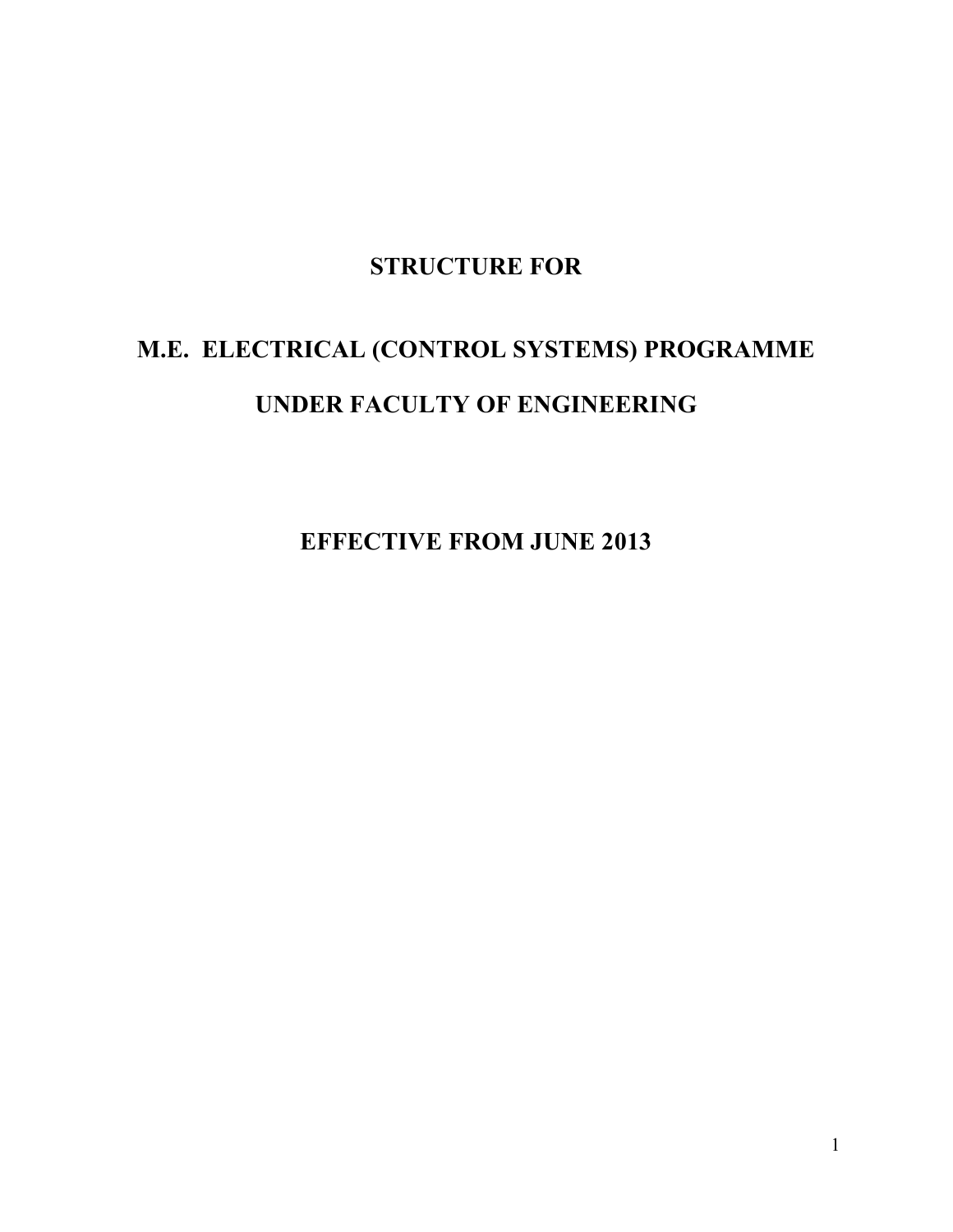# STRUCTURE FOR

# M.E. ELECTRICAL (CONTROL SYSTEMS) PROGRAMME

# UNDER FACULTY OF ENGINEERING

## EFFECTIVE FROM JUNE 2013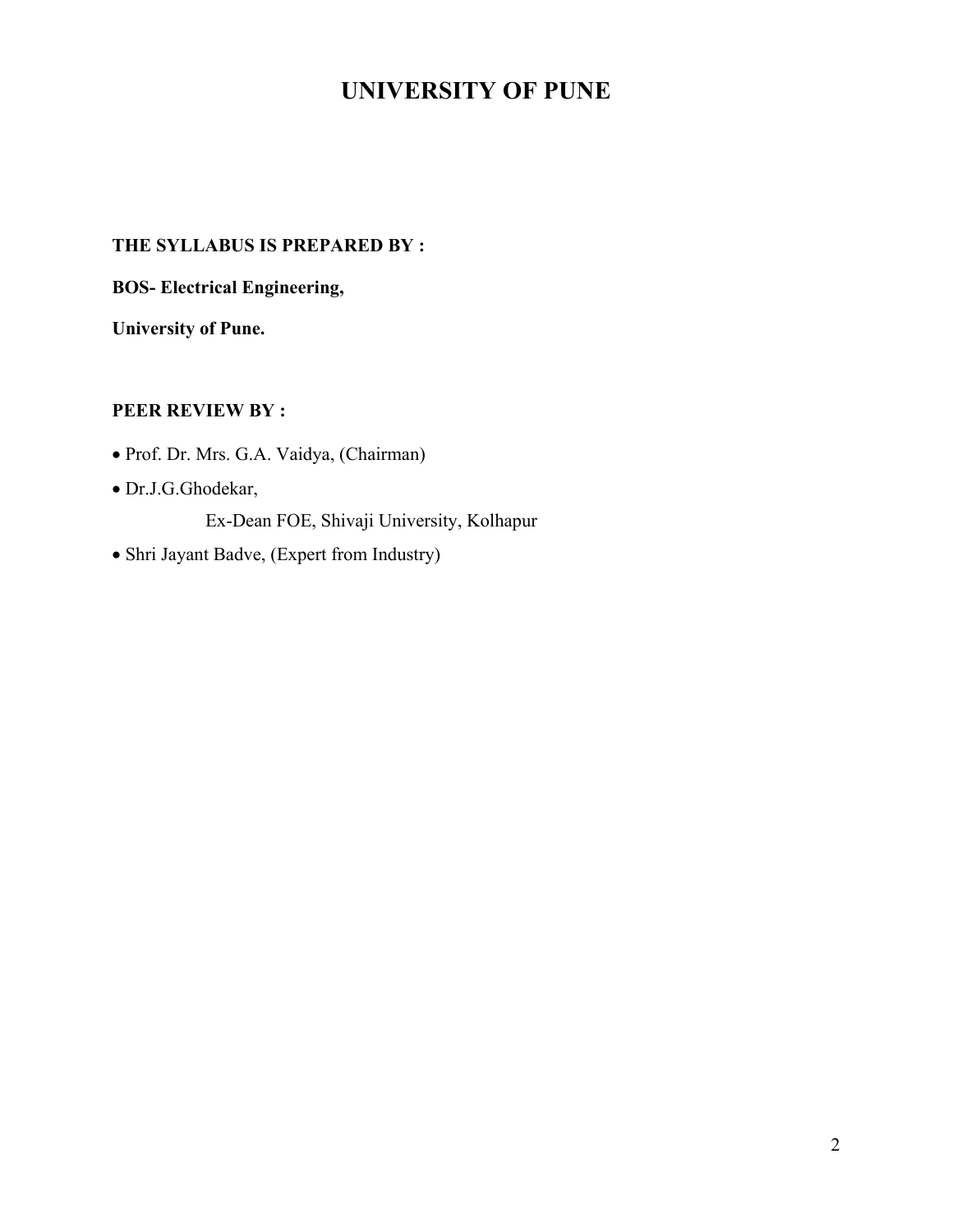# UNIVERSITY OF PUNE

**THE SYLLABUS IS PREPARED BY :**

**BOS- Electrical Engineering,**

**University of Pune.**

**PEER REVIEW BY :**

- Prof. Dr. Mrs. G.A. Vaidya, (Chairman)
- Dr.J.G.Ghodekar,

  Ex-Dean FOE, Shivaji University, Kolhapur
- Shri Jayant Badve, (Expert from Industry)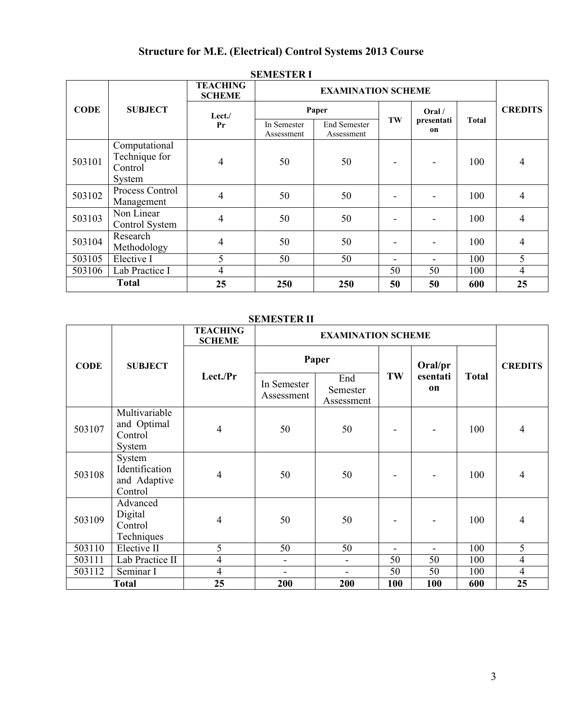# Structure for M.E. (Electrical) Control Systems 2013 Course

## SEMESTER I

| CODE | SUBJECT | TEACHING SCHEME | EXAMINATION SCHEME | | | | | CREDITS |
|---|---|---|---|---|---|---|---|---|
| | | Lect./ Pr | Paper | | TW | Oral / presentation | Total | |
| | | | In Semester Assessment | End Semester Assessment | | | | |
| 503101 | Computational Technique for Control System | 4 | 50 | 50 | - | - | 100 | 4 |
| 503102 | Process Control Management | 4 | 50 | 50 | - | - | 100 | 4 |
| 503103 | Non Linear Control System | 4 | 50 | 50 | - | - | 100 | 4 |
| 503104 | Research Methodology | 4 | 50 | 50 | - | - | 100 | 4 |
| 503105 | Elective I | 5 | 50 | 50 | - | - | 100 | 5 |
| 503106 | Lab Practice I | 4 | | | 50 | 50 | 100 | 4 |
| **Total** | | **25** | **250** | **250** | **50** | **50** | **600** | **25** |

## SEMESTER II

| CODE | SUBJECT | TEACHING SCHEME | EXAMINATION SCHEME | | | | | CREDITS |
|---|---|---|---|---|---|---|---|---|
| | | Lect./Pr | Paper | | TW | Oral/presentation | Total | |
| | | | In Semester Assessment | End Semester Assessment | | | | |
| 503107 | Multivariable and Optimal Control System | 4 | 50 | 50 | - | - | 100 | 4 |
| 503108 | System Identification and Adaptive Control | 4 | 50 | 50 | - | - | 100 | 4 |
| 503109 | Advanced Digital Control Techniques | 4 | 50 | 50 | - | - | 100 | 4 |
| 503110 | Elective II | 5 | 50 | 50 | - | - | 100 | 5 |
| 503111 | Lab Practice II | 4 | - | - | 50 | 50 | 100 | 4 |
| 503112 | Seminar I | 4 | - | - | 50 | 50 | 100 | 4 |
| **Total** | | **25** | **200** | **200** | **100** | **100** | **600** | **25** |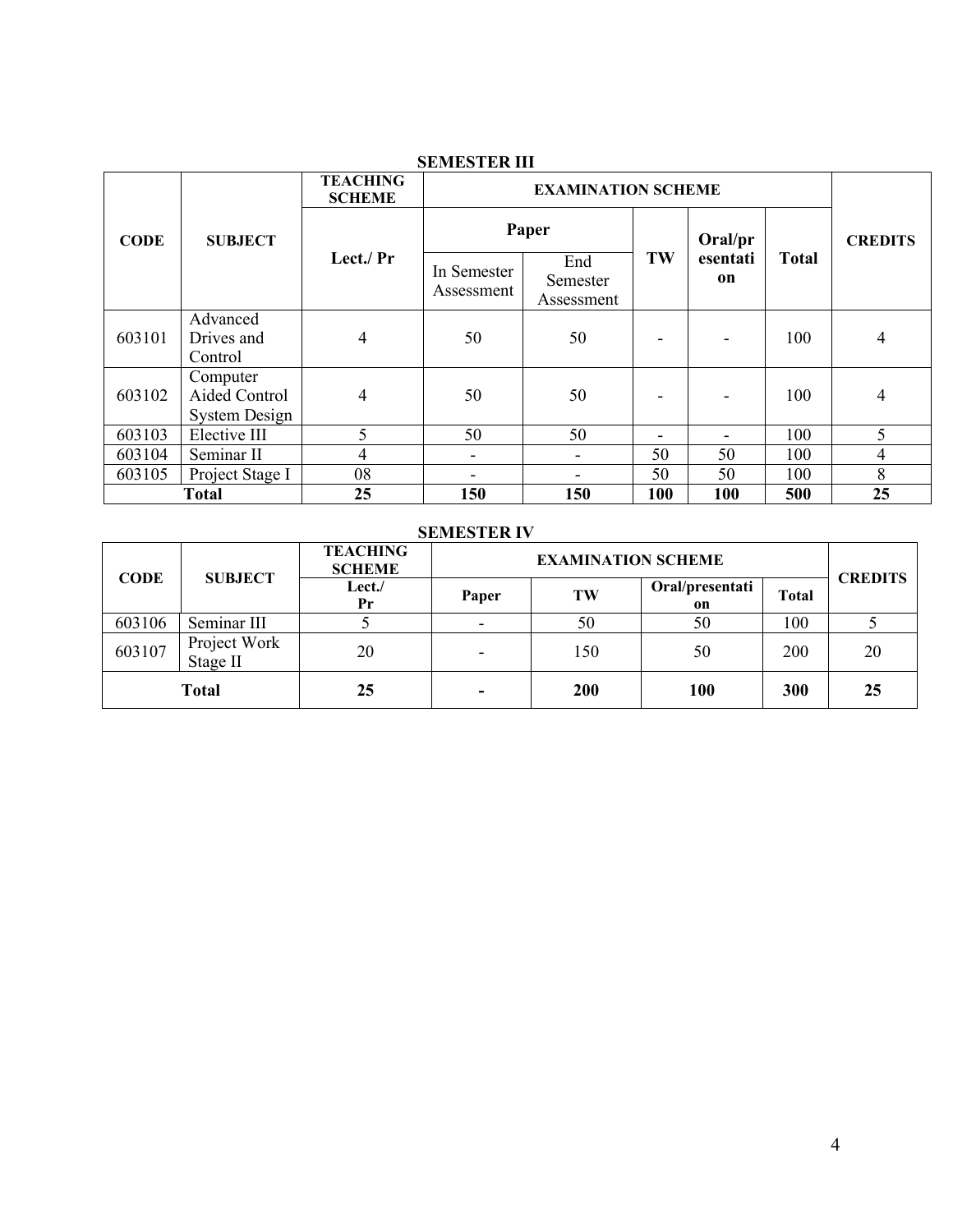## SEMESTER III

| CODE | SUBJECT | TEACHING SCHEME | EXAMINATION SCHEME | | | | | CREDITS |
|---|---|---|---|---|---|---|---|---|
| | | Lect./ Pr | Paper | | TW | Oral/presentation | Total | |
| | | | In Semester Assessment | End Semester Assessment | | | | |
| 603101 | Advanced Drives and Control | 4 | 50 | 50 | - | - | 100 | 4 |
| 603102 | Computer Aided Control System Design | 4 | 50 | 50 | - | - | 100 | 4 |
| 603103 | Elective III | 5 | 50 | 50 | - | - | 100 | 5 |
| 603104 | Seminar II | 4 | - | - | 50 | 50 | 100 | 4 |
| 603105 | Project Stage I | 08 | - | - | 50 | 50 | 100 | 8 |
| **Total** | | **25** | **150** | **150** | **100** | **100** | **500** | **25** |

## SEMESTER IV

| CODE | SUBJECT | TEACHING SCHEME | EXAMINATION SCHEME | | | | CREDITS |
|---|---|---|---|---|---|---|---|
| | | Lect./ Pr | Paper | TW | Oral/presentation | Total | |
| 603106 | Seminar III | 5 | - | 50 | 50 | 100 | 5 |
| 603107 | Project Work Stage II | 20 | - | 150 | 50 | 200 | 20 |
| **Total** | | **25** | **-** | **200** | **100** | **300** | **25** |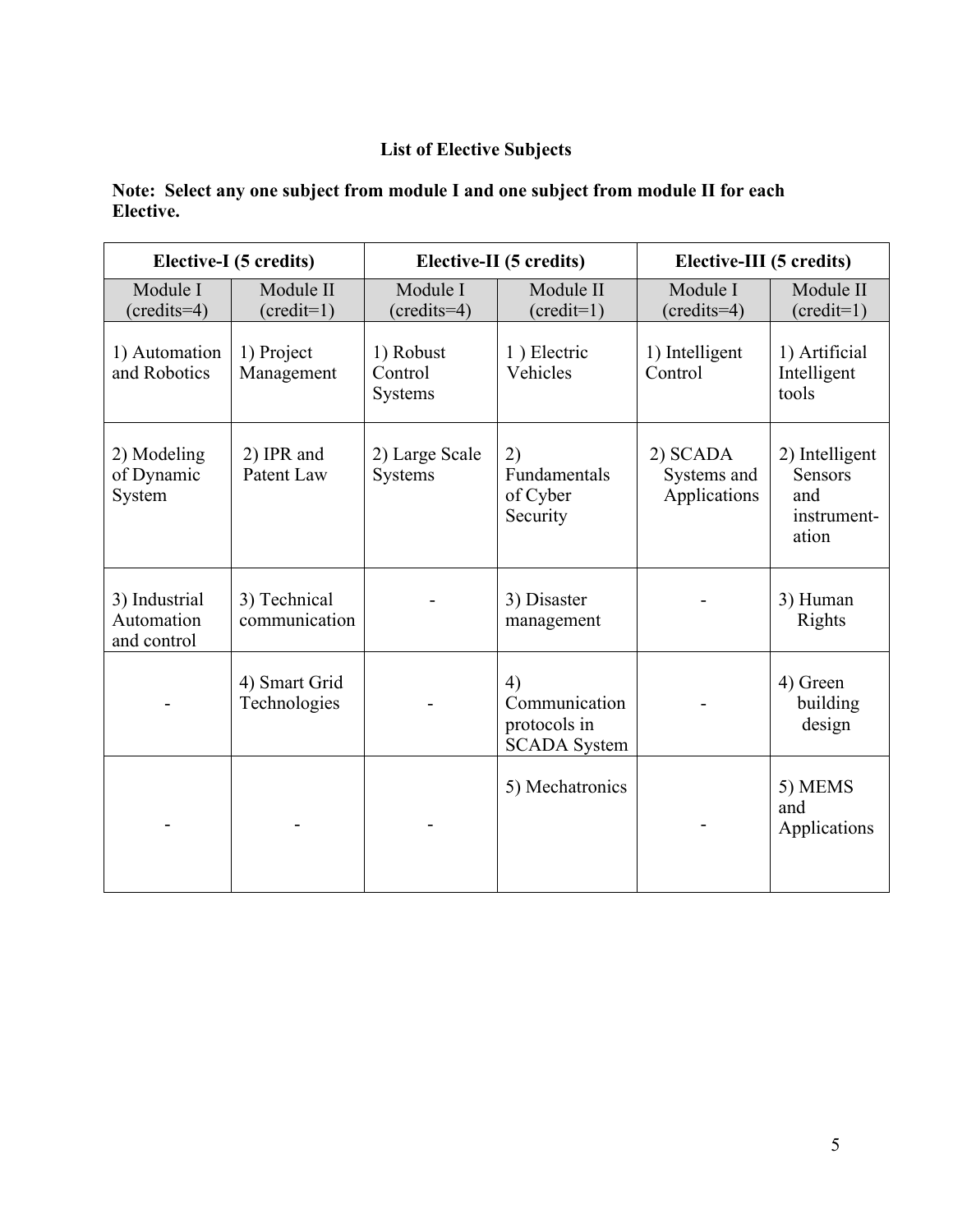**List of Elective Subjects**

**Note: Select any one subject from module I and one subject from module II for each Elective.**

| Elective-I (5 credits) | | Elective-II (5 credits) | | Elective-III (5 credits) | |
|---|---|---|---|---|---|
| Module I (credits=4) | Module II (credit=1) | Module I (credits=4) | Module II (credit=1) | Module I (credits=4) | Module II (credit=1) |
| 1) Automation and Robotics | 1) Project Management | 1) Robust Control Systems | 1 ) Electric Vehicles | 1) Intelligent Control | 1) Artificial Intelligent tools |
| 2) Modeling of Dynamic System | 2) IPR and Patent Law | 2) Large Scale Systems | 2) Fundamentals of Cyber Security | 2) SCADA Systems and Applications | 2) Intelligent Sensors and instrument-ation |
| 3) Industrial Automation and control | 3) Technical communication | - | 3) Disaster management | - | 3) Human Rights |
| - | 4) Smart Grid Technologies | - | 4) Communication protocols in SCADA System | - | 4) Green building design |
| - | - | - | 5) Mechatronics | - | 5) MEMS and Applications |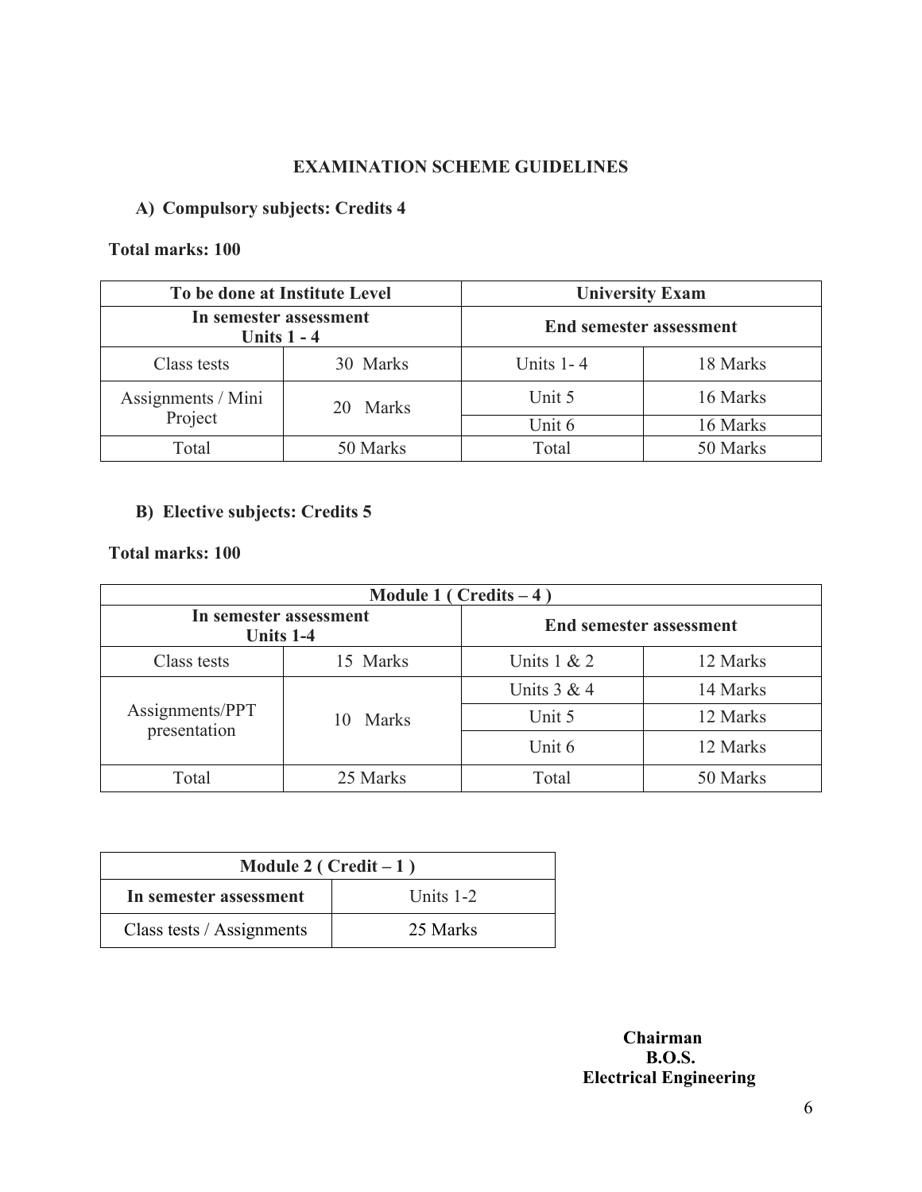## EXAMINATION SCHEME GUIDELINES

### A) Compulsory subjects: Credits 4

**Total marks: 100**

| To be done at Institute Level | | University Exam | |
|---|---|---|---|
| **In semester assessment Units 1 - 4** | | **End semester assessment** | |
| Class tests | 30 Marks | Units 1- 4 | 18 Marks |
| Assignments / Mini Project | 20 Marks | Unit 5 | 16 Marks |
| | | Unit 6 | 16 Marks |
| Total | 50 Marks | Total | 50 Marks |

### B) Elective subjects: Credits 5

**Total marks: 100**

| Module 1 ( Credits – 4 ) | | | |
|---|---|---|---|
| **In semester assessment Units 1-4** | | **End semester assessment** | |
| Class tests | 15 Marks | Units 1 & 2 | 12 Marks |
| Assignments/PPT presentation | 10 Marks | Units 3 & 4 | 14 Marks |
| | | Unit 5 | 12 Marks |
| | | Unit 6 | 12 Marks |
| Total | 25 Marks | Total | 50 Marks |

| Module 2 ( Credit – 1 ) | |
|---|---|
| **In semester assessment** | Units 1-2 |
| Class tests / Assignments | 25 Marks |

**Chairman**
**B.O.S.**
**Electrical Engineering**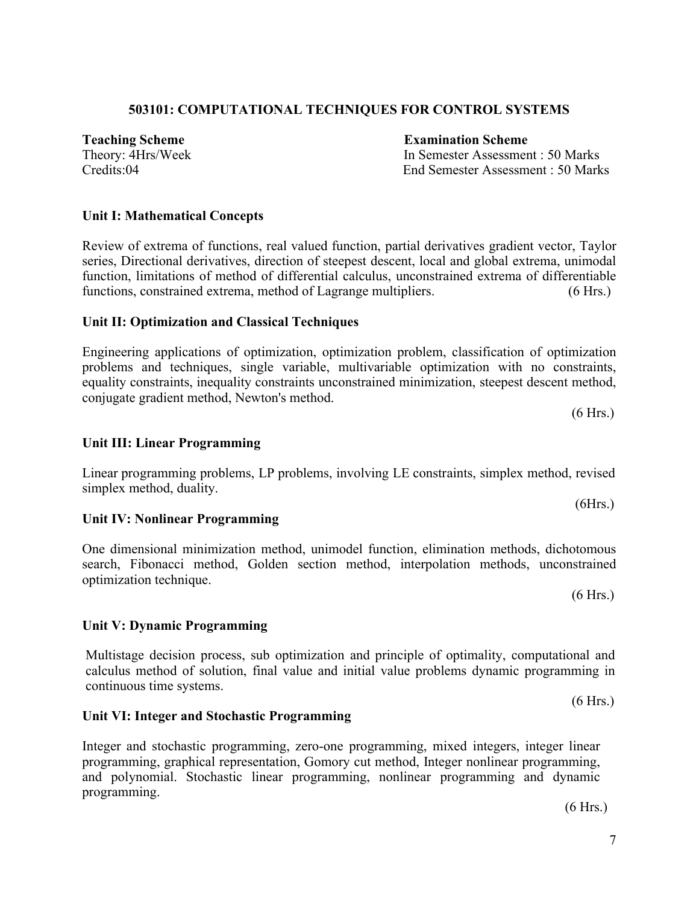## 503101: COMPUTATIONAL TECHNIQUES FOR CONTROL SYSTEMS

| **Teaching Scheme** | **Examination Scheme** |
|---|---|
| Theory: 4Hrs/Week | In Semester Assessment : 50 Marks |
| Credits:04 | End Semester Assessment : 50 Marks |

### Unit I: Mathematical Concepts

Review of extrema of functions, real valued function, partial derivatives gradient vector, Taylor series, Directional derivatives, direction of steepest descent, local and global extrema, unimodal function, limitations of method of differential calculus, unconstrained extrema of differentiable functions, constrained extrema, method of Lagrange multipliers. (6 Hrs.)

### Unit II: Optimization and Classical Techniques

Engineering applications of optimization, optimization problem, classification of optimization problems and techniques, single variable, multivariable optimization with no constraints, equality constraints, inequality constraints unconstrained minimization, steepest descent method, conjugate gradient method, Newton's method.

(6 Hrs.)

### Unit III: Linear Programming

Linear programming problems, LP problems, involving LE constraints, simplex method, revised simplex method, duality.

(6Hrs.)

### Unit IV: Nonlinear Programming

One dimensional minimization method, unimodel function, elimination methods, dichotomous search, Fibonacci method, Golden section method, interpolation methods, unconstrained optimization technique.

(6 Hrs.)

### Unit V: Dynamic Programming

Multistage decision process, sub optimization and principle of optimality, computational and calculus method of solution, final value and initial value problems dynamic programming in continuous time systems.

(6 Hrs.)

### Unit VI: Integer and Stochastic Programming

Integer and stochastic programming, zero-one programming, mixed integers, integer linear programming, graphical representation, Gomory cut method, Integer nonlinear programming, and polynomial. Stochastic linear programming, nonlinear programming and dynamic programming.

(6 Hrs.)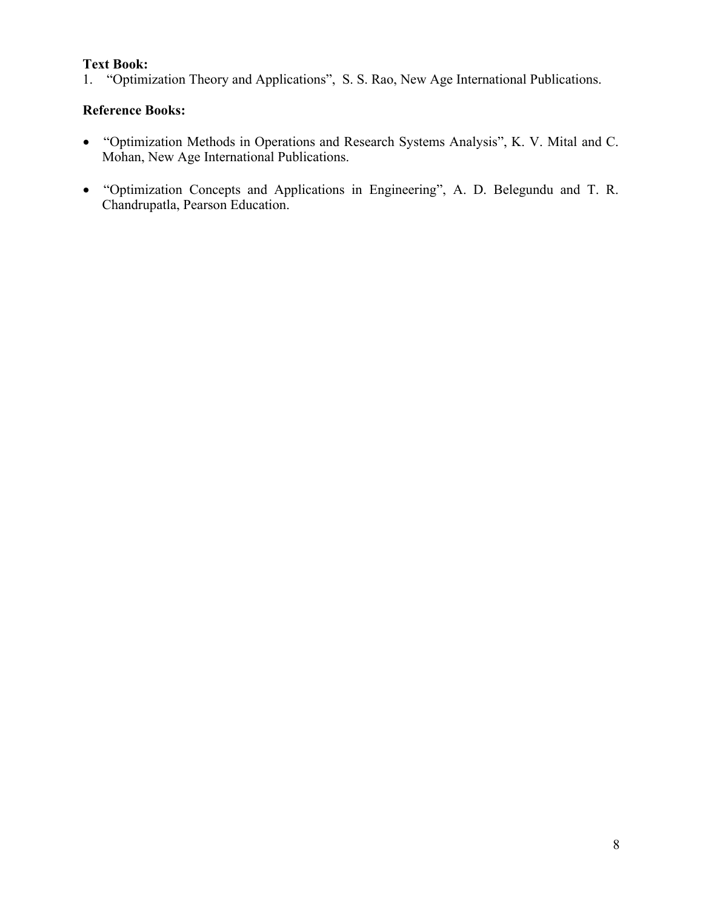**Text Book:**

1. "Optimization Theory and Applications", S. S. Rao, New Age International Publications.

**Reference Books:**

- "Optimization Methods in Operations and Research Systems Analysis", K. V. Mital and C. Mohan, New Age International Publications.

- "Optimization Concepts and Applications in Engineering", A. D. Belegundu and T. R. Chandrupatla, Pearson Education.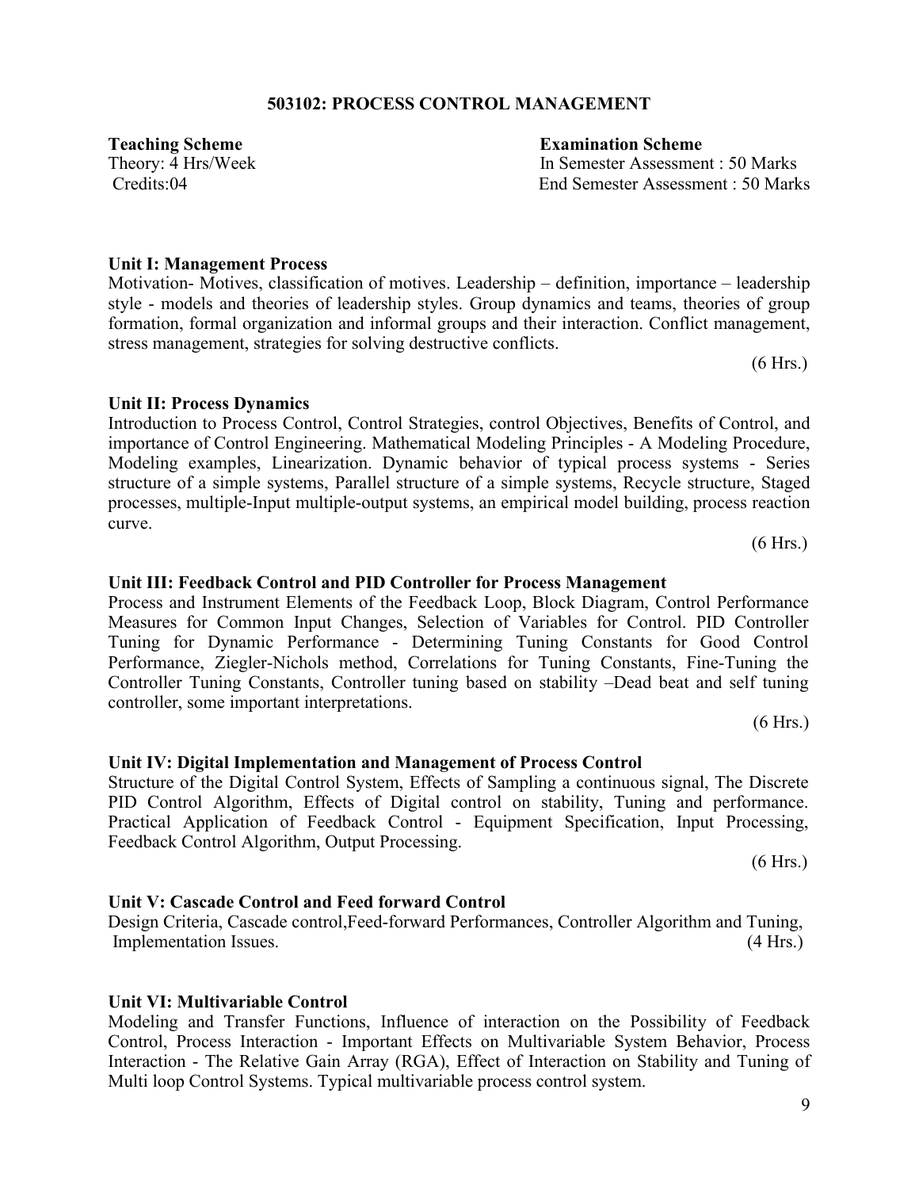# 503102: PROCESS CONTROL MANAGEMENT

| **Teaching Scheme** | **Examination Scheme** |
|---|---|
| Theory: 4 Hrs/Week | In Semester Assessment : 50 Marks |
| Credits:04 | End Semester Assessment : 50 Marks |

**Unit I: Management Process**

Motivation- Motives, classification of motives. Leadership – definition, importance – leadership style - models and theories of leadership styles. Group dynamics and teams, theories of group formation, formal organization and informal groups and their interaction. Conflict management, stress management, strategies for solving destructive conflicts.

(6 Hrs.)

**Unit II: Process Dynamics**

Introduction to Process Control, Control Strategies, control Objectives, Benefits of Control, and importance of Control Engineering. Mathematical Modeling Principles - A Modeling Procedure, Modeling examples, Linearization. Dynamic behavior of typical process systems - Series structure of a simple systems, Parallel structure of a simple systems, Recycle structure, Staged processes, multiple-Input multiple-output systems, an empirical model building, process reaction curve.

(6 Hrs.)

**Unit III: Feedback Control and PID Controller for Process Management**

Process and Instrument Elements of the Feedback Loop, Block Diagram, Control Performance Measures for Common Input Changes, Selection of Variables for Control. PID Controller Tuning for Dynamic Performance - Determining Tuning Constants for Good Control Performance, Ziegler-Nichols method, Correlations for Tuning Constants, Fine-Tuning the Controller Tuning Constants, Controller tuning based on stability –Dead beat and self tuning controller, some important interpretations.

(6 Hrs.)

**Unit IV: Digital Implementation and Management of Process Control**

Structure of the Digital Control System, Effects of Sampling a continuous signal, The Discrete PID Control Algorithm, Effects of Digital control on stability, Tuning and performance. Practical Application of Feedback Control - Equipment Specification, Input Processing, Feedback Control Algorithm, Output Processing.

(6 Hrs.)

**Unit V: Cascade Control and Feed forward Control**

Design Criteria, Cascade control,Feed-forward Performances, Controller Algorithm and Tuning, Implementation Issues. (4 Hrs.)

**Unit VI: Multivariable Control**

Modeling and Transfer Functions, Influence of interaction on the Possibility of Feedback Control, Process Interaction - Important Effects on Multivariable System Behavior, Process Interaction - The Relative Gain Array (RGA), Effect of Interaction on Stability and Tuning of Multi loop Control Systems. Typical multivariable process control system.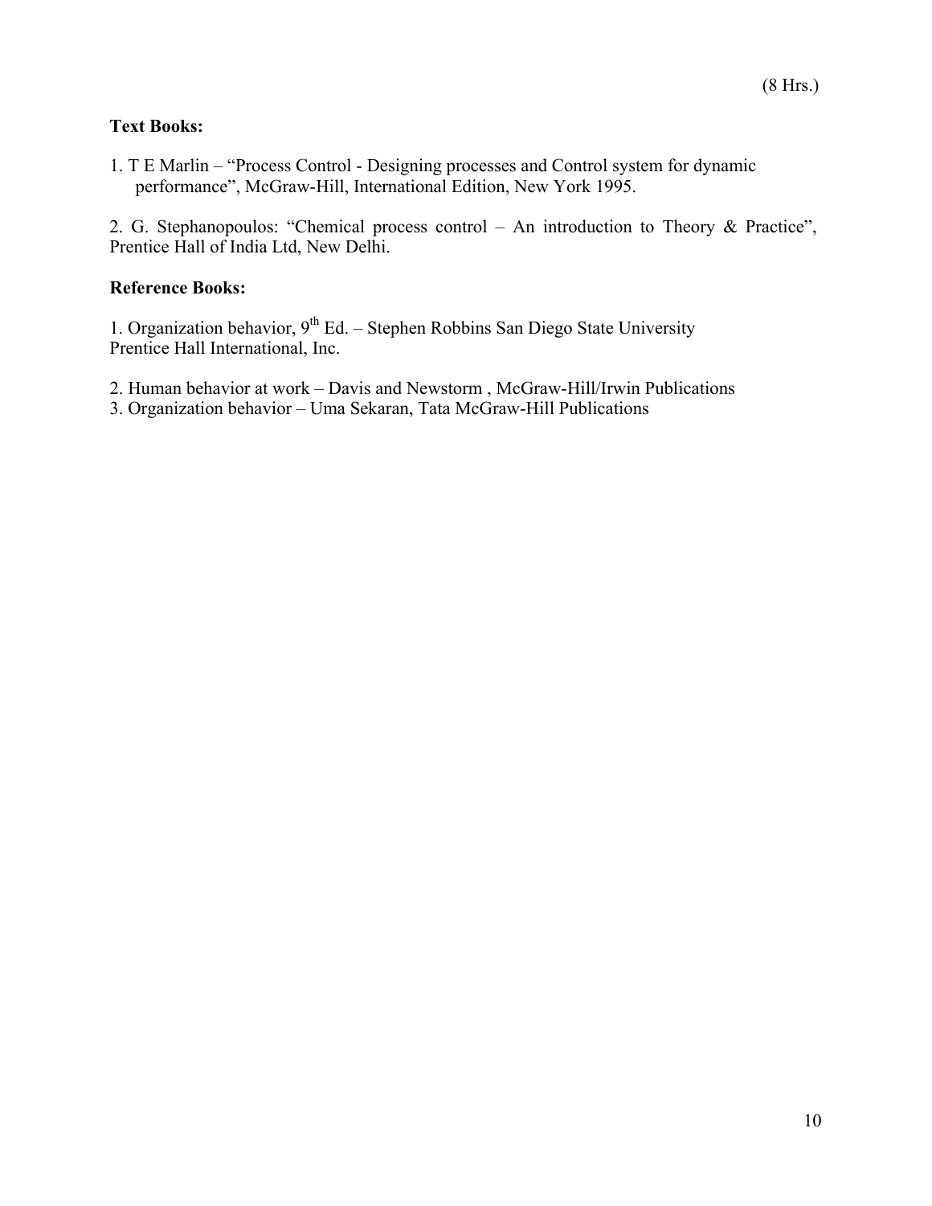(8 Hrs.)

**Text Books:**

1. T E Marlin – "Process Control - Designing processes and Control system for dynamic performance", McGraw-Hill, International Edition, New York 1995.

2. G. Stephanopoulos: "Chemical process control – An introduction to Theory & Practice", Prentice Hall of India Ltd, New Delhi.

**Reference Books:**

1. Organization behavior, 9th Ed. – Stephen Robbins San Diego State University Prentice Hall International, Inc.

2. Human behavior at work – Davis and Newstorm , McGraw-Hill/Irwin Publications
3. Organization behavior – Uma Sekaran, Tata McGraw-Hill Publications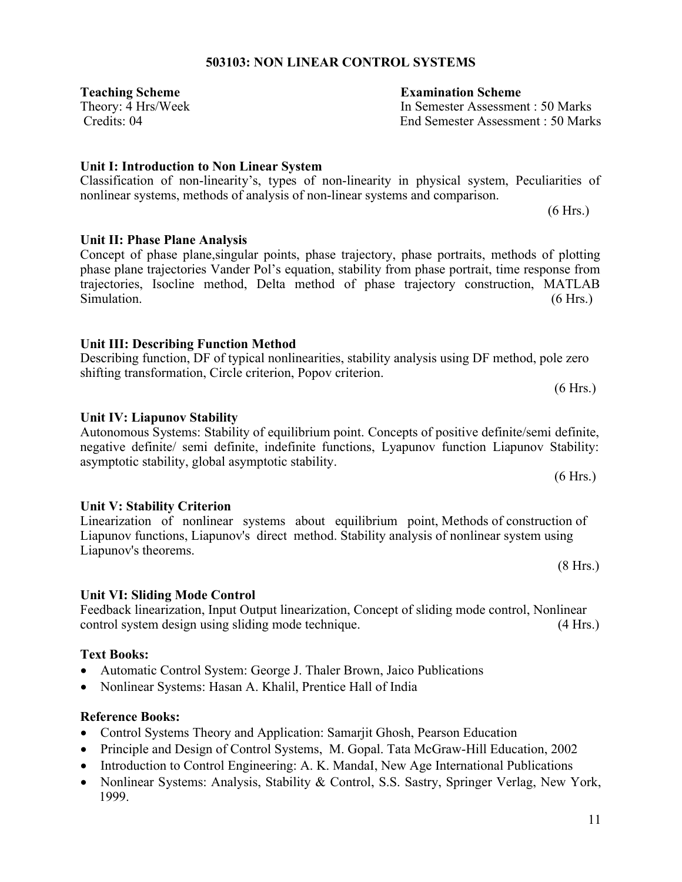# 503103: NON LINEAR CONTROL SYSTEMS

| **Teaching Scheme** | **Examination Scheme** |
|---|---|
| Theory: 4 Hrs/Week | In Semester Assessment : 50 Marks |
| Credits: 04 | End Semester Assessment : 50 Marks |

**Unit I: Introduction to Non Linear System**

Classification of non-linearity's, types of non-linearity in physical system, Peculiarities of nonlinear systems, methods of analysis of non-linear systems and comparison.

(6 Hrs.)

**Unit II: Phase Plane Analysis**

Concept of phase plane,singular points, phase trajectory, phase portraits, methods of plotting phase plane trajectories Vander Pol's equation, stability from phase portrait, time response from trajectories, Isocline method, Delta method of phase trajectory construction, MATLAB Simulation. (6 Hrs.)

**Unit III: Describing Function Method**

Describing function, DF of typical nonlinearities, stability analysis using DF method, pole zero shifting transformation, Circle criterion, Popov criterion.

(6 Hrs.)

**Unit IV: Liapunov Stability**

Autonomous Systems: Stability of equilibrium point. Concepts of positive definite/semi definite, negative definite/ semi definite, indefinite functions, Lyapunov function Liapunov Stability: asymptotic stability, global asymptotic stability.

(6 Hrs.)

**Unit V: Stability Criterion**

Linearization of nonlinear systems about equilibrium point, Methods of construction of Liapunov functions, Liapunov's direct method. Stability analysis of nonlinear system using Liapunov's theorems.

(8 Hrs.)

**Unit VI: Sliding Mode Control**

Feedback linearization, Input Output linearization, Concept of sliding mode control, Nonlinear control system design using sliding mode technique. (4 Hrs.)

**Text Books:**

- Automatic Control System: George J. Thaler Brown, Jaico Publications
- Nonlinear Systems: Hasan A. Khalil, Prentice Hall of India

**Reference Books:**

- Control Systems Theory and Application: Samarjit Ghosh, Pearson Education
- Principle and Design of Control Systems, M. Gopal. Tata McGraw-Hill Education, 2002
- Introduction to Control Engineering: A. K. MandaI, New Age International Publications
- Nonlinear Systems: Analysis, Stability & Control, S.S. Sastry, Springer Verlag, New York, 1999.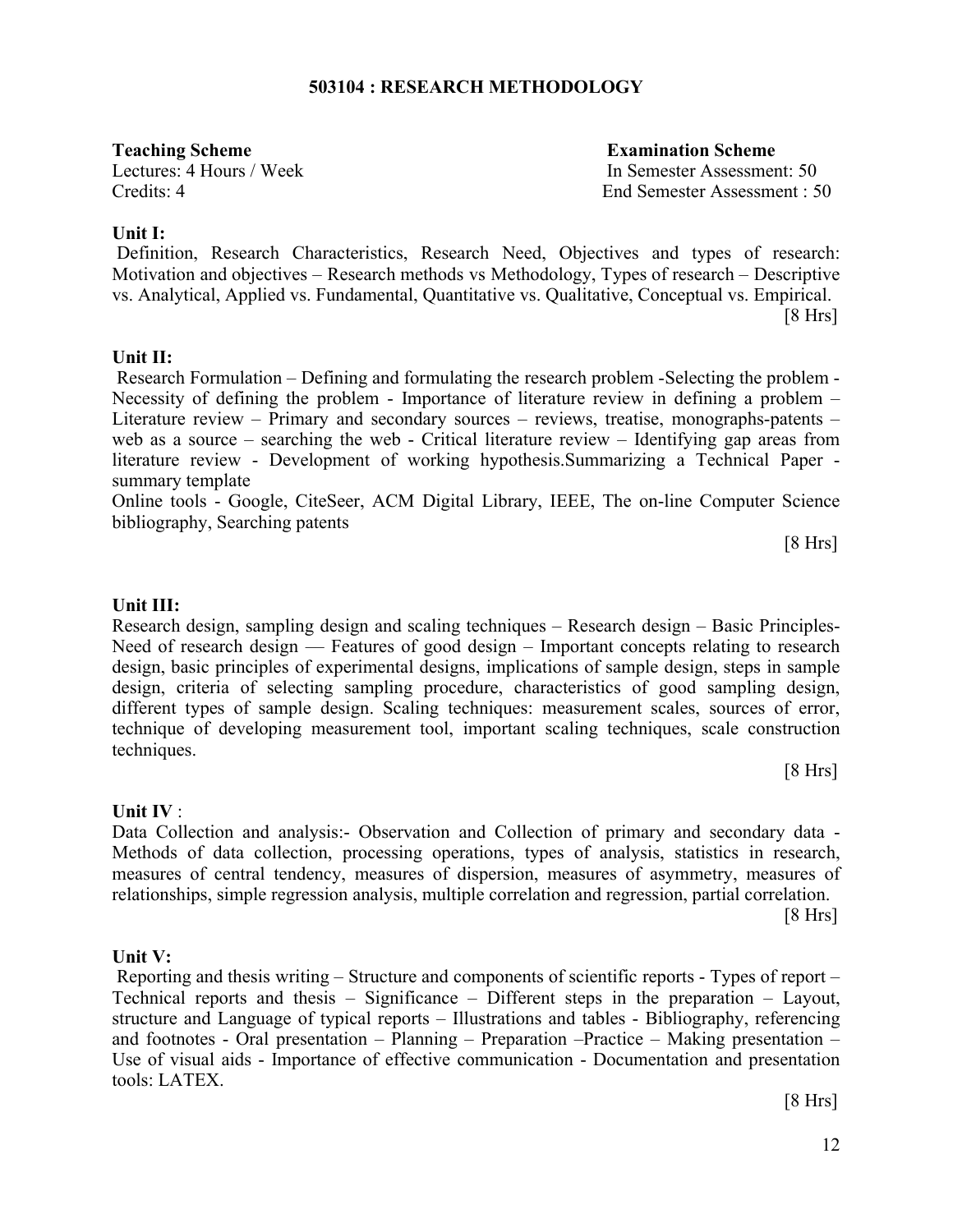## 503104 : RESEARCH METHODOLOGY

| **Teaching Scheme** | **Examination Scheme** |
| --- | --- |
| Lectures: 4 Hours / Week | In Semester Assessment: 50 |
| Credits: 4 | End Semester Assessment : 50 |

**Unit I:**

Definition, Research Characteristics, Research Need, Objectives and types of research: Motivation and objectives – Research methods vs Methodology, Types of research – Descriptive vs. Analytical, Applied vs. Fundamental, Quantitative vs. Qualitative, Conceptual vs. Empirical.

[8 Hrs]

**Unit II:**

Research Formulation – Defining and formulating the research problem -Selecting the problem - Necessity of defining the problem - Importance of literature review in defining a problem – Literature review – Primary and secondary sources – reviews, treatise, monographs-patents – web as a source – searching the web - Critical literature review – Identifying gap areas from literature review - Development of working hypothesis.Summarizing a Technical Paper - summary template

Online tools - Google, CiteSeer, ACM Digital Library, IEEE, The on-line Computer Science bibliography, Searching patents

[8 Hrs]

**Unit III:**

Research design, sampling design and scaling techniques – Research design – Basic Principles- Need of research design –– Features of good design – Important concepts relating to research design, basic principles of experimental designs, implications of sample design, steps in sample design, criteria of selecting sampling procedure, characteristics of good sampling design, different types of sample design. Scaling techniques: measurement scales, sources of error, technique of developing measurement tool, important scaling techniques, scale construction techniques.

[8 Hrs]

**Unit IV** :

Data Collection and analysis:- Observation and Collection of primary and secondary data - Methods of data collection, processing operations, types of analysis, statistics in research, measures of central tendency, measures of dispersion, measures of asymmetry, measures of relationships, simple regression analysis, multiple correlation and regression, partial correlation.

[8 Hrs]

**Unit V:**

Reporting and thesis writing – Structure and components of scientific reports - Types of report – Technical reports and thesis – Significance – Different steps in the preparation – Layout, structure and Language of typical reports – Illustrations and tables - Bibliography, referencing and footnotes - Oral presentation – Planning – Preparation –Practice – Making presentation – Use of visual aids - Importance of effective communication - Documentation and presentation tools: LATEX.

[8 Hrs]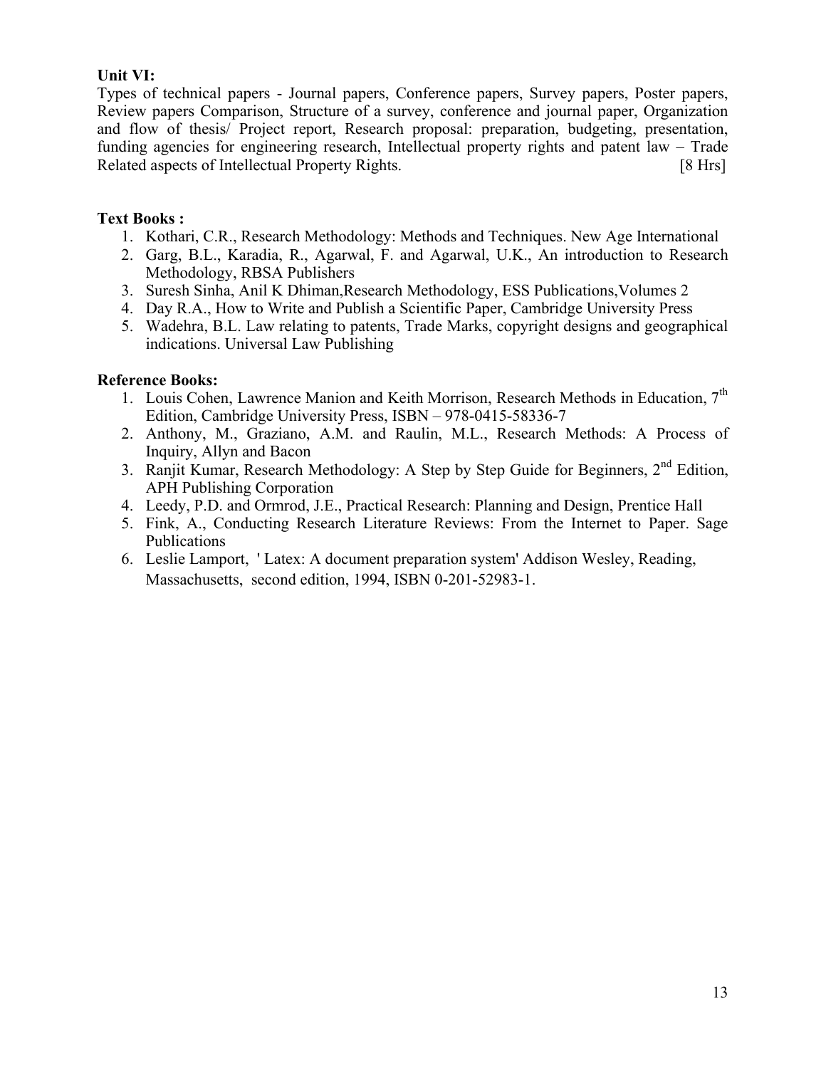**Unit VI:**

Types of technical papers - Journal papers, Conference papers, Survey papers, Poster papers, Review papers Comparison, Structure of a survey, conference and journal paper, Organization and flow of thesis/ Project report, Research proposal: preparation, budgeting, presentation, funding agencies for engineering research, Intellectual property rights and patent law – Trade Related aspects of Intellectual Property Rights. [8 Hrs]

**Text Books :**

1. Kothari, C.R., Research Methodology: Methods and Techniques. New Age International
2. Garg, B.L., Karadia, R., Agarwal, F. and Agarwal, U.K., An introduction to Research Methodology, RBSA Publishers
3. Suresh Sinha, Anil K Dhiman,Research Methodology, ESS Publications,Volumes 2
4. Day R.A., How to Write and Publish a Scientific Paper, Cambridge University Press
5. Wadehra, B.L. Law relating to patents, Trade Marks, copyright designs and geographical indications. Universal Law Publishing

**Reference Books:**

1. Louis Cohen, Lawrence Manion and Keith Morrison, Research Methods in Education, 7th Edition, Cambridge University Press, ISBN – 978-0415-58336-7
2. Anthony, M., Graziano, A.M. and Raulin, M.L., Research Methods: A Process of Inquiry, Allyn and Bacon
3. Ranjit Kumar, Research Methodology: A Step by Step Guide for Beginners, 2nd Edition, APH Publishing Corporation
4. Leedy, P.D. and Ormrod, J.E., Practical Research: Planning and Design, Prentice Hall
5. Fink, A., Conducting Research Literature Reviews: From the Internet to Paper. Sage Publications
6. Leslie Lamport, ' Latex: A document preparation system' Addison Wesley, Reading, Massachusetts, second edition, 1994, ISBN 0-201-52983-1.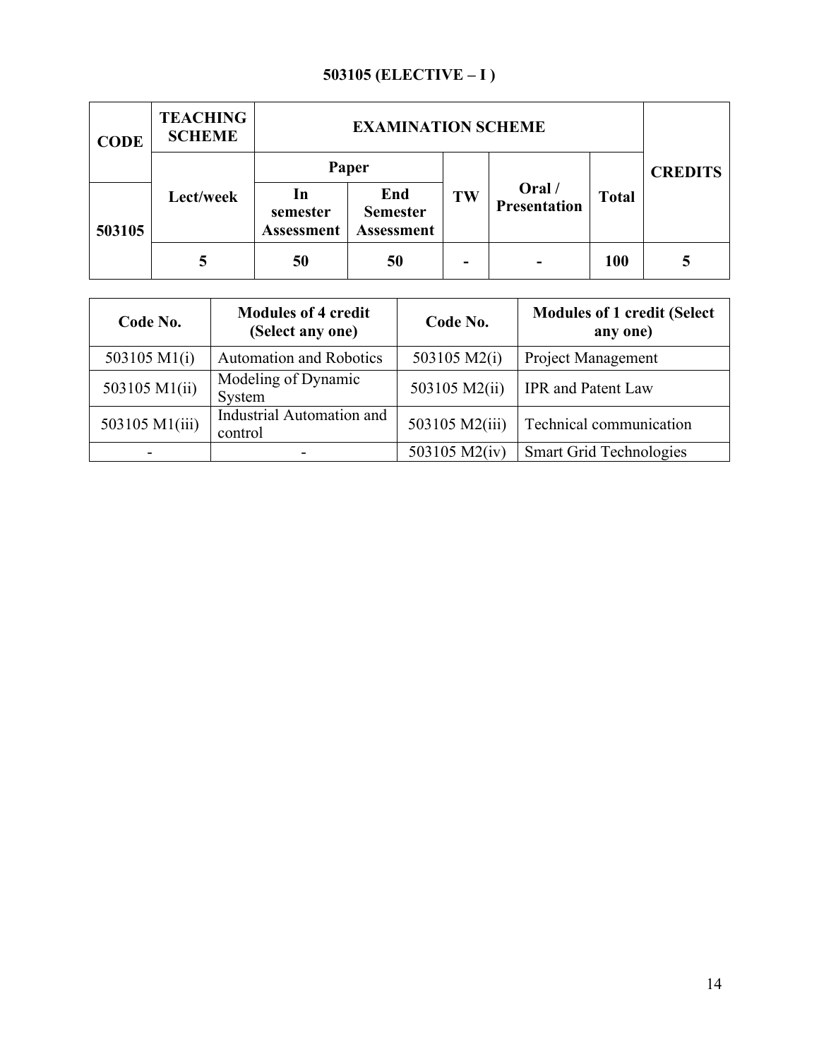# 503105 (ELECTIVE – I )

| CODE | TEACHING SCHEME | EXAMINATION SCHEME | | | | | CREDITS |
|---|---|---|---|---|---|---|---|
| | | Paper | | | | | |
| 503105 | Lect/week | In semester Assessment | End Semester Assessment | TW | Oral / Presentation | Total | |
| | 5 | 50 | 50 | - | - | 100 | 5 |

| Code No. | Modules of 4 credit (Select any one) | Code No. | Modules of 1 credit (Select any one) |
|---|---|---|---|
| 503105 M1(i) | Automation and Robotics | 503105 M2(i) | Project Management |
| 503105 M1(ii) | Modeling of Dynamic System | 503105 M2(ii) | IPR and Patent Law |
| 503105 M1(iii) | Industrial Automation and control | 503105 M2(iii) | Technical communication |
| - | - | 503105 M2(iv) | Smart Grid Technologies |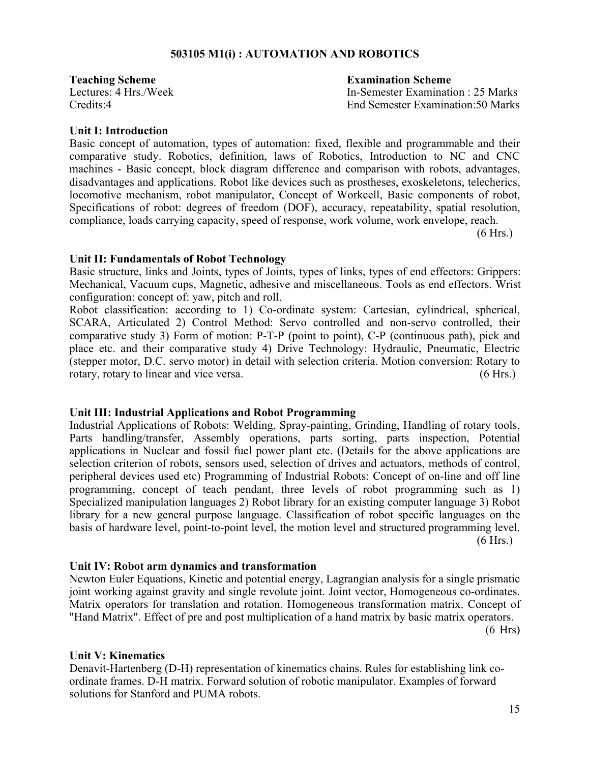### 503105 M1(i) : AUTOMATION AND ROBOTICS

**Teaching Scheme**
Lectures: 4 Hrs./Week
Credits:4

**Examination Scheme**
In-Semester Examination : 25 Marks
End Semester Examination:50 Marks

**Unit I: Introduction**

Basic concept of automation, types of automation: fixed, flexible and programmable and their comparative study. Robotics, definition, laws of Robotics, Introduction to NC and CNC machines - Basic concept, block diagram difference and comparison with robots, advantages, disadvantages and applications. Robot like devices such as prostheses, exoskeletons, telecherics, locomotive mechanism, robot manipulator, Concept of Workcell, Basic components of robot, Specifications of robot: degrees of freedom (DOF), accuracy, repeatability, spatial resolution, compliance, loads carrying capacity, speed of response, work volume, work envelope, reach.

(6 Hrs.)

**Unit II: Fundamentals of Robot Technology**

Basic structure, links and Joints, types of Joints, types of links, types of end effectors: Grippers: Mechanical, Vacuum cups, Magnetic, adhesive and miscellaneous. Tools as end effectors. Wrist configuration: concept of: yaw, pitch and roll.

Robot classification: according to 1) Co-ordinate system: Cartesian, cylindrical, spherical, SCARA, Articulated 2) Control Method: Servo controlled and non-servo controlled, their comparative study 3) Form of motion: P-T-P (point to point), C-P (continuous path), pick and place etc. and their comparative study 4) Drive Technology: Hydraulic, Pneumatic, Electric (stepper motor, D.C. servo motor) in detail with selection criteria. Motion conversion: Rotary to rotary, rotary to linear and vice versa. (6 Hrs.)

**Unit III: Industrial Applications and Robot Programming**

Industrial Applications of Robots: Welding, Spray-painting, Grinding, Handling of rotary tools, Parts handling/transfer, Assembly operations, parts sorting, parts inspection, Potential applications in Nuclear and fossil fuel power plant etc. (Details for the above applications are selection criterion of robots, sensors used, selection of drives and actuators, methods of control, peripheral devices used etc) Programming of Industrial Robots: Concept of on-line and off line programming, concept of teach pendant, three levels of robot programming such as 1) Specialized manipulation languages 2) Robot library for an existing computer language 3) Robot library for a new general purpose language. Classification of robot specific languages on the basis of hardware level, point-to-point level, the motion level and structured programming level.

(6 Hrs.)

**Unit IV: Robot arm dynamics and transformation**

Newton Euler Equations, Kinetic and potential energy, Lagrangian analysis for a single prismatic joint working against gravity and single revolute joint. Joint vector, Homogeneous co-ordinates. Matrix operators for translation and rotation. Homogeneous transformation matrix. Concept of "Hand Matrix". Effect of pre and post multiplication of a hand matrix by basic matrix operators.

(6 Hrs)

**Unit V: Kinematics**

Denavit-Hartenberg (D-H) representation of kinematics chains. Rules for establishing link co-ordinate frames. D-H matrix. Forward solution of robotic manipulator. Examples of forward solutions for Stanford and PUMA robots.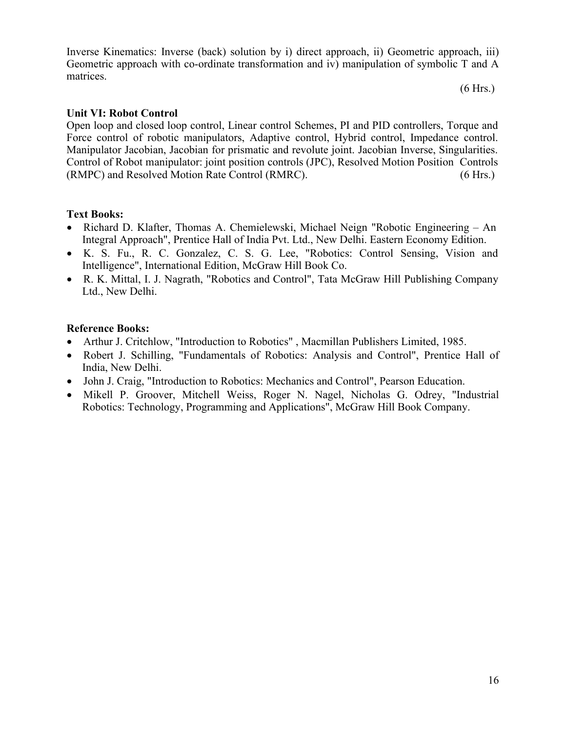Inverse Kinematics: Inverse (back) solution by i) direct approach, ii) Geometric approach, iii) Geometric approach with co-ordinate transformation and iv) manipulation of symbolic T and A matrices.

(6 Hrs.)

**Unit VI: Robot Control**

Open loop and closed loop control, Linear control Schemes, PI and PID controllers, Torque and Force control of robotic manipulators, Adaptive control, Hybrid control, Impedance control. Manipulator Jacobian, Jacobian for prismatic and revolute joint. Jacobian Inverse, Singularities. Control of Robot manipulator: joint position controls (JPC), Resolved Motion Position Controls (RMPC) and Resolved Motion Rate Control (RMRC). (6 Hrs.)

**Text Books:**

- Richard D. Klafter, Thomas A. Chemielewski, Michael Neign "Robotic Engineering – An Integral Approach", Prentice Hall of India Pvt. Ltd., New Delhi. Eastern Economy Edition.
- K. S. Fu., R. C. Gonzalez, C. S. G. Lee, "Robotics: Control Sensing, Vision and Intelligence", International Edition, McGraw Hill Book Co.
- R. K. Mittal, I. J. Nagrath, "Robotics and Control", Tata McGraw Hill Publishing Company Ltd., New Delhi.

**Reference Books:**

- Arthur J. Critchlow, "Introduction to Robotics" , Macmillan Publishers Limited, 1985.
- Robert J. Schilling, "Fundamentals of Robotics: Analysis and Control", Prentice Hall of India, New Delhi.
- John J. Craig, "Introduction to Robotics: Mechanics and Control", Pearson Education.
- Mikell P. Groover, Mitchell Weiss, Roger N. Nagel, Nicholas G. Odrey, "Industrial Robotics: Technology, Programming and Applications", McGraw Hill Book Company.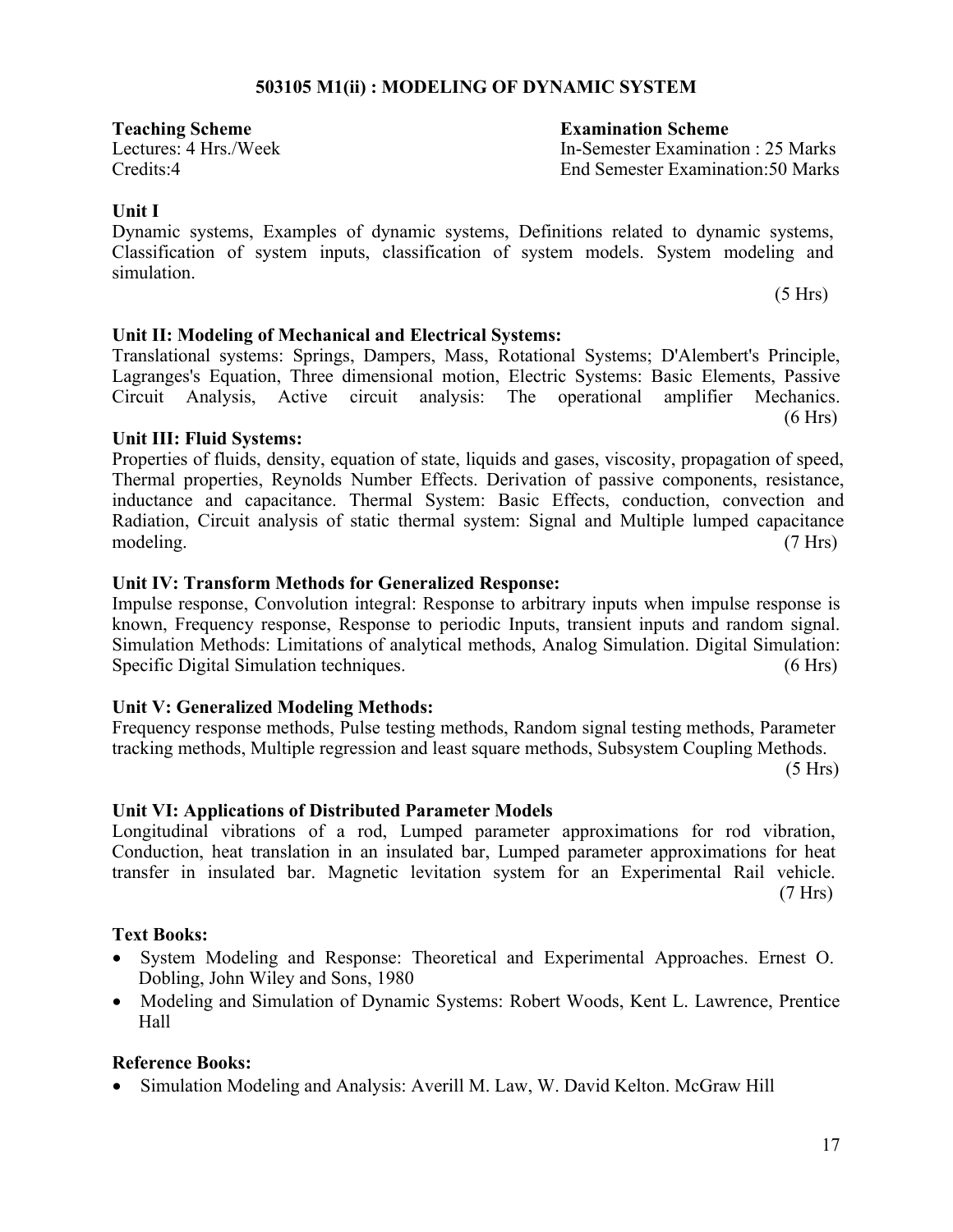## 503105 M1(ii) : MODELING OF DYNAMIC SYSTEM

**Teaching Scheme**
Lectures: 4 Hrs./Week
Credits:4

**Examination Scheme**
In-Semester Examination : 25 Marks
End Semester Examination:50 Marks

### Unit I

Dynamic systems, Examples of dynamic systems, Definitions related to dynamic systems, Classification of system inputs, classification of system models. System modeling and simulation.

(5 Hrs)

### Unit II: Modeling of Mechanical and Electrical Systems:

Translational systems: Springs, Dampers, Mass, Rotational Systems; D'Alembert's Principle, Lagranges's Equation, Three dimensional motion, Electric Systems: Basic Elements, Passive Circuit Analysis, Active circuit analysis: The operational amplifier Mechanics.

(6 Hrs)

### Unit III: Fluid Systems:

Properties of fluids, density, equation of state, liquids and gases, viscosity, propagation of speed, Thermal properties, Reynolds Number Effects. Derivation of passive components, resistance, inductance and capacitance. Thermal System: Basic Effects, conduction, convection and Radiation, Circuit analysis of static thermal system: Signal and Multiple lumped capacitance modeling. (7 Hrs)

### Unit IV: Transform Methods for Generalized Response:

Impulse response, Convolution integral: Response to arbitrary inputs when impulse response is known, Frequency response, Response to periodic Inputs, transient inputs and random signal. Simulation Methods: Limitations of analytical methods, Analog Simulation. Digital Simulation: Specific Digital Simulation techniques. (6 Hrs)

### Unit V: Generalized Modeling Methods:

Frequency response methods, Pulse testing methods, Random signal testing methods, Parameter tracking methods, Multiple regression and least square methods, Subsystem Coupling Methods.

(5 Hrs)

### Unit VI: Applications of Distributed Parameter Models

Longitudinal vibrations of a rod, Lumped parameter approximations for rod vibration, Conduction, heat translation in an insulated bar, Lumped parameter approximations for heat transfer in insulated bar. Magnetic levitation system for an Experimental Rail vehicle.

(7 Hrs)

### Text Books:

- System Modeling and Response: Theoretical and Experimental Approaches. Ernest O. Dobling, John Wiley and Sons, 1980
- Modeling and Simulation of Dynamic Systems: Robert Woods, Kent L. Lawrence, Prentice Hall

### Reference Books:

- Simulation Modeling and Analysis: Averill M. Law, W. David Kelton. McGraw Hill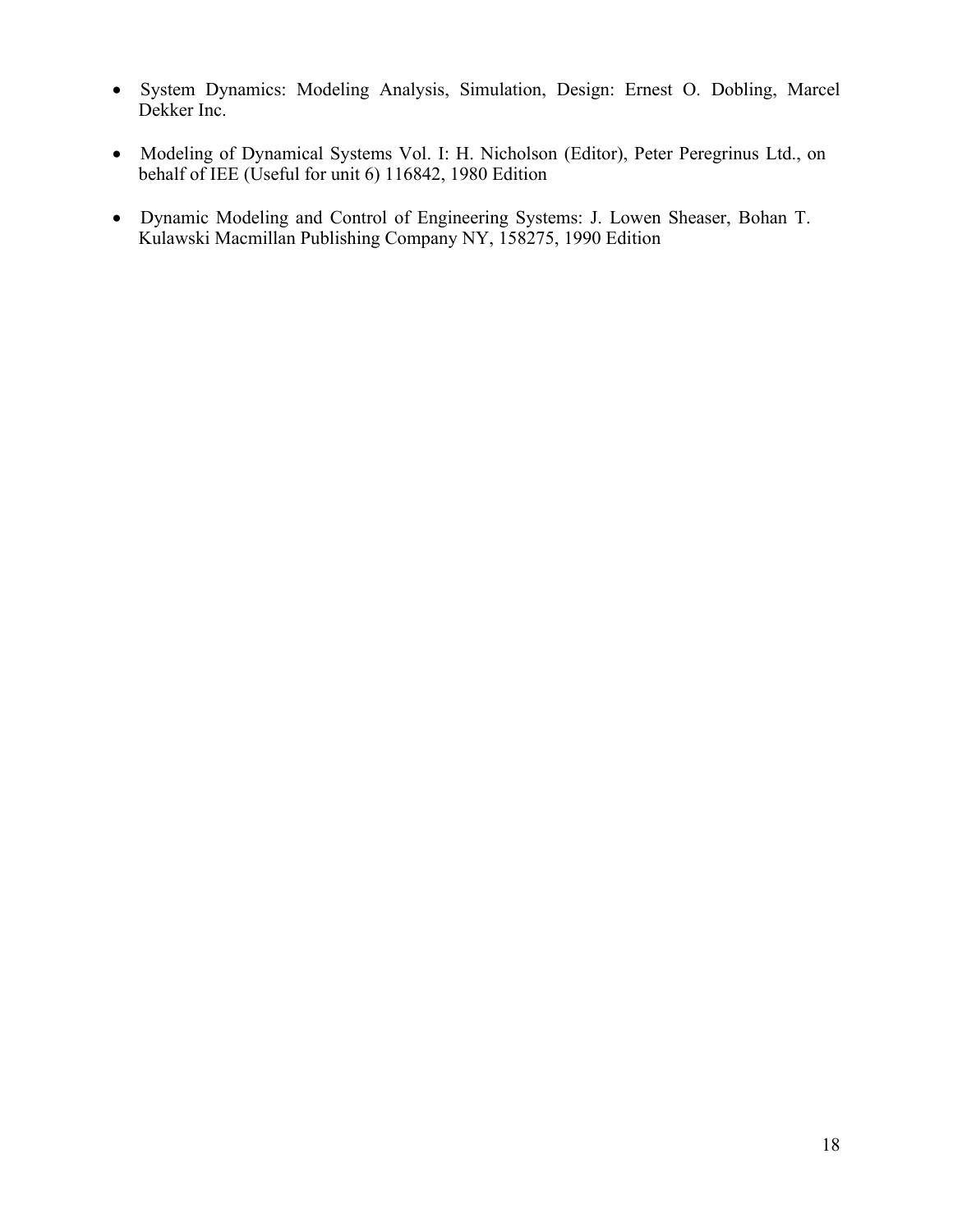- System Dynamics: Modeling Analysis, Simulation, Design: Ernest O. Dobling, Marcel Dekker Inc.

- Modeling of Dynamical Systems Vol. I: H. Nicholson (Editor), Peter Peregrinus Ltd., on behalf of IEE (Useful for unit 6) 116842, 1980 Edition

- Dynamic Modeling and Control of Engineering Systems: J. Lowen Sheaser, Bohan T. Kulawski Macmillan Publishing Company NY, 158275, 1990 Edition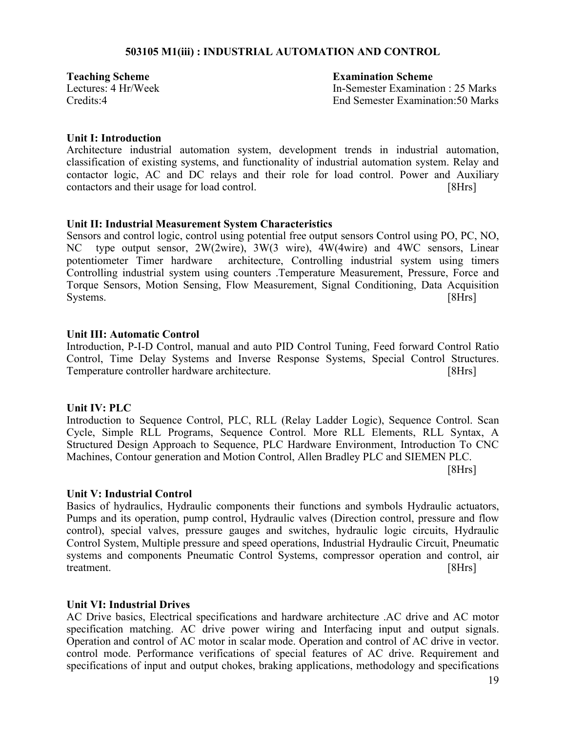## 503105 M1(iii) : INDUSTRIAL AUTOMATION AND CONTROL

| **Teaching Scheme** | **Examination Scheme** |
|---|---|
| Lectures: 4 Hr/Week | In-Semester Examination : 25 Marks |
| Credits:4 | End Semester Examination:50 Marks |

**Unit I: Introduction**

Architecture industrial automation system, development trends in industrial automation, classification of existing systems, and functionality of industrial automation system. Relay and contactor logic, AC and DC relays and their role for load control. Power and Auxiliary contactors and their usage for load control. [8Hrs]

**Unit II: Industrial Measurement System Characteristics**

Sensors and control logic, control using potential free output sensors Control using PO, PC, NO, NC type output sensor, 2W(2wire), 3W(3 wire), 4W(4wire) and 4WC sensors, Linear potentiometer Timer hardware architecture, Controlling industrial system using timers Controlling industrial system using counters .Temperature Measurement, Pressure, Force and Torque Sensors, Motion Sensing, Flow Measurement, Signal Conditioning, Data Acquisition Systems. [8Hrs]

**Unit III: Automatic Control**

Introduction, P-I-D Control, manual and auto PID Control Tuning, Feed forward Control Ratio Control, Time Delay Systems and Inverse Response Systems, Special Control Structures. Temperature controller hardware architecture. [8Hrs]

**Unit IV: PLC**

Introduction to Sequence Control, PLC, RLL (Relay Ladder Logic), Sequence Control. Scan Cycle, Simple RLL Programs, Sequence Control. More RLL Elements, RLL Syntax, A Structured Design Approach to Sequence, PLC Hardware Environment, Introduction To CNC Machines, Contour generation and Motion Control, Allen Bradley PLC and SIEMEN PLC. [8Hrs]

**Unit V: Industrial Control**

Basics of hydraulics, Hydraulic components their functions and symbols Hydraulic actuators, Pumps and its operation, pump control, Hydraulic valves (Direction control, pressure and flow control), special valves, pressure gauges and switches, hydraulic logic circuits, Hydraulic Control System, Multiple pressure and speed operations, Industrial Hydraulic Circuit, Pneumatic systems and components Pneumatic Control Systems, compressor operation and control, air treatment. [8Hrs]

**Unit VI: Industrial Drives**

AC Drive basics, Electrical specifications and hardware architecture .AC drive and AC motor specification matching. AC drive power wiring and Interfacing input and output signals. Operation and control of AC motor in scalar mode. Operation and control of AC drive in vector. control mode. Performance verifications of special features of AC drive. Requirement and specifications of input and output chokes, braking applications, methodology and specifications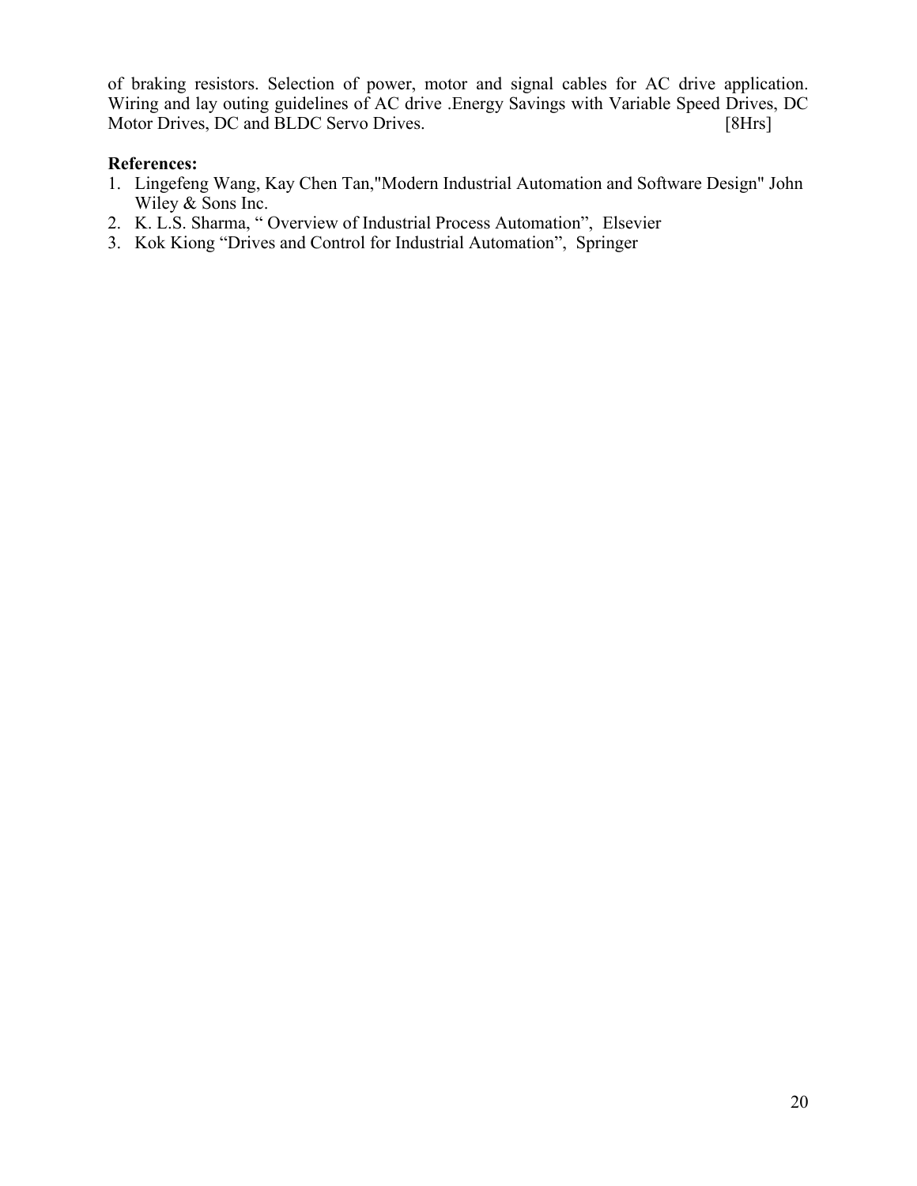of braking resistors. Selection of power, motor and signal cables for AC drive application. Wiring and lay outing guidelines of AC drive .Energy Savings with Variable Speed Drives, DC Motor Drives, DC and BLDC Servo Drives. [8Hrs]

**References:**

1. Lingefeng Wang, Kay Chen Tan,"Modern Industrial Automation and Software Design" John Wiley & Sons Inc.
2. K. L.S. Sharma, " Overview of Industrial Process Automation", Elsevier
3. Kok Kiong "Drives and Control for Industrial Automation", Springer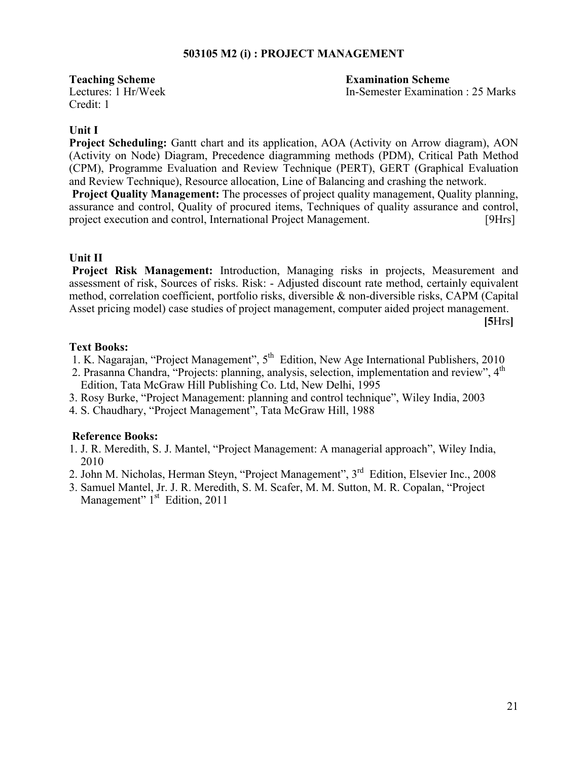## 503105 M2 (i) : PROJECT MANAGEMENT

**Teaching Scheme**
Lectures: 1 Hr/Week
Credit: 1

**Examination Scheme**
In-Semester Examination : 25 Marks

**Unit I**

**Project Scheduling:** Gantt chart and its application, AOA (Activity on Arrow diagram), AON (Activity on Node) Diagram, Precedence diagramming methods (PDM), Critical Path Method (CPM), Programme Evaluation and Review Technique (PERT), GERT (Graphical Evaluation and Review Technique), Resource allocation, Line of Balancing and crashing the network.

**Project Quality Management:** The processes of project quality management, Quality planning, assurance and control, Quality of procured items, Techniques of quality assurance and control, project execution and control, International Project Management. [9Hrs]

**Unit II**

**Project Risk Management:** Introduction, Managing risks in projects, Measurement and assessment of risk, Sources of risks. Risk: - Adjusted discount rate method, certainly equivalent method, correlation coefficient, portfolio risks, diversible & non-diversible risks, CAPM (Capital Asset pricing model) case studies of project management, computer aided project management. **[5**Hrs**]**

**Text Books:**

1. K. Nagarajan, "Project Management", 5th Edition, New Age International Publishers, 2010
2. Prasanna Chandra, "Projects: planning, analysis, selection, implementation and review", 4th Edition, Tata McGraw Hill Publishing Co. Ltd, New Delhi, 1995
3. Rosy Burke, "Project Management: planning and control technique", Wiley India, 2003
4. S. Chaudhary, "Project Management", Tata McGraw Hill, 1988

**Reference Books:**

1. J. R. Meredith, S. J. Mantel, "Project Management: A managerial approach", Wiley India, 2010
2. John M. Nicholas, Herman Steyn, "Project Management", 3rd Edition, Elsevier Inc., 2008
3. Samuel Mantel, Jr. J. R. Meredith, S. M. Scafer, M. M. Sutton, M. R. Copalan, "Project Management" 1st Edition, 2011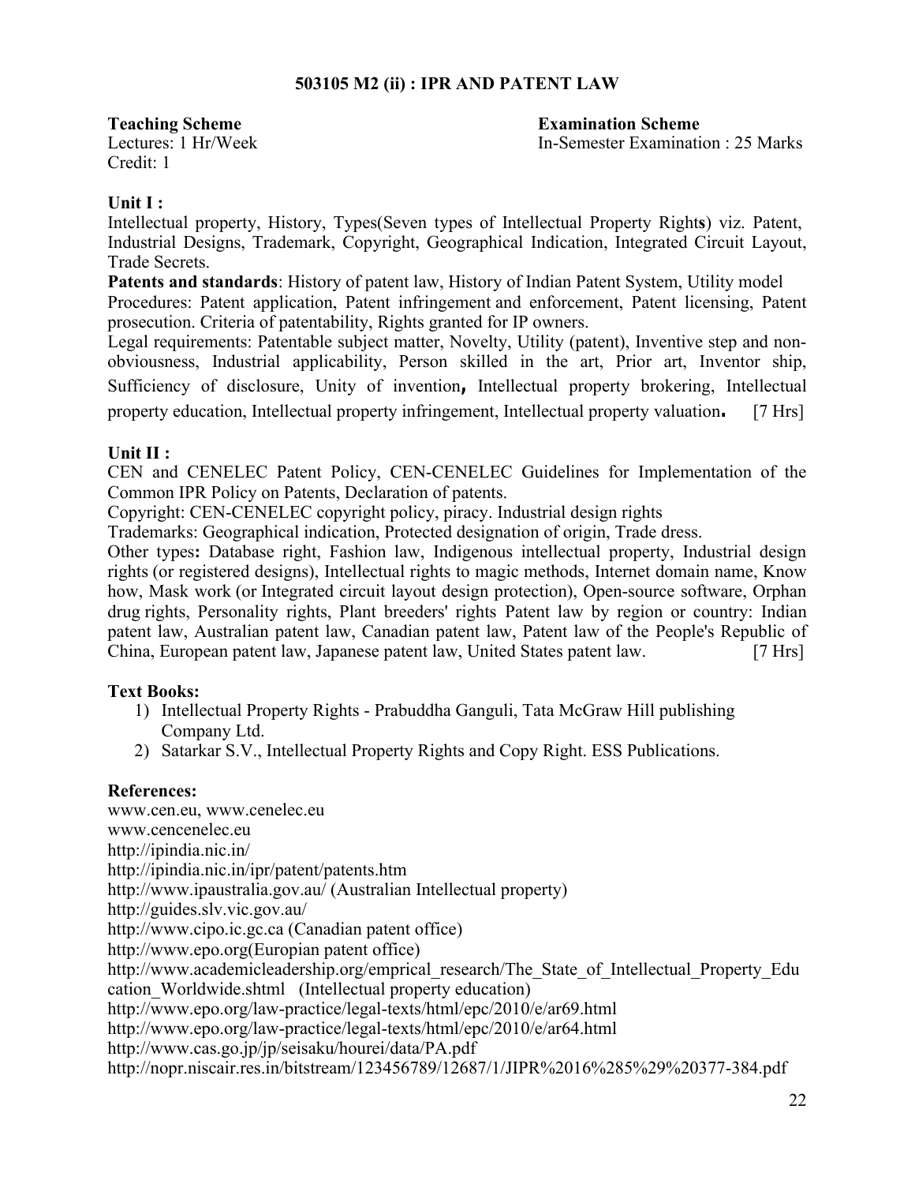## 503105 M2 (ii) : IPR AND PATENT LAW

| **Teaching Scheme** | **Examination Scheme** |
|---|---|
| Lectures: 1 Hr/Week | In-Semester Examination : 25 Marks |
| Credit: 1 | |

**Unit I :**

Intellectual property, History, Types(Seven types of Intellectual Property Right**s**) viz. Patent, Industrial Designs, Trademark, Copyright, Geographical Indication, Integrated Circuit Layout, Trade Secrets.

**Patents and standards**: History of patent law, History of Indian Patent System, Utility model

Procedures: Patent application, Patent infringement and enforcement, Patent licensing, Patent prosecution. Criteria of patentability, Rights granted for IP owners.

Legal requirements: Patentable subject matter, Novelty, Utility (patent), Inventive step and non-obviousness, Industrial applicability, Person skilled in the art, Prior art, Inventor ship, Sufficiency of disclosure, Unity of invention**,** Intellectual property brokering, Intellectual property education, Intellectual property infringement, Intellectual property valuation**.** [7 Hrs]

**Unit II :**

CEN and CENELEC Patent Policy, CEN-CENELEC Guidelines for Implementation of the Common IPR Policy on Patents, Declaration of patents.

Copyright: CEN-CENELEC copyright policy, piracy. Industrial design rights

Trademarks: Geographical indication, Protected designation of origin, Trade dress.

Other types**:** Database right, Fashion law, Indigenous intellectual property, Industrial design rights (or registered designs), Intellectual rights to magic methods, Internet domain name, Know how, Mask work (or Integrated circuit layout design protection), Open-source software, Orphan drug rights, Personality rights, Plant breeders' rights Patent law by region or country: Indian patent law, Australian patent law, Canadian patent law, Patent law of the People's Republic of China, European patent law, Japanese patent law, United States patent law. [7 Hrs]

**Text Books:**

1) Intellectual Property Rights - Prabuddha Ganguli, Tata McGraw Hill publishing Company Ltd.
2) Satarkar S.V., Intellectual Property Rights and Copy Right. ESS Publications.

**References:**

www.cen.eu, www.cenelec.eu
www.cencenelec.eu
http://ipindia.nic.in/
http://ipindia.nic.in/ipr/patent/patents.htm
http://www.ipaustralia.gov.au/ (Australian Intellectual property)
http://guides.slv.vic.gov.au/
http://www.cipo.ic.gc.ca (Canadian patent office)
http://www.epo.org(Europian patent office)
http://www.academicleadership.org/emprical_research/The_State_of_Intellectual_Property_Education_Worldwide.shtml (Intellectual property education)
http://www.epo.org/law-practice/legal-texts/html/epc/2010/e/ar69.html
http://www.epo.org/law-practice/legal-texts/html/epc/2010/e/ar64.html
http://www.cas.go.jp/jp/seisaku/hourei/data/PA.pdf
http://nopr.niscair.res.in/bitstream/123456789/12687/1/JIPR%2016%285%29%20377-384.pdf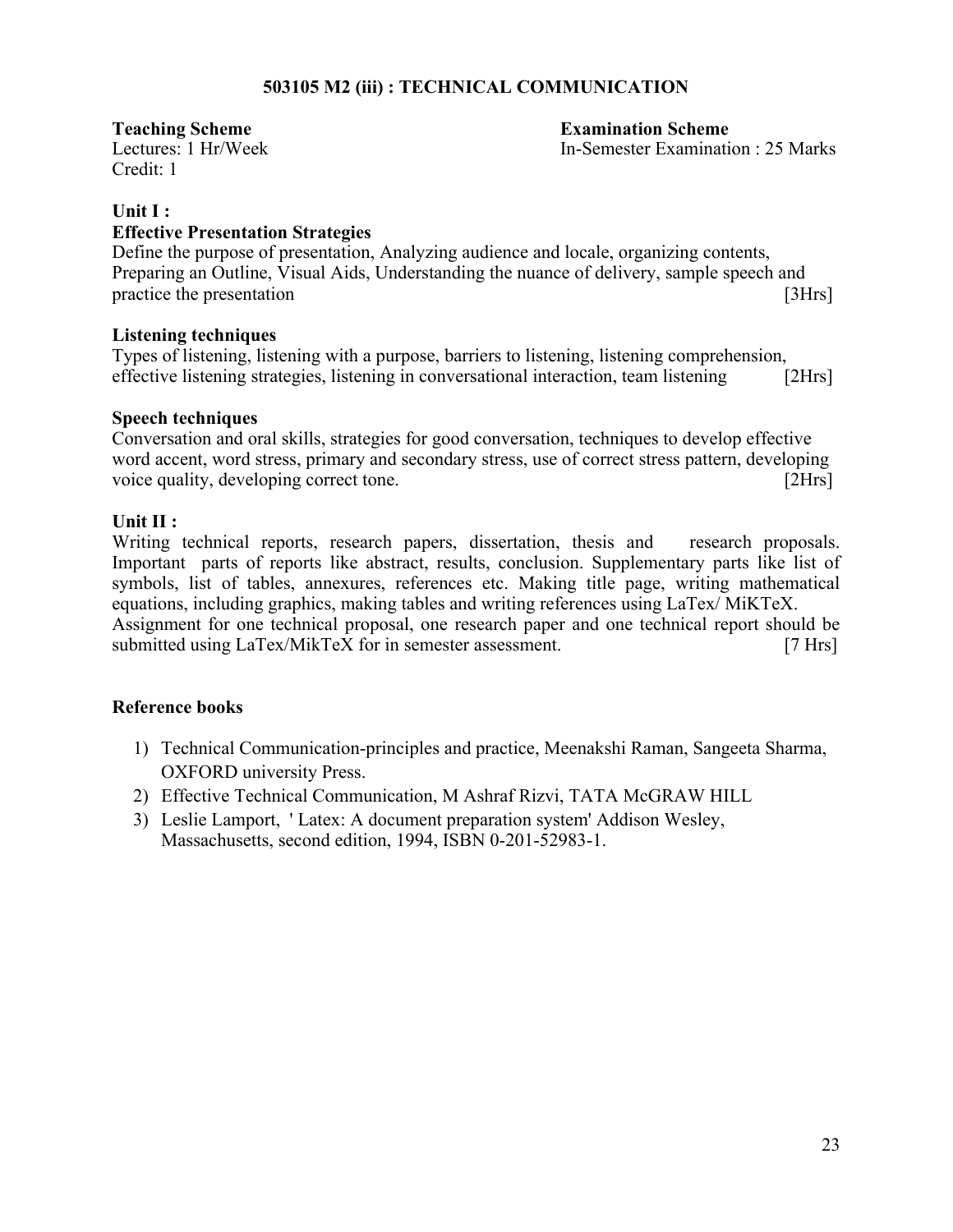## 503105 M2 (iii) : TECHNICAL COMMUNICATION

**Teaching Scheme**
Lectures: 1 Hr/Week
Credit: 1

**Examination Scheme**
In-Semester Examination : 25 Marks

### Unit I :

**Effective Presentation Strategies**

Define the purpose of presentation, Analyzing audience and locale, organizing contents, Preparing an Outline, Visual Aids, Understanding the nuance of delivery, sample speech and practice the presentation [3Hrs]

**Listening techniques**

Types of listening, listening with a purpose, barriers to listening, listening comprehension, effective listening strategies, listening in conversational interaction, team listening [2Hrs]

**Speech techniques**

Conversation and oral skills, strategies for good conversation, techniques to develop effective word accent, word stress, primary and secondary stress, use of correct stress pattern, developing voice quality, developing correct tone. [2Hrs]

### Unit II :

Writing technical reports, research papers, dissertation, thesis and research proposals. Important parts of reports like abstract, results, conclusion. Supplementary parts like list of symbols, list of tables, annexures, references etc. Making title page, writing mathematical equations, including graphics, making tables and writing references using LaTex/ MiKTeX.
Assignment for one technical proposal, one research paper and one technical report should be submitted using LaTex/MikTeX for in semester assessment. [7 Hrs]

### Reference books

1) Technical Communication-principles and practice, Meenakshi Raman, Sangeeta Sharma, OXFORD university Press.
2) Effective Technical Communication, M Ashraf Rizvi, TATA McGRAW HILL
3) Leslie Lamport, ' Latex: A document preparation system' Addison Wesley, Massachusetts, second edition, 1994, ISBN 0-201-52983-1.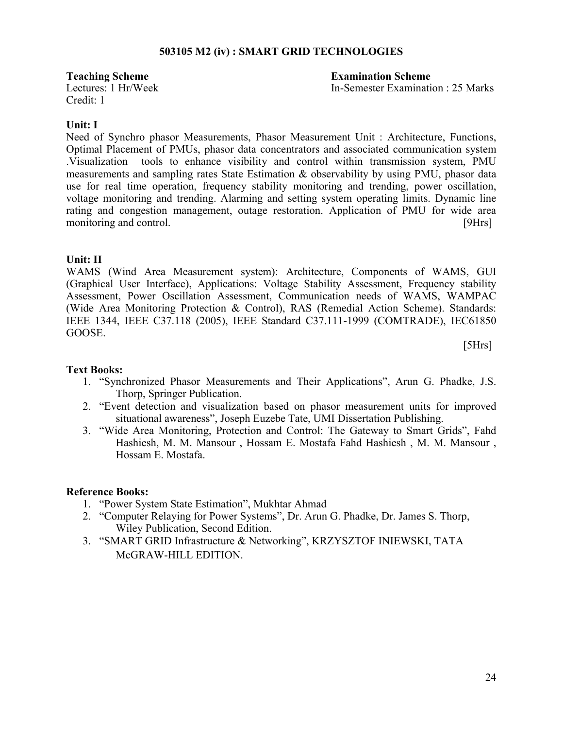# 503105 M2 (iv) : SMART GRID TECHNOLOGIES

**Teaching Scheme**
Lectures: 1 Hr/Week
Credit: 1

**Examination Scheme**
In-Semester Examination : 25 Marks

**Unit: I**

Need of Synchro phasor Measurements, Phasor Measurement Unit : Architecture, Functions, Optimal Placement of PMUs, phasor data concentrators and associated communication system .Visualization tools to enhance visibility and control within transmission system, PMU measurements and sampling rates State Estimation & observability by using PMU, phasor data use for real time operation, frequency stability monitoring and trending, power oscillation, voltage monitoring and trending. Alarming and setting system operating limits. Dynamic line rating and congestion management, outage restoration. Application of PMU for wide area monitoring and control. [9Hrs]

**Unit: II**

WAMS (Wind Area Measurement system): Architecture, Components of WAMS, GUI (Graphical User Interface), Applications: Voltage Stability Assessment, Frequency stability Assessment, Power Oscillation Assessment, Communication needs of WAMS, WAMPAC (Wide Area Monitoring Protection & Control), RAS (Remedial Action Scheme). Standards: IEEE 1344, IEEE C37.118 (2005), IEEE Standard C37.111-1999 (COMTRADE), IEC61850 GOOSE.

[5Hrs]

**Text Books:**

1. "Synchronized Phasor Measurements and Their Applications", Arun G. Phadke, J.S. Thorp, Springer Publication.
2. "Event detection and visualization based on phasor measurement units for improved situational awareness", Joseph Euzebe Tate, UMI Dissertation Publishing.
3. "Wide Area Monitoring, Protection and Control: The Gateway to Smart Grids", Fahd Hashiesh, M. M. Mansour , Hossam E. Mostafa Fahd Hashiesh , M. M. Mansour , Hossam E. Mostafa.

**Reference Books:**

1. "Power System State Estimation", Mukhtar Ahmad
2. "Computer Relaying for Power Systems", Dr. Arun G. Phadke, Dr. James S. Thorp, Wiley Publication, Second Edition.
3. "SMART GRID Infrastructure & Networking", KRZYSZTOF INIEWSKI, TATA McGRAW-HILL EDITION.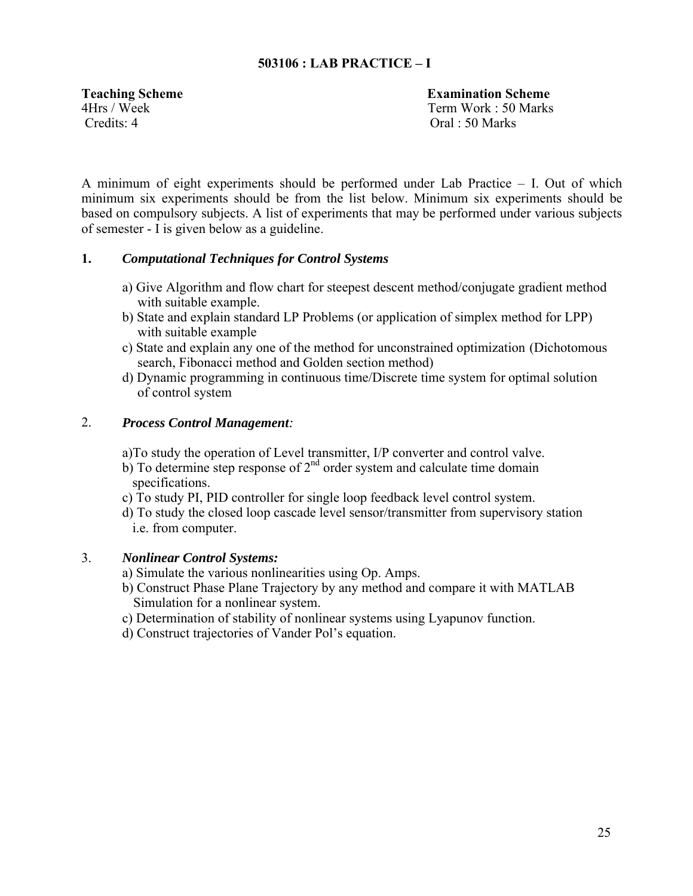## 503106 : LAB PRACTICE – I

| **Teaching Scheme** | **Examination Scheme** |
|---|---|
| 4Hrs / Week | Term Work : 50 Marks |
| Credits: 4 | Oral : 50 Marks |

A minimum of eight experiments should be performed under Lab Practice – I. Out of which minimum six experiments should be from the list below. Minimum six experiments should be based on compulsory subjects. A list of experiments that may be performed under various subjects of semester - I is given below as a guideline.

**1. *Computational Techniques for Control Systems***

a) Give Algorithm and flow chart for steepest descent method/conjugate gradient method with suitable example.
b) State and explain standard LP Problems (or application of simplex method for LPP) with suitable example
c) State and explain any one of the method for unconstrained optimization (Dichotomous search, Fibonacci method and Golden section method)
d) Dynamic programming in continuous time/Discrete time system for optimal solution of control system

2. ***Process Control Management:***

a)To study the operation of Level transmitter, I/P converter and control valve.
b) To determine step response of 2nd order system and calculate time domain specifications.
c) To study PI, PID controller for single loop feedback level control system.
d) To study the closed loop cascade level sensor/transmitter from supervisory station i.e. from computer.

3. ***Nonlinear Control Systems:***

a) Simulate the various nonlinearities using Op. Amps.
b) Construct Phase Plane Trajectory by any method and compare it with MATLAB Simulation for a nonlinear system.
c) Determination of stability of nonlinear systems using Lyapunov function.
d) Construct trajectories of Vander Pol's equation.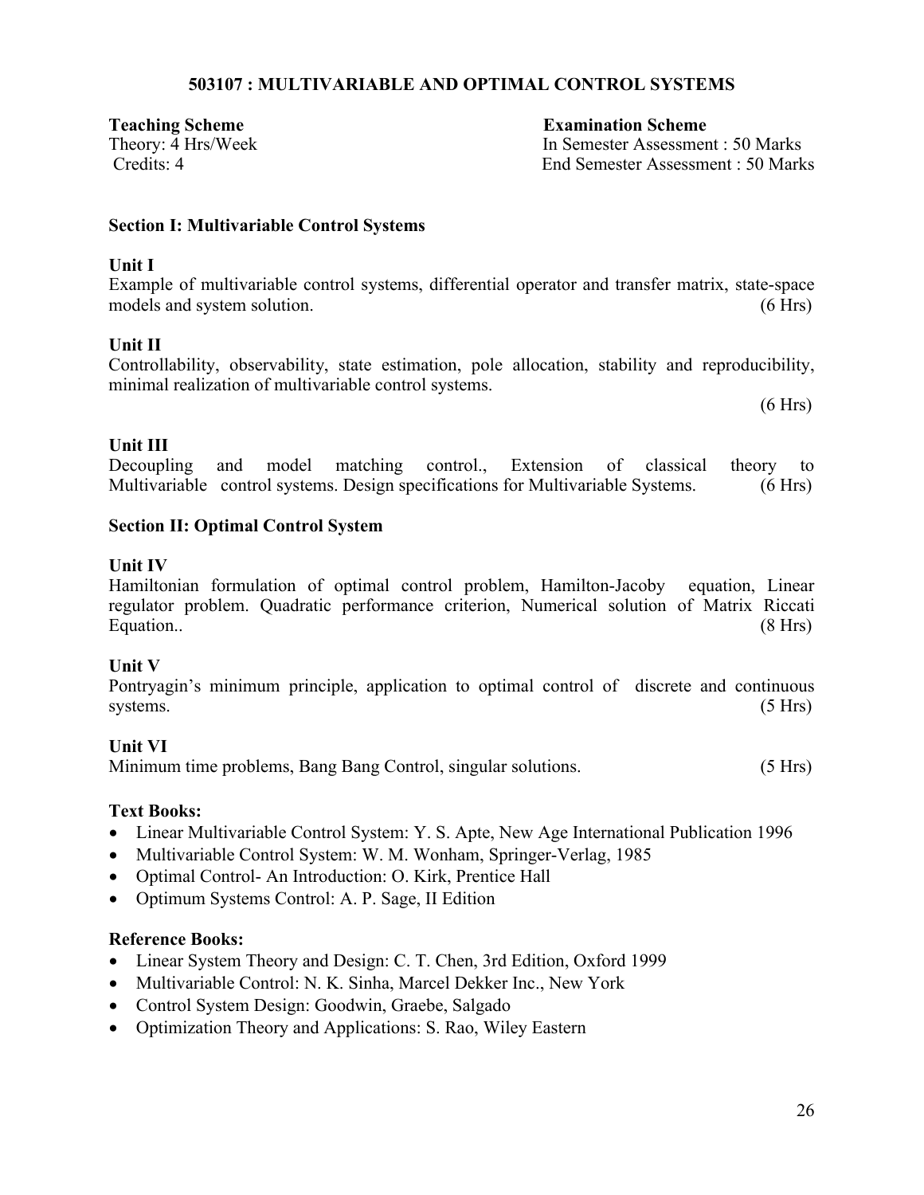## 503107 : MULTIVARIABLE AND OPTIMAL CONTROL SYSTEMS

| **Teaching Scheme** | **Examination Scheme** |
|---|---|
| Theory: 4 Hrs/Week | In Semester Assessment : 50 Marks |
| Credits: 4 | End Semester Assessment : 50 Marks |

### Section I: Multivariable Control Systems

**Unit I**

Example of multivariable control systems, differential operator and transfer matrix, state-space models and system solution. (6 Hrs)

**Unit II**

Controllability, observability, state estimation, pole allocation, stability and reproducibility, minimal realization of multivariable control systems. (6 Hrs)

**Unit III**

Decoupling and model matching control., Extension of classical theory to Multivariable control systems. Design specifications for Multivariable Systems. (6 Hrs)

### Section II: Optimal Control System

**Unit IV**

Hamiltonian formulation of optimal control problem, Hamilton-Jacoby equation, Linear regulator problem. Quadratic performance criterion, Numerical solution of Matrix Riccati Equation.. (8 Hrs)

**Unit V**

Pontryagin's minimum principle, application to optimal control of discrete and continuous systems. (5 Hrs)

**Unit VI**

Minimum time problems, Bang Bang Control, singular solutions. (5 Hrs)

**Text Books:**

- Linear Multivariable Control System: Y. S. Apte, New Age International Publication 1996
- Multivariable Control System: W. M. Wonham, Springer-Verlag, 1985
- Optimal Control- An Introduction: O. Kirk, Prentice Hall
- Optimum Systems Control: A. P. Sage, II Edition

**Reference Books:**

- Linear System Theory and Design: C. T. Chen, 3rd Edition, Oxford 1999
- Multivariable Control: N. K. Sinha, Marcel Dekker Inc., New York
- Control System Design: Goodwin, Graebe, Salgado
- Optimization Theory and Applications: S. Rao, Wiley Eastern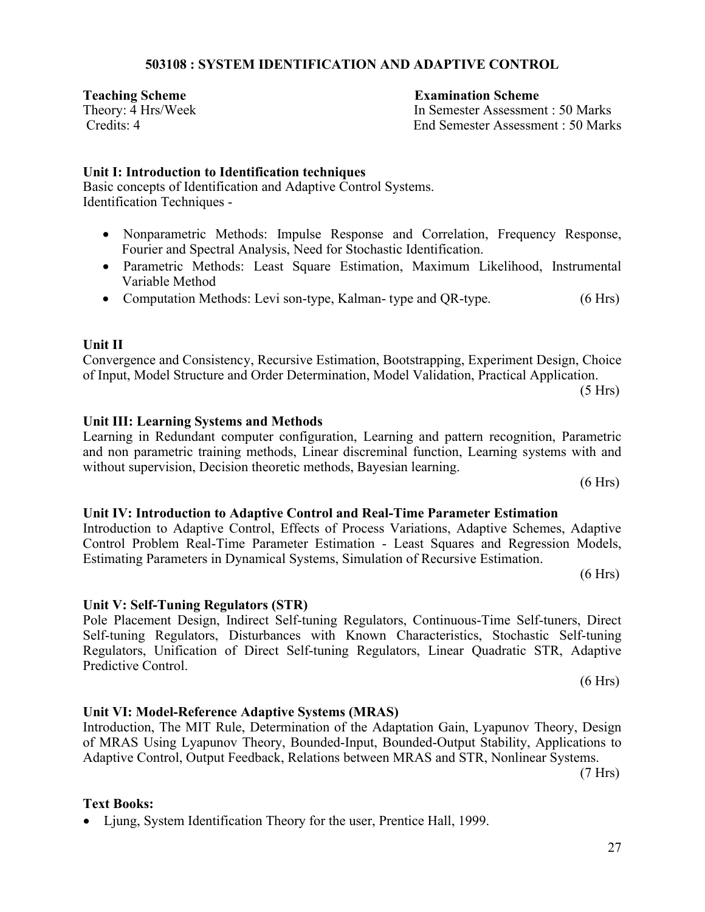## 503108 : SYSTEM IDENTIFICATION AND ADAPTIVE CONTROL

**Teaching Scheme**
Theory: 4 Hrs/Week
Credits: 4

**Examination Scheme**
In Semester Assessment : 50 Marks
End Semester Assessment : 50 Marks

**Unit I: Introduction to Identification techniques**

Basic concepts of Identification and Adaptive Control Systems.
Identification Techniques -

- Nonparametric Methods: Impulse Response and Correlation, Frequency Response, Fourier and Spectral Analysis, Need for Stochastic Identification.
- Parametric Methods: Least Square Estimation, Maximum Likelihood, Instrumental Variable Method
- Computation Methods: Levi son-type, Kalman- type and QR-type. (6 Hrs)

**Unit II**

Convergence and Consistency, Recursive Estimation, Bootstrapping, Experiment Design, Choice of Input, Model Structure and Order Determination, Model Validation, Practical Application.
(5 Hrs)

**Unit III: Learning Systems and Methods**

Learning in Redundant computer configuration, Learning and pattern recognition, Parametric and non parametric training methods, Linear discreminal function, Learning systems with and without supervision, Decision theoretic methods, Bayesian learning.
(6 Hrs)

**Unit IV: Introduction to Adaptive Control and Real-Time Parameter Estimation**

Introduction to Adaptive Control, Effects of Process Variations, Adaptive Schemes, Adaptive Control Problem Real-Time Parameter Estimation - Least Squares and Regression Models, Estimating Parameters in Dynamical Systems, Simulation of Recursive Estimation.
(6 Hrs)

**Unit V: Self-Tuning Regulators (STR)**

Pole Placement Design, Indirect Self-tuning Regulators, Continuous-Time Self-tuners, Direct Self-tuning Regulators, Disturbances with Known Characteristics, Stochastic Self-tuning Regulators, Unification of Direct Self-tuning Regulators, Linear Quadratic STR, Adaptive Predictive Control.
(6 Hrs)

**Unit VI: Model-Reference Adaptive Systems (MRAS)**

Introduction, The MIT Rule, Determination of the Adaptation Gain, Lyapunov Theory, Design of MRAS Using Lyapunov Theory, Bounded-Input, Bounded-Output Stability, Applications to Adaptive Control, Output Feedback, Relations between MRAS and STR, Nonlinear Systems.
(7 Hrs)

**Text Books:**

- Ljung, System Identification Theory for the user, Prentice Hall, 1999.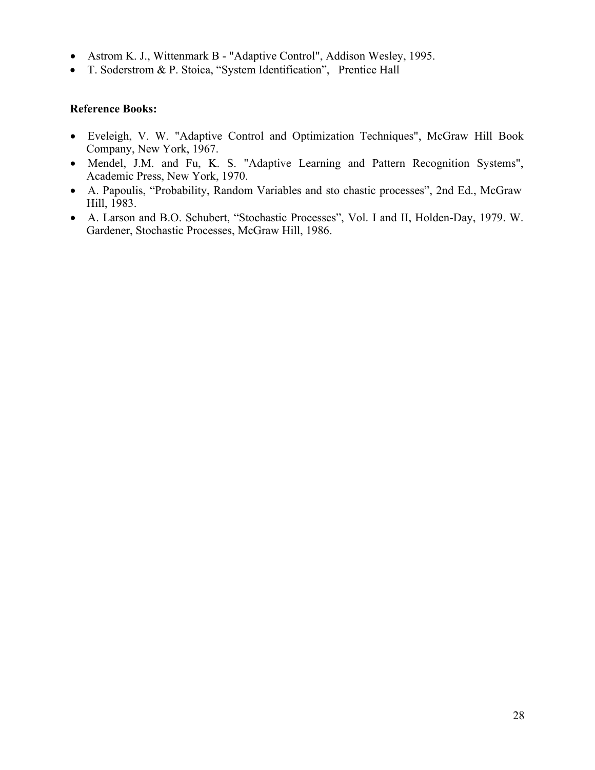- Astrom K. J., Wittenmark B - "Adaptive Control", Addison Wesley, 1995.
- T. Soderstrom & P. Stoica, “System Identification”, Prentice Hall

**Reference Books:**

- Eveleigh, V. W. "Adaptive Control and Optimization Techniques", McGraw Hill Book Company, New York, 1967.
- Mendel, J.M. and Fu, K. S. "Adaptive Learning and Pattern Recognition Systems", Academic Press, New York, 1970.
- A. Papoulis, “Probability, Random Variables and sto chastic processes”, 2nd Ed., McGraw Hill, 1983.
- A. Larson and B.O. Schubert, “Stochastic Processes”, Vol. I and II, Holden-Day, 1979. W. Gardener, Stochastic Processes, McGraw Hill, 1986.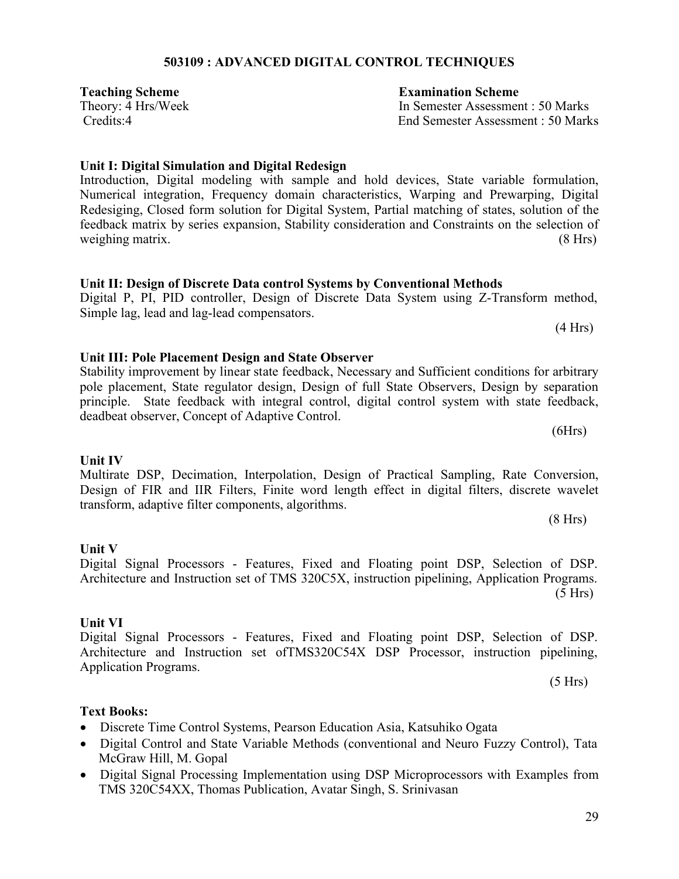## 503109 : ADVANCED DIGITAL CONTROL TECHNIQUES

| **Teaching Scheme** | **Examination Scheme** |
| --- | --- |
| Theory: 4 Hrs/Week | In Semester Assessment : 50 Marks |
| Credits:4 | End Semester Assessment : 50 Marks |

### Unit I: Digital Simulation and Digital Redesign

Introduction, Digital modeling with sample and hold devices, State variable formulation, Numerical integration, Frequency domain characteristics, Warping and Prewarping, Digital Redesiging, Closed form solution for Digital System, Partial matching of states, solution of the feedback matrix by series expansion, Stability consideration and Constraints on the selection of weighing matrix. (8 Hrs)

### Unit II: Design of Discrete Data control Systems by Conventional Methods

Digital P, PI, PID controller, Design of Discrete Data System using Z-Transform method, Simple lag, lead and lag-lead compensators.

(4 Hrs)

### Unit III: Pole Placement Design and State Observer

Stability improvement by linear state feedback, Necessary and Sufficient conditions for arbitrary pole placement, State regulator design, Design of full State Observers, Design by separation principle. State feedback with integral control, digital control system with state feedback, deadbeat observer, Concept of Adaptive Control.

(6Hrs)

### Unit IV

Multirate DSP, Decimation, Interpolation, Design of Practical Sampling, Rate Conversion, Design of FIR and IIR Filters, Finite word length effect in digital filters, discrete wavelet transform, adaptive filter components, algorithms.

(8 Hrs)

### Unit V

Digital Signal Processors - Features, Fixed and Floating point DSP, Selection of DSP. Architecture and Instruction set of TMS 320C5X, instruction pipelining, Application Programs. (5 Hrs)

### Unit VI

Digital Signal Processors - Features, Fixed and Floating point DSP, Selection of DSP. Architecture and Instruction set ofTMS320C54X DSP Processor, instruction pipelining, Application Programs.

(5 Hrs)

### Text Books:

- Discrete Time Control Systems, Pearson Education Asia, Katsuhiko Ogata
- Digital Control and State Variable Methods (conventional and Neuro Fuzzy Control), Tata McGraw Hill, M. Gopal
- Digital Signal Processing Implementation using DSP Microprocessors with Examples from TMS 320C54XX, Thomas Publication, Avatar Singh, S. Srinivasan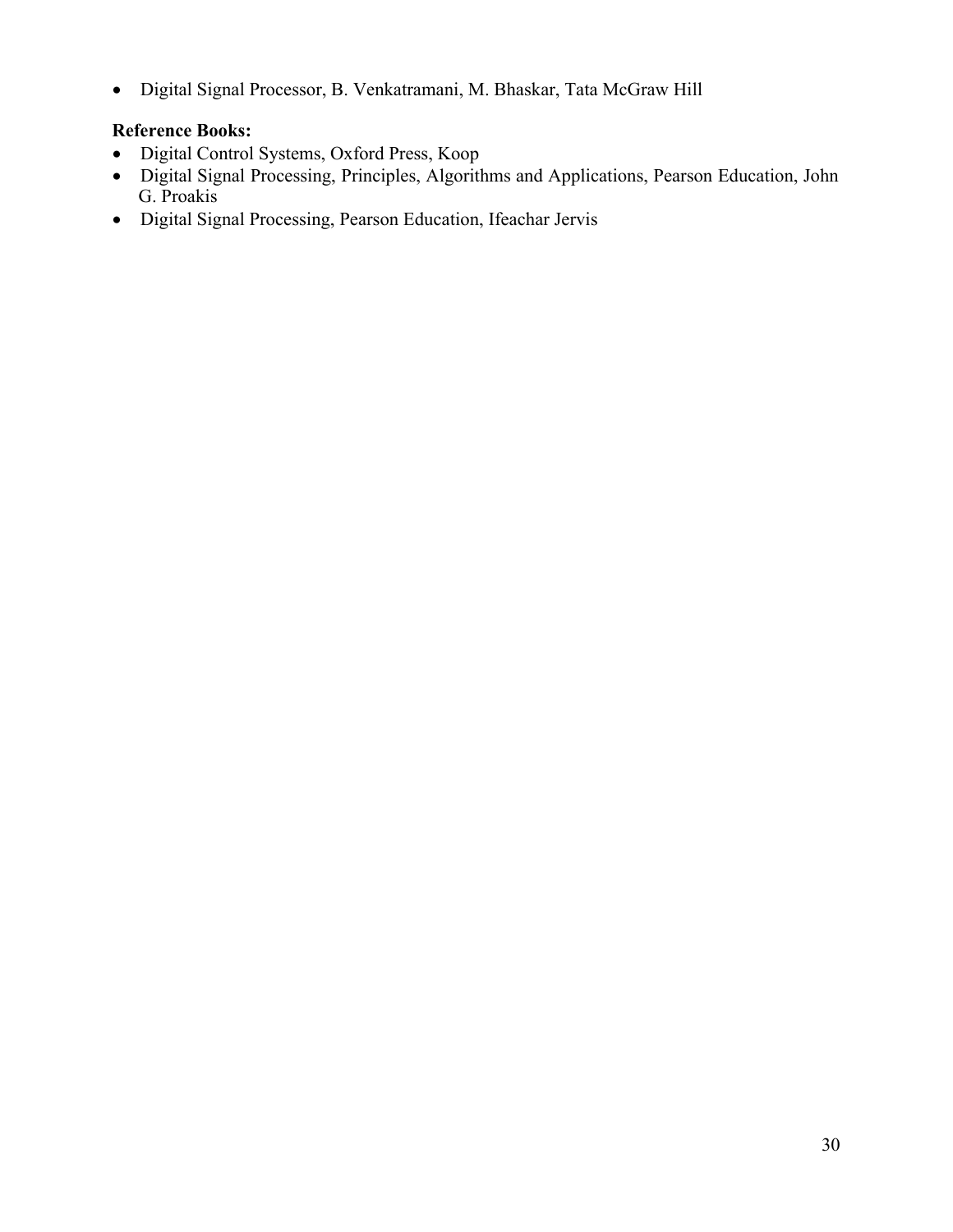- Digital Signal Processor, B. Venkatramani, M. Bhaskar, Tata McGraw Hill

**Reference Books:**

- Digital Control Systems, Oxford Press, Koop
- Digital Signal Processing, Principles, Algorithms and Applications, Pearson Education, John G. Proakis
- Digital Signal Processing, Pearson Education, Ifeachar Jervis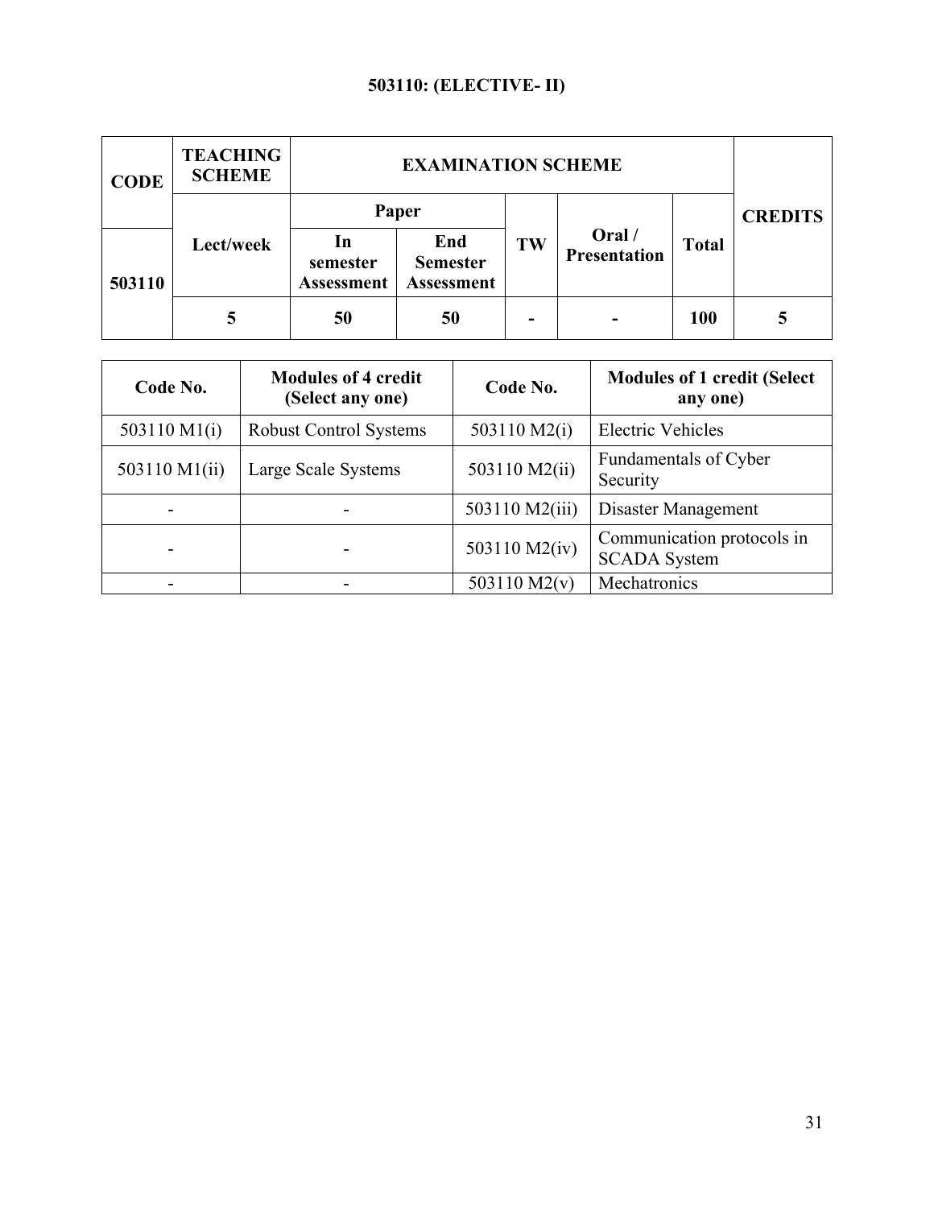**503110: (ELECTIVE- II)**

| CODE | TEACHING SCHEME | EXAMINATION SCHEME | | | | | CREDITS |
|---|---|---|---|---|---|---|---|
| | | Paper | | TW | Oral / Presentation | Total | |
| 503110 | Lect/week | In semester Assessment | End Semester Assessment | | | | |
| | 5 | 50 | 50 | - | - | 100 | 5 |

| Code No. | Modules of 4 credit (Select any one) | Code No. | Modules of 1 credit (Select any one) |
|---|---|---|---|
| 503110 M1(i) | Robust Control Systems | 503110 M2(i) | Electric Vehicles |
| 503110 M1(ii) | Large Scale Systems | 503110 M2(ii) | Fundamentals of Cyber Security |
| - | - | 503110 M2(iii) | Disaster Management |
| - | - | 503110 M2(iv) | Communication protocols in SCADA System |
| - | - | 503110 M2(v) | Mechatronics |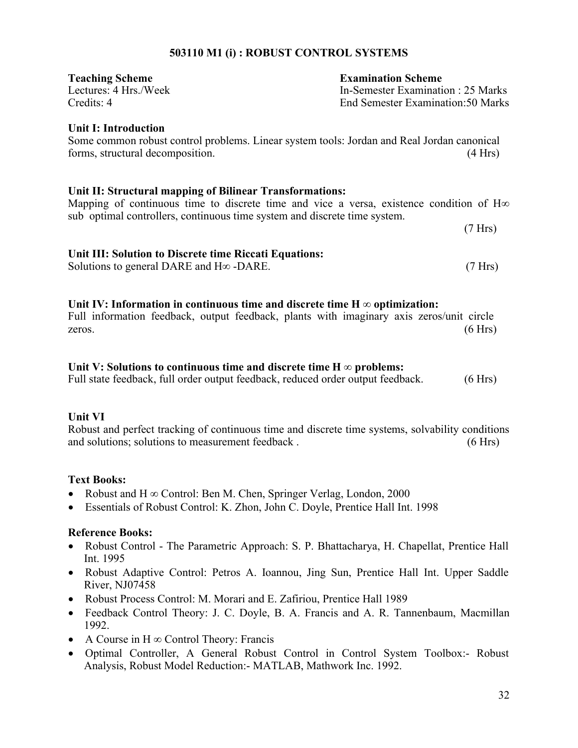## 503110 M1 (i) : ROBUST CONTROL SYSTEMS

**Teaching Scheme**
Lectures: 4 Hrs./Week
Credits: 4

**Examination Scheme**
In-Semester Examination : 25 Marks
End Semester Examination:50 Marks

**Unit I: Introduction**
Some common robust control problems. Linear system tools: Jordan and Real Jordan canonical forms, structural decomposition. (4 Hrs)

**Unit II: Structural mapping of Bilinear Transformations:**
Mapping of continuous time to discrete time and vice a versa, existence condition of $H\infty$ sub optimal controllers, continuous time system and discrete time system. (7 Hrs)

**Unit III: Solution to Discrete time Riccati Equations:**
Solutions to general DARE and $H\infty$ -DARE. (7 Hrs)

**Unit IV: Information in continuous time and discrete time $H \infty$ optimization:**
Full information feedback, output feedback, plants with imaginary axis zeros/unit circle zeros. (6 Hrs)

**Unit V: Solutions to continuous time and discrete time $H \infty$ problems:**
Full state feedback, full order output feedback, reduced order output feedback. (6 Hrs)

**Unit VI**
Robust and perfect tracking of continuous time and discrete time systems, solvability conditions and solutions; solutions to measurement feedback . (6 Hrs)

**Text Books:**
- Robust and $H \infty$ Control: Ben M. Chen, Springer Verlag, London, 2000
- Essentials of Robust Control: K. Zhon, John C. Doyle, Prentice Hall Int. 1998

**Reference Books:**
- Robust Control - The Parametric Approach: S. P. Bhattacharya, H. Chapellat, Prentice Hall Int. 1995
- Robust Adaptive Control: Petros A. Ioannou, Jing Sun, Prentice Hall Int. Upper Saddle River, NJ07458
- Robust Process Control: M. Morari and E. Zafiriou, Prentice Hall 1989
- Feedback Control Theory: J. C. Doyle, B. A. Francis and A. R. Tannenbaum, Macmillan 1992.
- A Course in $H \infty$ Control Theory: Francis
- Optimal Controller, A General Robust Control in Control System Toolbox:- Robust Analysis, Robust Model Reduction:- MATLAB, Mathwork Inc. 1992.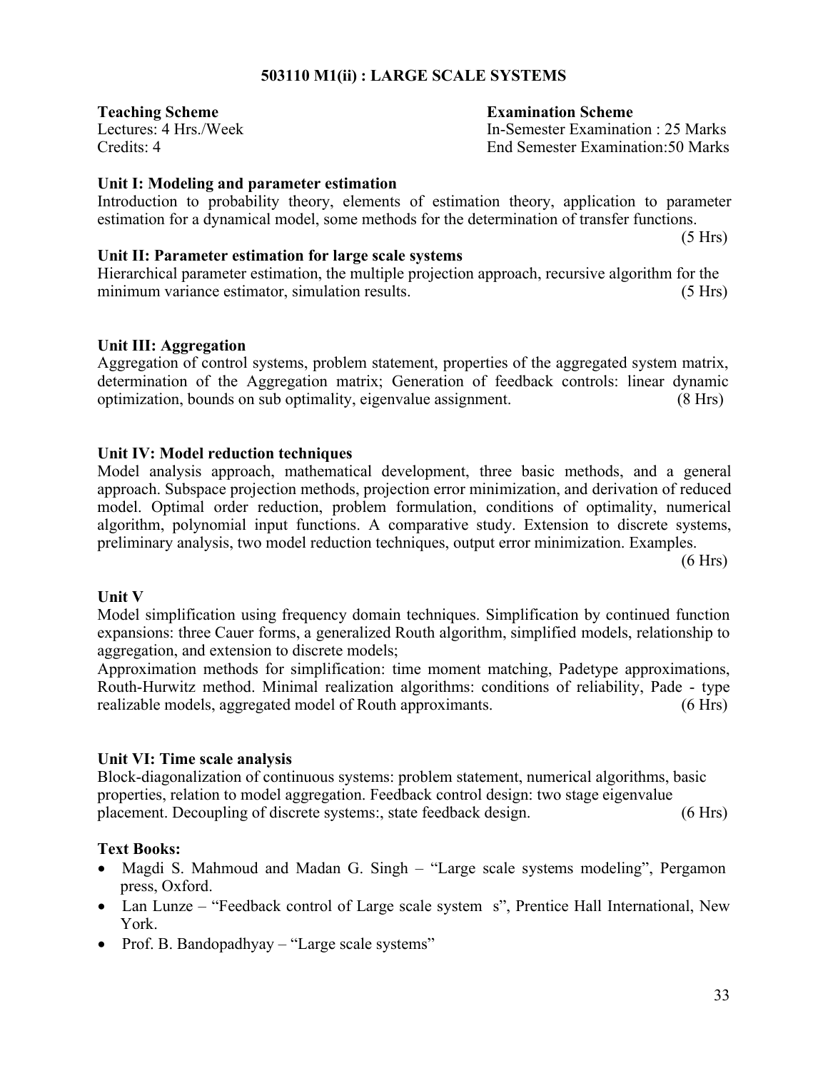## 503110 M1(ii) : LARGE SCALE SYSTEMS

**Teaching Scheme**
Lectures: 4 Hrs./Week
Credits: 4

**Examination Scheme**
In-Semester Examination : 25 Marks
End Semester Examination:50 Marks

**Unit I: Modeling and parameter estimation**
Introduction to probability theory, elements of estimation theory, application to parameter estimation for a dynamical model, some methods for the determination of transfer functions.
(5 Hrs)

**Unit II: Parameter estimation for large scale systems**
Hierarchical parameter estimation, the multiple projection approach, recursive algorithm for the minimum variance estimator, simulation results. (5 Hrs)

**Unit III: Aggregation**
Aggregation of control systems, problem statement, properties of the aggregated system matrix, determination of the Aggregation matrix; Generation of feedback controls: linear dynamic optimization, bounds on sub optimality, eigenvalue assignment. (8 Hrs)

**Unit IV: Model reduction techniques**
Model analysis approach, mathematical development, three basic methods, and a general approach. Subspace projection methods, projection error minimization, and derivation of reduced model. Optimal order reduction, problem formulation, conditions of optimality, numerical algorithm, polynomial input functions. A comparative study. Extension to discrete systems, preliminary analysis, two model reduction techniques, output error minimization. Examples.
(6 Hrs)

**Unit V**
Model simplification using frequency domain techniques. Simplification by continued function expansions: three Cauer forms, a generalized Routh algorithm, simplified models, relationship to aggregation, and extension to discrete models;
Approximation methods for simplification: time moment matching, Padetype approximations, Routh-Hurwitz method. Minimal realization algorithms: conditions of reliability, Pade - type realizable models, aggregated model of Routh approximants. (6 Hrs)

**Unit VI: Time scale analysis**
Block-diagonalization of continuous systems: problem statement, numerical algorithms, basic properties, relation to model aggregation. Feedback control design: two stage eigenvalue placement. Decoupling of discrete systems:, state feedback design. (6 Hrs)

**Text Books:**

- Magdi S. Mahmoud and Madan G. Singh – "Large scale systems modeling", Pergamon press, Oxford.
- Lan Lunze – "Feedback control of Large scale system s", Prentice Hall International, New York.
- Prof. B. Bandopadhyay – "Large scale systems"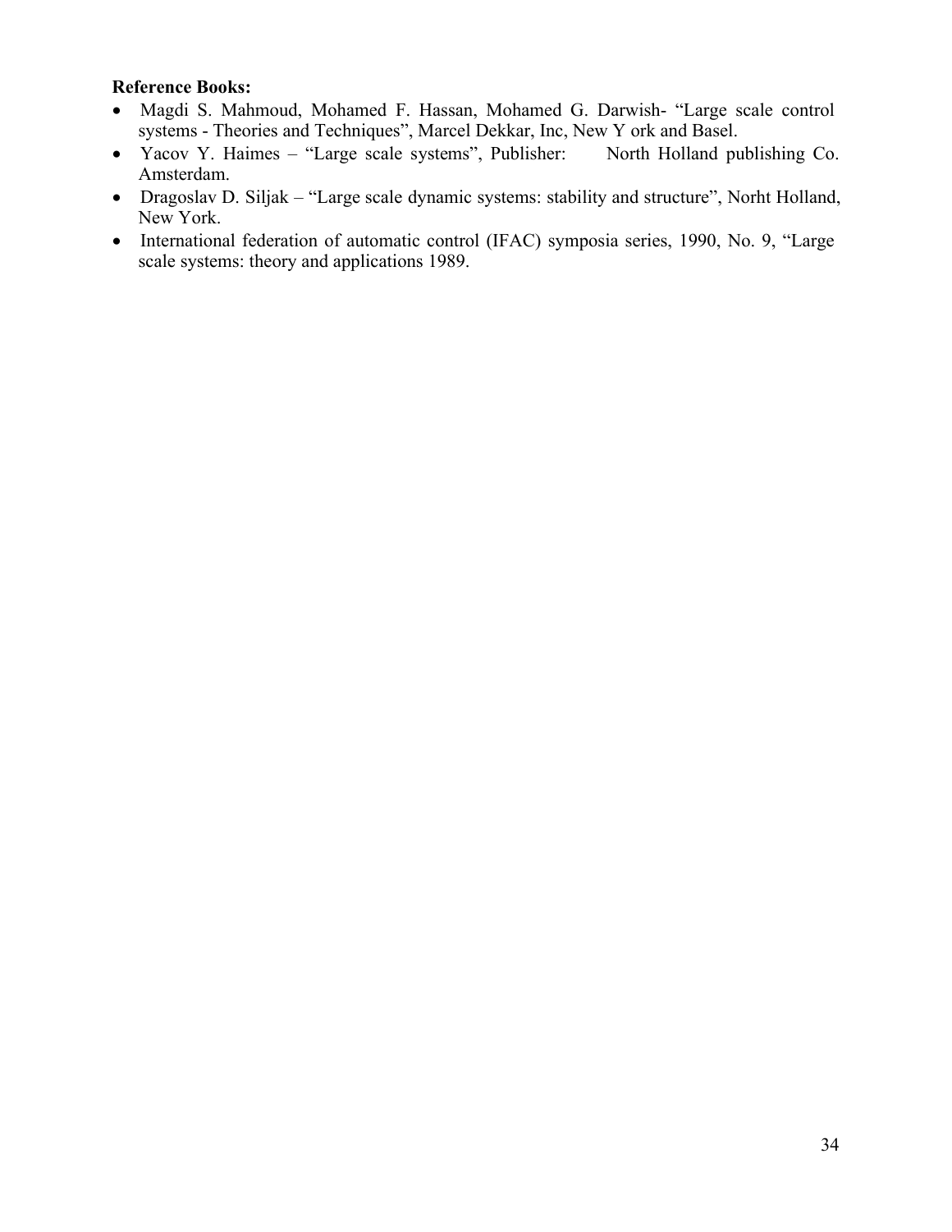**Reference Books:**

- Magdi S. Mahmoud, Mohamed F. Hassan, Mohamed G. Darwish- "Large scale control systems - Theories and Techniques", Marcel Dekkar, Inc, New Y ork and Basel.
- Yacov Y. Haimes – "Large scale systems", Publisher: North Holland publishing Co. Amsterdam.
- Dragoslav D. Siljak – "Large scale dynamic systems: stability and structure", Norht Holland, New York.
- International federation of automatic control (IFAC) symposia series, 1990, No. 9, "Large scale systems: theory and applications 1989.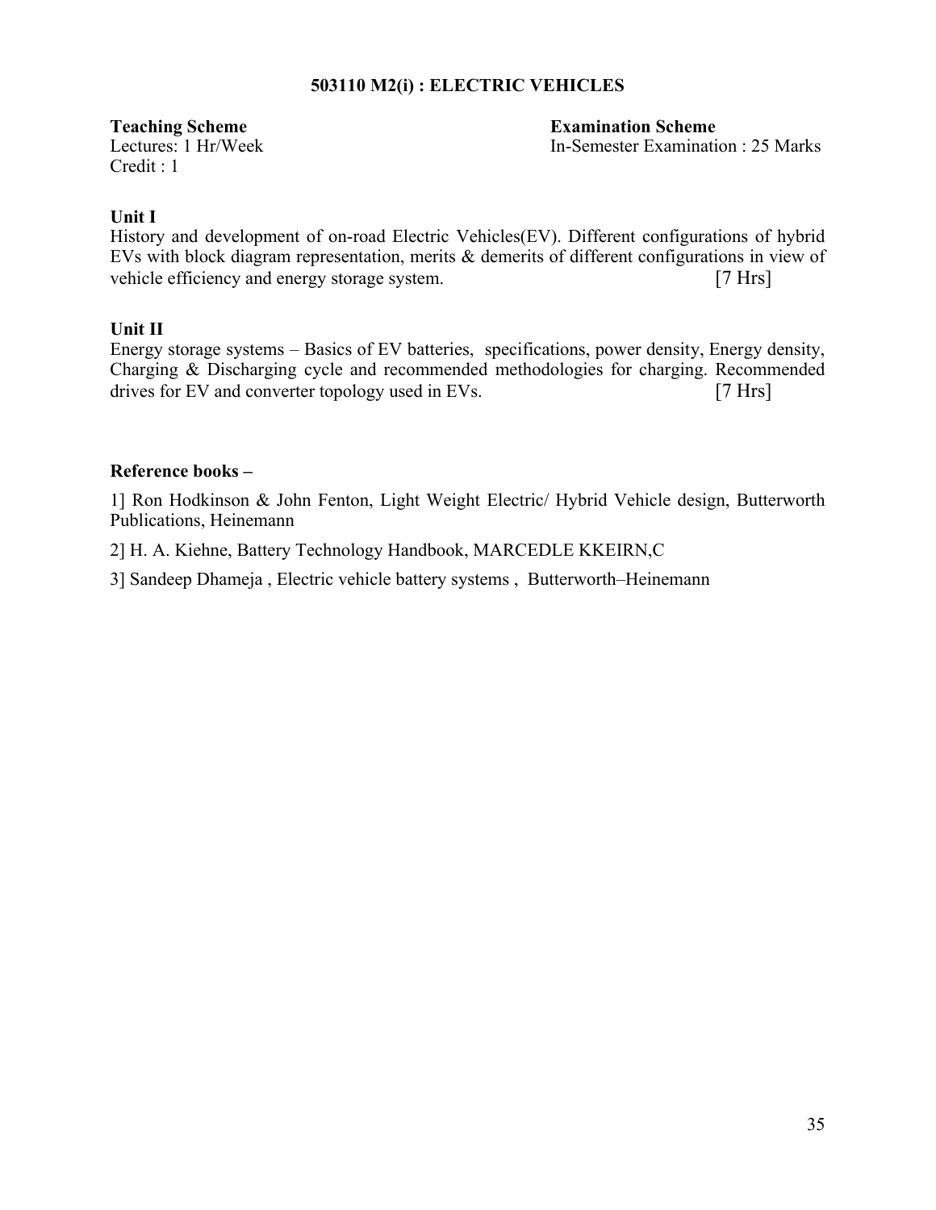## 503110 M2(i) : ELECTRIC VEHICLES

**Teaching Scheme**
Lectures: 1 Hr/Week
Credit : 1

**Examination Scheme**
In-Semester Examination : 25 Marks

**Unit I**

History and development of on-road Electric Vehicles(EV). Different configurations of hybrid EVs with block diagram representation, merits & demerits of different configurations in view of vehicle efficiency and energy storage system. [7 Hrs]

**Unit II**

Energy storage systems – Basics of EV batteries, specifications, power density, Energy density, Charging & Discharging cycle and recommended methodologies for charging. Recommended drives for EV and converter topology used in EVs. [7 Hrs]

**Reference books –**

1] Ron Hodkinson & John Fenton, Light Weight Electric/ Hybrid Vehicle design, Butterworth Publications, Heinemann

2] H. A. Kiehne, Battery Technology Handbook, MARCEDLE KKEIRN,C

3] Sandeep Dhameja , Electric vehicle battery systems , Butterworth–Heinemann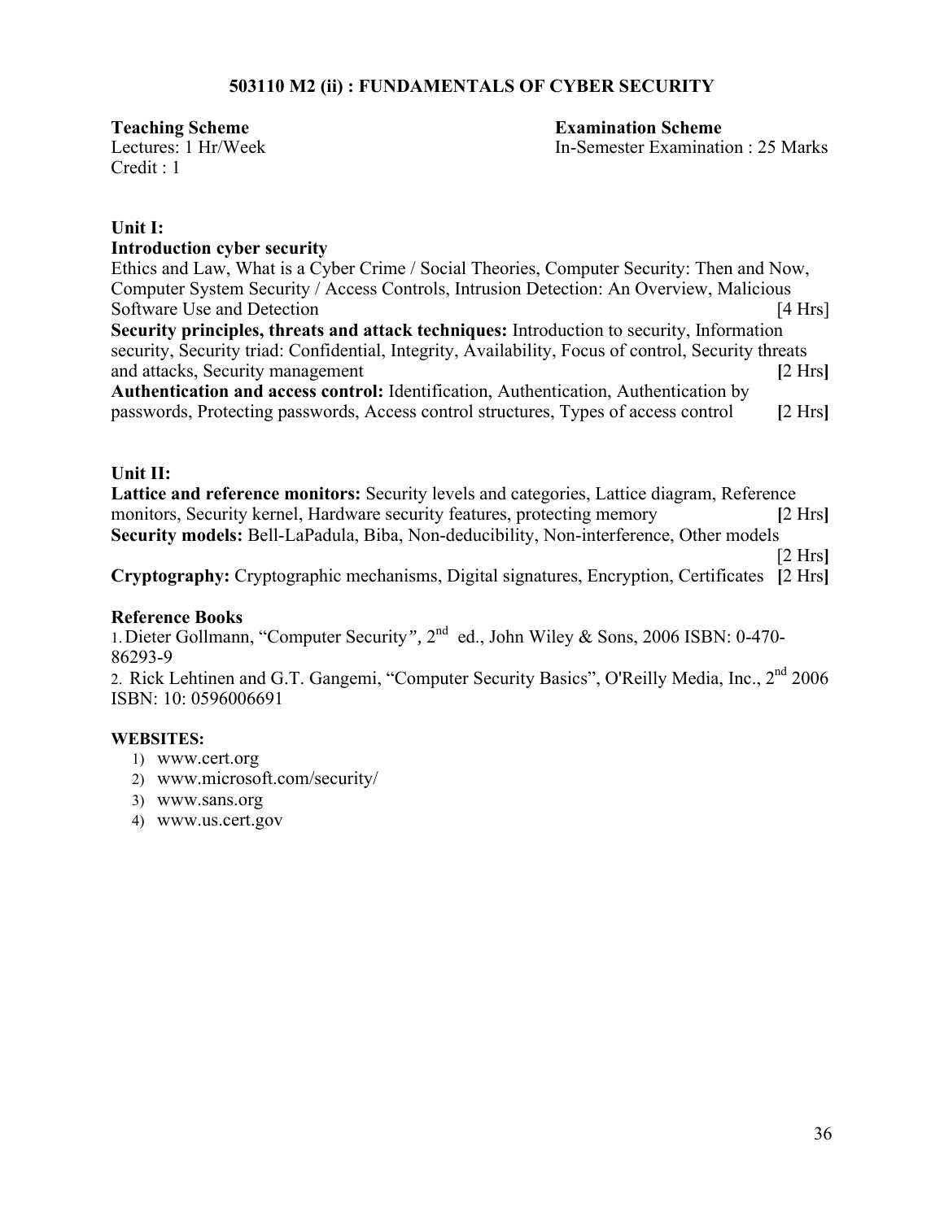## 503110 M2 (ii) : FUNDAMENTALS OF CYBER SECURITY

**Teaching Scheme**
Lectures: 1 Hr/Week
Credit : 1

**Examination Scheme**
In-Semester Examination : 25 Marks

### Unit I:

**Introduction cyber security**
Ethics and Law, What is a Cyber Crime / Social Theories, Computer Security: Then and Now, Computer System Security / Access Controls, Intrusion Detection: An Overview, Malicious Software Use and Detection [4 Hrs]

**Security principles, threats and attack techniques:** Introduction to security, Information security, Security triad: Confidential, Integrity, Availability, Focus of control, Security threats and attacks, Security management **[**2 Hrs**]**

**Authentication and access control:** Identification, Authentication, Authentication by passwords, Protecting passwords, Access control structures, Types of access control **[**2 Hrs**]**

### Unit II:

**Lattice and reference monitors:** Security levels and categories, Lattice diagram, Reference monitors, Security kernel, Hardware security features, protecting memory **[**2 Hrs**]**

**Security models:** Bell-LaPadula, Biba, Non-deducibility, Non-interference, Other models [2 Hrs**]**

**Cryptography:** Cryptographic mechanisms, Digital signatures, Encryption, Certificates **[**2 Hrs**]**

### Reference Books

1. Dieter Gollmann, "Computer Security", 2nd ed., John Wiley & Sons, 2006 ISBN: 0-470-86293-9
2. Rick Lehtinen and G.T. Gangemi, "Computer Security Basics", O'Reilly Media, Inc., 2nd 2006 ISBN: 10: 0596006691

### WEBSITES:

1) www.cert.org
2) www.microsoft.com/security/
3) www.sans.org
4) www.us.cert.gov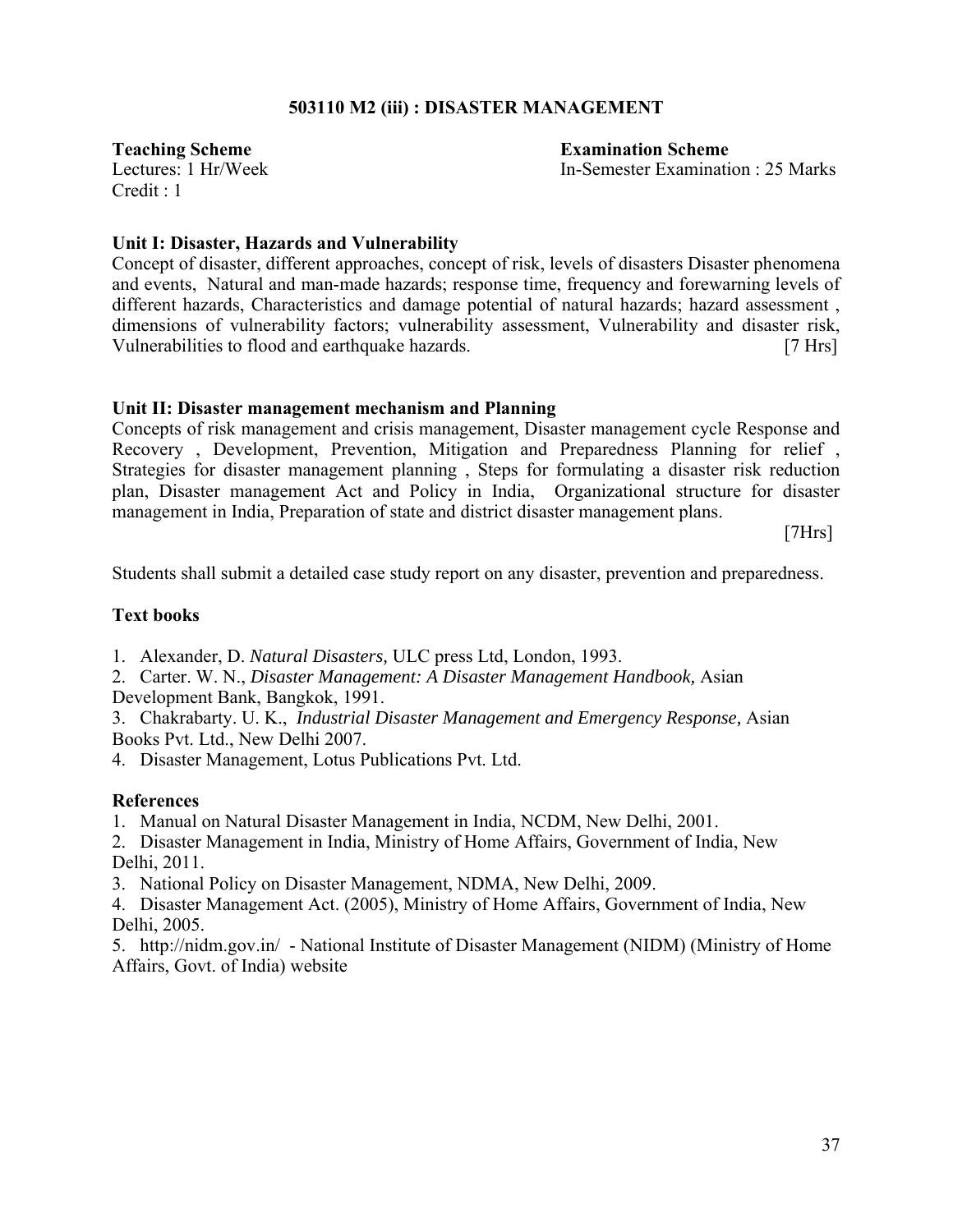## 503110 M2 (iii) : DISASTER MANAGEMENT

**Teaching Scheme**
Lectures: 1 Hr/Week
Credit : 1

**Examination Scheme**
In-Semester Examination : 25 Marks

**Unit I: Disaster, Hazards and Vulnerability**

Concept of disaster, different approaches, concept of risk, levels of disasters Disaster phenomena and events, Natural and man-made hazards; response time, frequency and forewarning levels of different hazards, Characteristics and damage potential of natural hazards; hazard assessment , dimensions of vulnerability factors; vulnerability assessment, Vulnerability and disaster risk, Vulnerabilities to flood and earthquake hazards. [7 Hrs]

**Unit II: Disaster management mechanism and Planning**

Concepts of risk management and crisis management, Disaster management cycle Response and Recovery , Development, Prevention, Mitigation and Preparedness Planning for relief , Strategies for disaster management planning , Steps for formulating a disaster risk reduction plan, Disaster management Act and Policy in India, Organizational structure for disaster management in India, Preparation of state and district disaster management plans. [7Hrs]

Students shall submit a detailed case study report on any disaster, prevention and preparedness.

**Text books**

1. Alexander, D. *Natural Disasters,* ULC press Ltd, London, 1993.
2. Carter. W. N., *Disaster Management: A Disaster Management Handbook,* Asian Development Bank, Bangkok, 1991.
3. Chakrabarty. U. K., *Industrial Disaster Management and Emergency Response,* Asian Books Pvt. Ltd., New Delhi 2007.
4. Disaster Management, Lotus Publications Pvt. Ltd.

**References**

1. Manual on Natural Disaster Management in India, NCDM, New Delhi, 2001.
2. Disaster Management in India, Ministry of Home Affairs, Government of India, New Delhi, 2011.
3. National Policy on Disaster Management, NDMA, New Delhi, 2009.
4. Disaster Management Act. (2005), Ministry of Home Affairs, Government of India, New Delhi, 2005.
5. http://nidm.gov.in/ - National Institute of Disaster Management (NIDM) (Ministry of Home Affairs, Govt. of India) website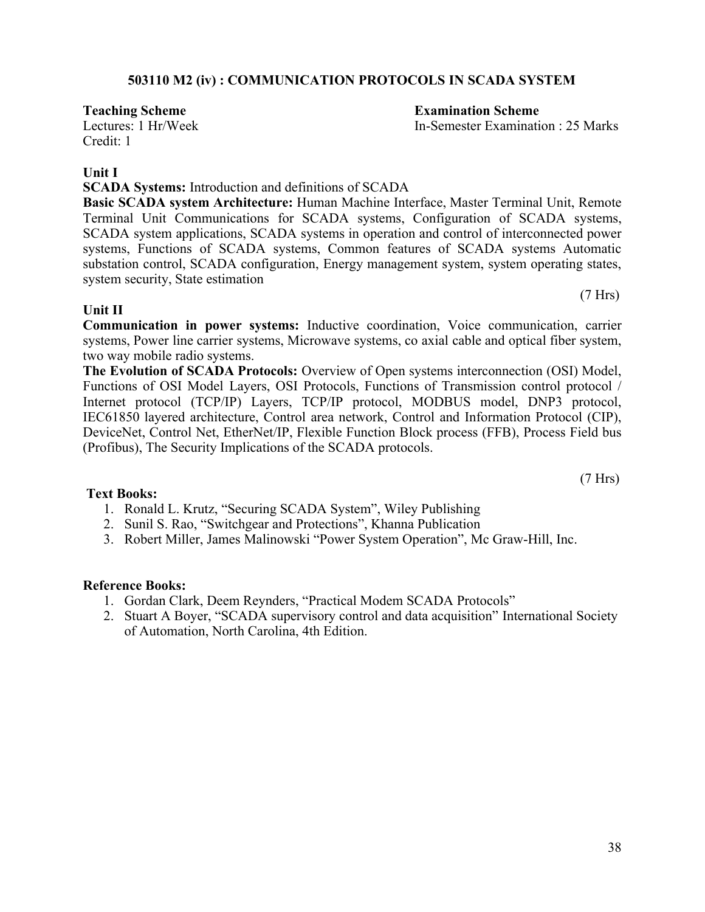## 503110 M2 (iv) : COMMUNICATION PROTOCOLS IN SCADA SYSTEM

**Teaching Scheme**
Lectures: 1 Hr/Week
Credit: 1

**Examination Scheme**
In-Semester Examination : 25 Marks

**Unit I**

**SCADA Systems:** Introduction and definitions of SCADA

**Basic SCADA system Architecture:** Human Machine Interface, Master Terminal Unit, Remote Terminal Unit Communications for SCADA systems, Configuration of SCADA systems, SCADA system applications, SCADA systems in operation and control of interconnected power systems, Functions of SCADA systems, Common features of SCADA systems Automatic substation control, SCADA configuration, Energy management system, system operating states, system security, State estimation

(7 Hrs)

**Unit II**

**Communication in power systems:** Inductive coordination, Voice communication, carrier systems, Power line carrier systems, Microwave systems, co axial cable and optical fiber system, two way mobile radio systems.

**The Evolution of SCADA Protocols:** Overview of Open systems interconnection (OSI) Model, Functions of OSI Model Layers, OSI Protocols, Functions of Transmission control protocol / Internet protocol (TCP/IP) Layers, TCP/IP protocol, MODBUS model, DNP3 protocol, IEC61850 layered architecture, Control area network, Control and Information Protocol (CIP), DeviceNet, Control Net, EtherNet/IP, Flexible Function Block process (FFB), Process Field bus (Profibus), The Security Implications of the SCADA protocols.

(7 Hrs)

**Text Books:**

1. Ronald L. Krutz, "Securing SCADA System", Wiley Publishing
2. Sunil S. Rao, "Switchgear and Protections", Khanna Publication
3. Robert Miller, James Malinowski "Power System Operation", Mc Graw-Hill, Inc.

**Reference Books:**

1. Gordan Clark, Deem Reynders, "Practical Modem SCADA Protocols"
2. Stuart A Boyer, "SCADA supervisory control and data acquisition" International Society of Automation, North Carolina, 4th Edition.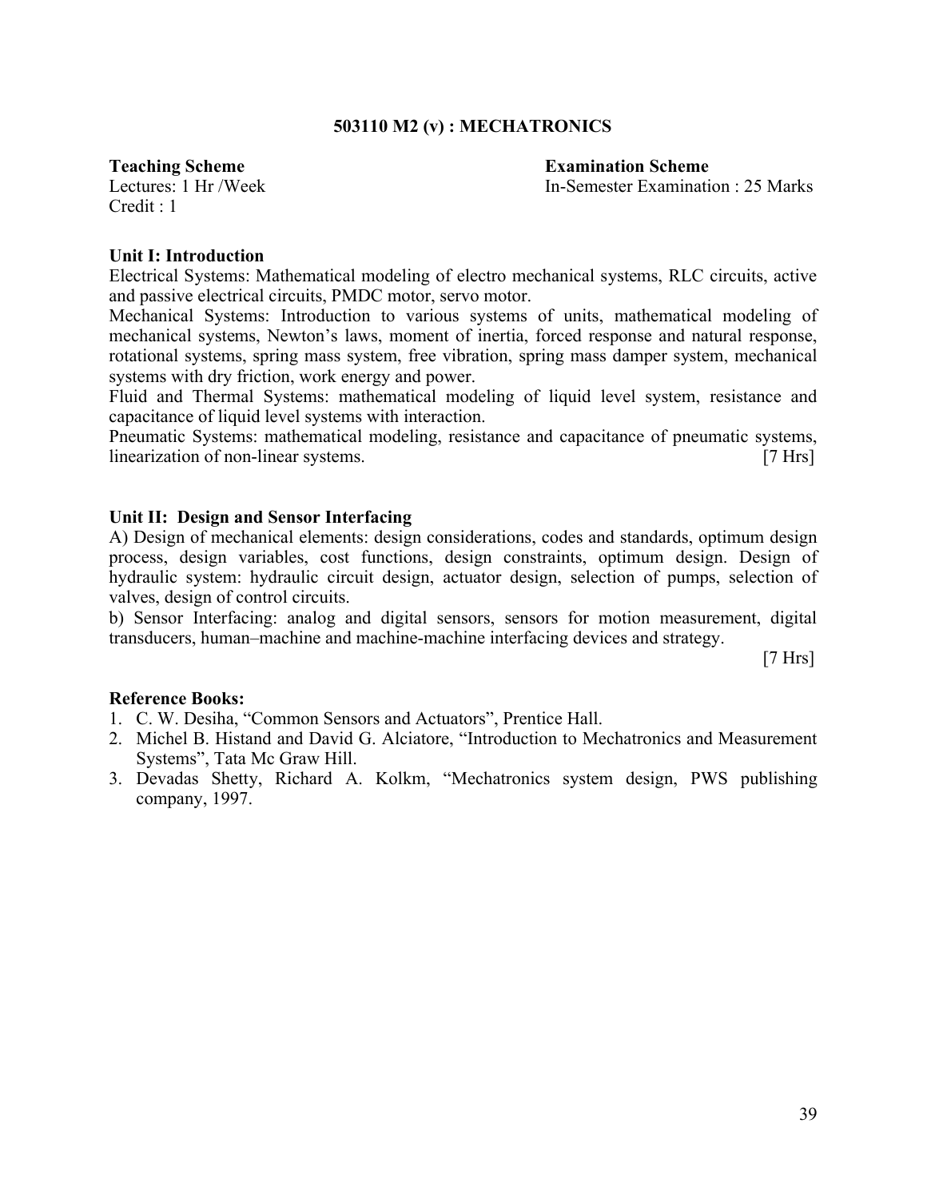## 503110 M2 (v) : MECHATRONICS

**Teaching Scheme**
Lectures: 1 Hr /Week
Credit : 1

**Examination Scheme**
In-Semester Examination : 25 Marks

### Unit I: Introduction

Electrical Systems: Mathematical modeling of electro mechanical systems, RLC circuits, active and passive electrical circuits, PMDC motor, servo motor.

Mechanical Systems: Introduction to various systems of units, mathematical modeling of mechanical systems, Newton's laws, moment of inertia, forced response and natural response, rotational systems, spring mass system, free vibration, spring mass damper system, mechanical systems with dry friction, work energy and power.

Fluid and Thermal Systems: mathematical modeling of liquid level system, resistance and capacitance of liquid level systems with interaction.

Pneumatic Systems: mathematical modeling, resistance and capacitance of pneumatic systems, linearization of non-linear systems. [7 Hrs]

### Unit II: Design and Sensor Interfacing

A) Design of mechanical elements: design considerations, codes and standards, optimum design process, design variables, cost functions, design constraints, optimum design. Design of hydraulic system: hydraulic circuit design, actuator design, selection of pumps, selection of valves, design of control circuits.

b) Sensor Interfacing: analog and digital sensors, sensors for motion measurement, digital transducers, human–machine and machine-machine interfacing devices and strategy.

[7 Hrs]

### Reference Books:

1. C. W. Desiha, "Common Sensors and Actuators", Prentice Hall.
2. Michel B. Histand and David G. Alciatore, "Introduction to Mechatronics and Measurement Systems", Tata Mc Graw Hill.
3. Devadas Shetty, Richard A. Kolkm, "Mechatronics system design, PWS publishing company, 1997.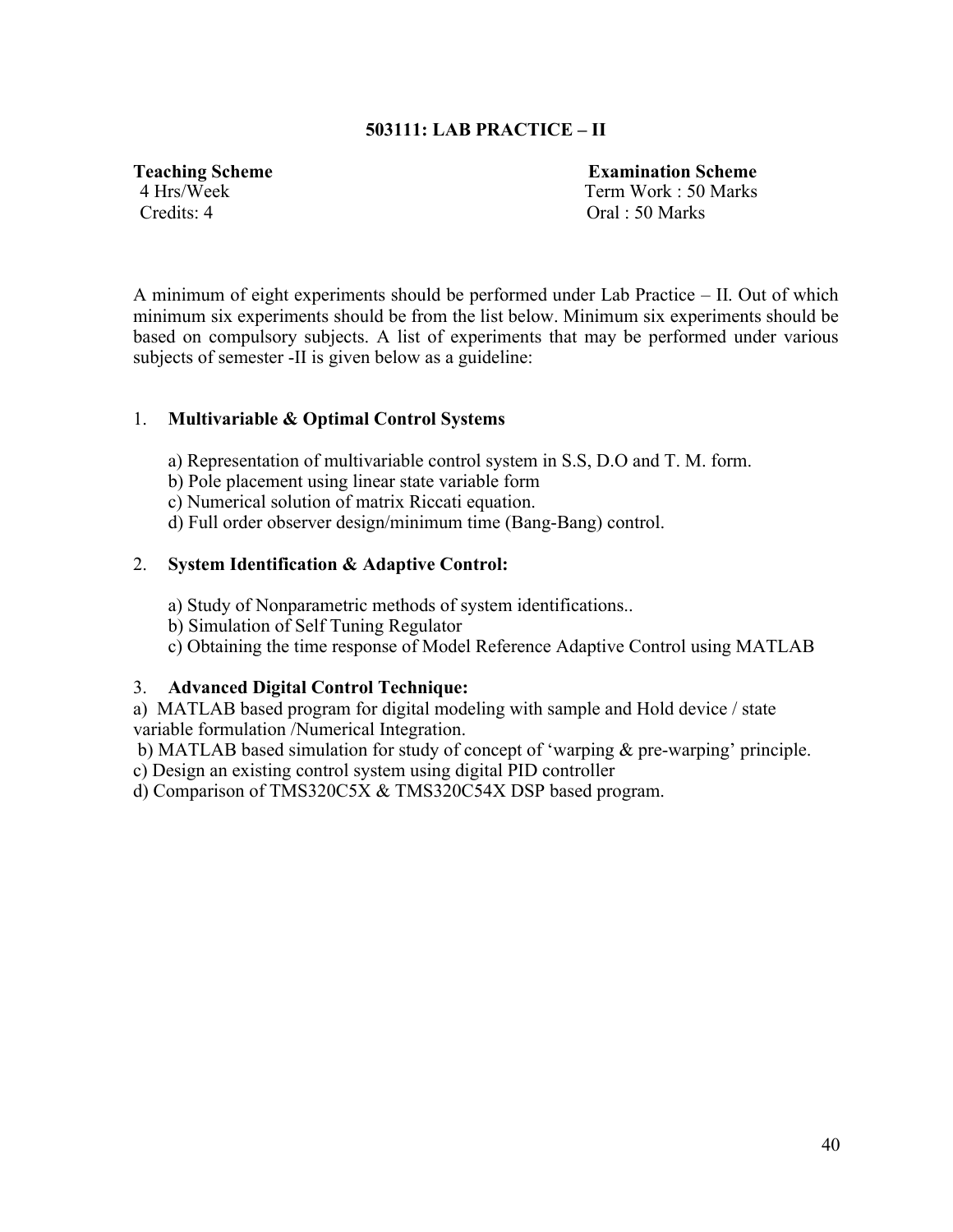## 503111: LAB PRACTICE – II

| **Teaching Scheme** | **Examination Scheme** |
|---|---|
| 4 Hrs/Week | Term Work : 50 Marks |
| Credits: 4 | Oral : 50 Marks |

A minimum of eight experiments should be performed under Lab Practice – II. Out of which minimum six experiments should be from the list below. Minimum six experiments should be based on compulsory subjects. A list of experiments that may be performed under various subjects of semester -II is given below as a guideline:

1. **Multivariable & Optimal Control Systems**

   a) Representation of multivariable control system in S.S, D.O and T. M. form.
   b) Pole placement using linear state variable form
   c) Numerical solution of matrix Riccati equation.
   d) Full order observer design/minimum time (Bang-Bang) control.

2. **System Identification & Adaptive Control:**

   a) Study of Nonparametric methods of system identifications..
   b) Simulation of Self Tuning Regulator
   c) Obtaining the time response of Model Reference Adaptive Control using MATLAB

3. **Advanced Digital Control Technique:**

a) MATLAB based program for digital modeling with sample and Hold device / state variable formulation /Numerical Integration.
b) MATLAB based simulation for study of concept of 'warping & pre-warping' principle.
c) Design an existing control system using digital PID controller
d) Comparison of TMS320C5X & TMS320C54X DSP based program.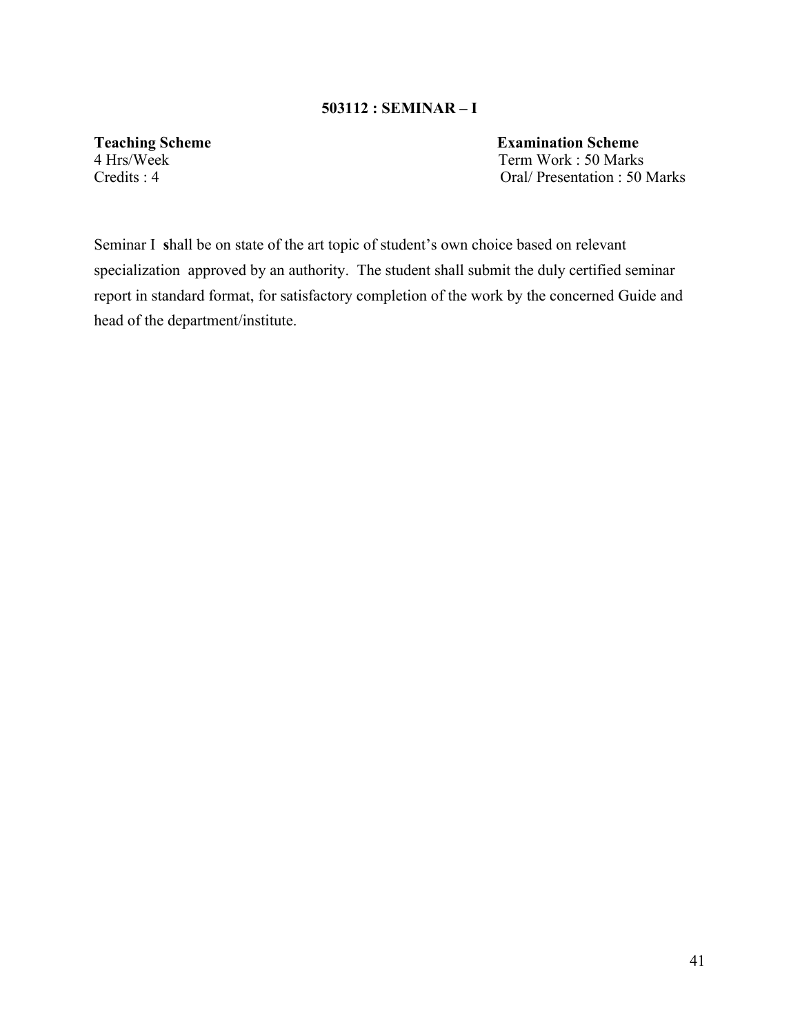## 503112 : SEMINAR – I

| **Teaching Scheme** | **Examination Scheme** |
|---|---|
| 4 Hrs/Week | Term Work : 50 Marks |
| Credits : 4 | Oral/ Presentation : 50 Marks |

Seminar I shall be on state of the art topic of student's own choice based on relevant specialization approved by an authority. The student shall submit the duly certified seminar report in standard format, for satisfactory completion of the work by the concerned Guide and head of the department/institute.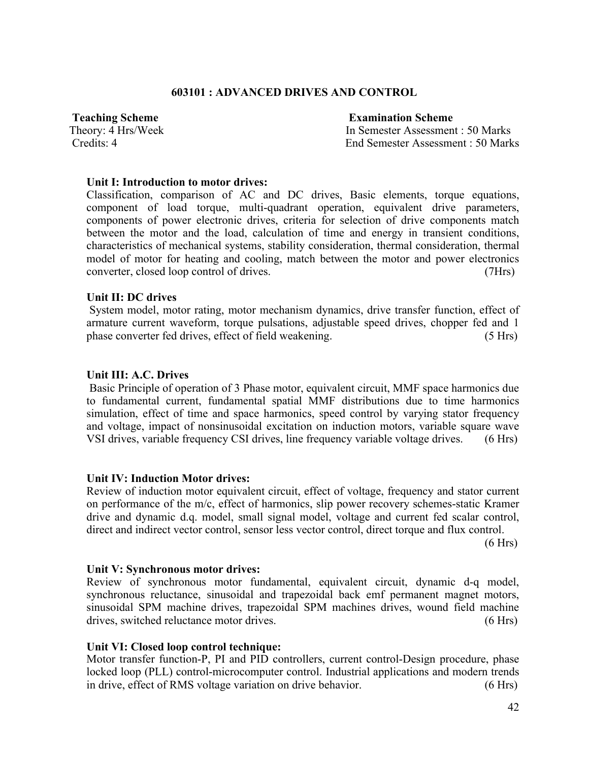## 603101 : ADVANCED DRIVES AND CONTROL

| **Teaching Scheme** | **Examination Scheme** |
|---|---|
| Theory: 4 Hrs/Week | In Semester Assessment : 50 Marks |
| Credits: 4 | End Semester Assessment : 50 Marks |

**Unit I: Introduction to motor drives:**

Classification, comparison of AC and DC drives, Basic elements, torque equations, component of load torque, multi-quadrant operation, equivalent drive parameters, components of power electronic drives, criteria for selection of drive components match between the motor and the load, calculation of time and energy in transient conditions, characteristics of mechanical systems, stability consideration, thermal consideration, thermal model of motor for heating and cooling, match between the motor and power electronics converter, closed loop control of drives. (7Hrs)

**Unit II: DC drives**

System model, motor rating, motor mechanism dynamics, drive transfer function, effect of armature current waveform, torque pulsations, adjustable speed drives, chopper fed and 1 phase converter fed drives, effect of field weakening. (5 Hrs)

**Unit III: A.C. Drives**

Basic Principle of operation of 3 Phase motor, equivalent circuit, MMF space harmonics due to fundamental current, fundamental spatial MMF distributions due to time harmonics simulation, effect of time and space harmonics, speed control by varying stator frequency and voltage, impact of nonsinusoidal excitation on induction motors, variable square wave VSI drives, variable frequency CSI drives, line frequency variable voltage drives. (6 Hrs)

**Unit IV: Induction Motor drives:**

Review of induction motor equivalent circuit, effect of voltage, frequency and stator current on performance of the m/c, effect of harmonics, slip power recovery schemes-static Kramer drive and dynamic d.q. model, small signal model, voltage and current fed scalar control, direct and indirect vector control, sensor less vector control, direct torque and flux control. (6 Hrs)

**Unit V: Synchronous motor drives:**

Review of synchronous motor fundamental, equivalent circuit, dynamic d-q model, synchronous reluctance, sinusoidal and trapezoidal back emf permanent magnet motors, sinusoidal SPM machine drives, trapezoidal SPM machines drives, wound field machine drives, switched reluctance motor drives. (6 Hrs)

**Unit VI: Closed loop control technique:**

Motor transfer function-P, PI and PID controllers, current control-Design procedure, phase locked loop (PLL) control-microcomputer control. Industrial applications and modern trends in drive, effect of RMS voltage variation on drive behavior. (6 Hrs)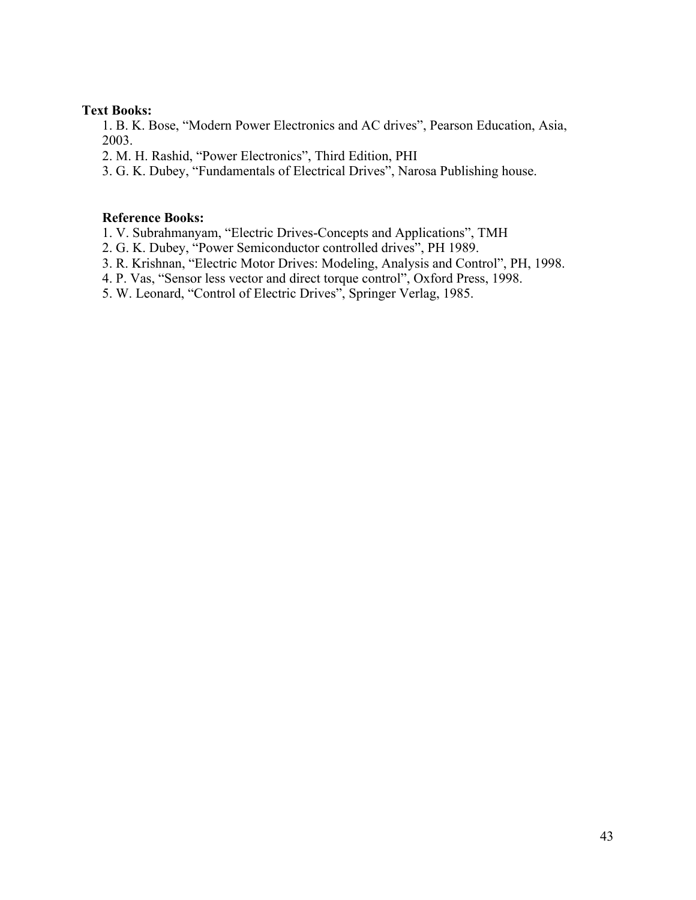**Text Books:**

1. B. K. Bose, "Modern Power Electronics and AC drives", Pearson Education, Asia, 2003.
2. M. H. Rashid, "Power Electronics", Third Edition, PHI
3. G. K. Dubey, "Fundamentals of Electrical Drives", Narosa Publishing house.

**Reference Books:**

1. V. Subrahmanyam, "Electric Drives-Concepts and Applications", TMH
2. G. K. Dubey, "Power Semiconductor controlled drives", PH 1989.
3. R. Krishnan, "Electric Motor Drives: Modeling, Analysis and Control", PH, 1998.
4. P. Vas, "Sensor less vector and direct torque control", Oxford Press, 1998.
5. W. Leonard, "Control of Electric Drives", Springer Verlag, 1985.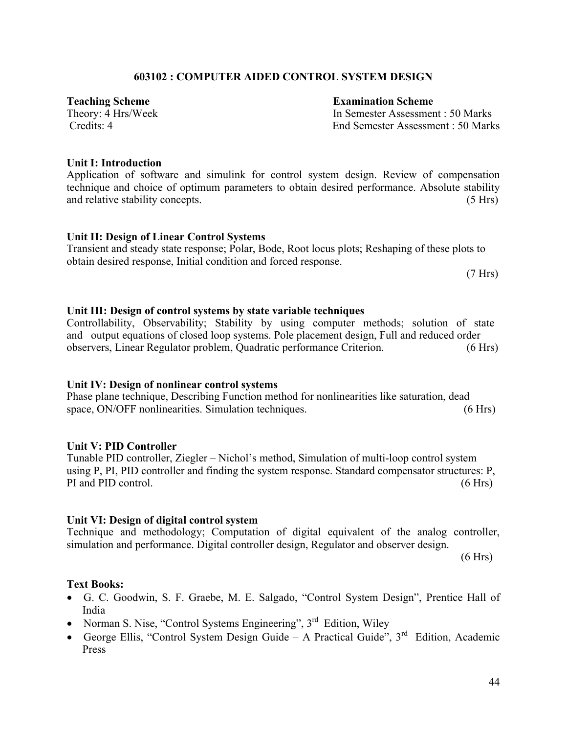## 603102 : COMPUTER AIDED CONTROL SYSTEM DESIGN

**Teaching Scheme**
Theory: 4 Hrs/Week
Credits: 4

**Examination Scheme**
In Semester Assessment : 50 Marks
End Semester Assessment : 50 Marks

**Unit I: Introduction**
Application of software and simulink for control system design. Review of compensation technique and choice of optimum parameters to obtain desired performance. Absolute stability and relative stability concepts. (5 Hrs)

**Unit II: Design of Linear Control Systems**
Transient and steady state response; Polar, Bode, Root locus plots; Reshaping of these plots to obtain desired response, Initial condition and forced response.
(7 Hrs)

**Unit III: Design of control systems by state variable techniques**
Controllability, Observability; Stability by using computer methods; solution of state and output equations of closed loop systems. Pole placement design, Full and reduced order observers, Linear Regulator problem, Quadratic performance Criterion. (6 Hrs)

**Unit IV: Design of nonlinear control systems**
Phase plane technique, Describing Function method for nonlinearities like saturation, dead space, ON/OFF nonlinearities. Simulation techniques. (6 Hrs)

**Unit V: PID Controller**
Tunable PID controller, Ziegler – Nichol's method, Simulation of multi-loop control system using P, PI, PID controller and finding the system response. Standard compensator structures: P, PI and PID control. (6 Hrs)

**Unit VI: Design of digital control system**
Technique and methodology; Computation of digital equivalent of the analog controller, simulation and performance. Digital controller design, Regulator and observer design.
(6 Hrs)

**Text Books:**

- G. C. Goodwin, S. F. Graebe, M. E. Salgado, "Control System Design", Prentice Hall of India
- Norman S. Nise, "Control Systems Engineering", 3rd Edition, Wiley
- George Ellis, "Control System Design Guide – A Practical Guide", 3rd Edition, Academic Press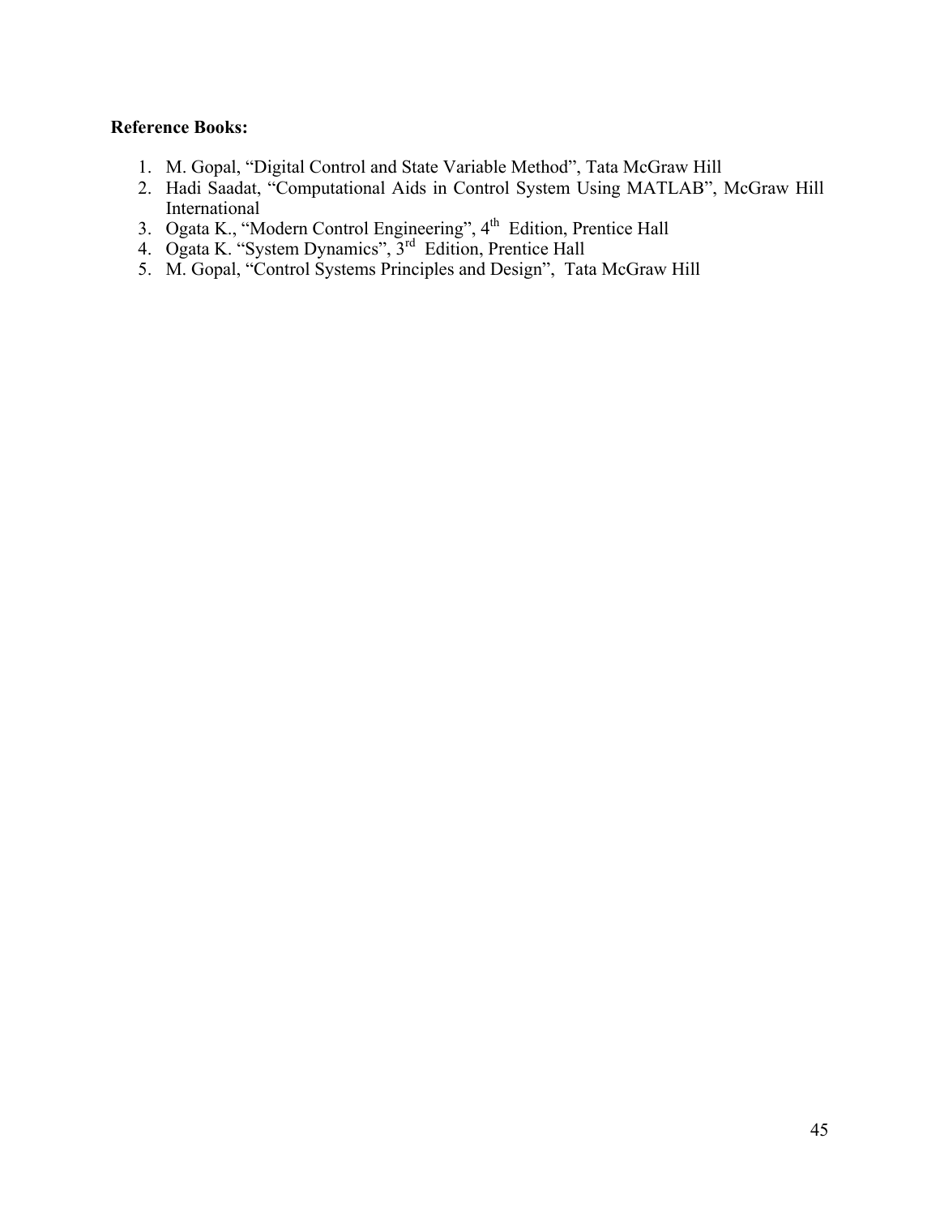**Reference Books:**

1. M. Gopal, “Digital Control and State Variable Method”, Tata McGraw Hill
2. Hadi Saadat, “Computational Aids in Control System Using MATLAB”, McGraw Hill International
3. Ogata K., “Modern Control Engineering”, 4th Edition, Prentice Hall
4. Ogata K. “System Dynamics”, 3rd Edition, Prentice Hall
5. M. Gopal, “Control Systems Principles and Design”, Tata McGraw Hill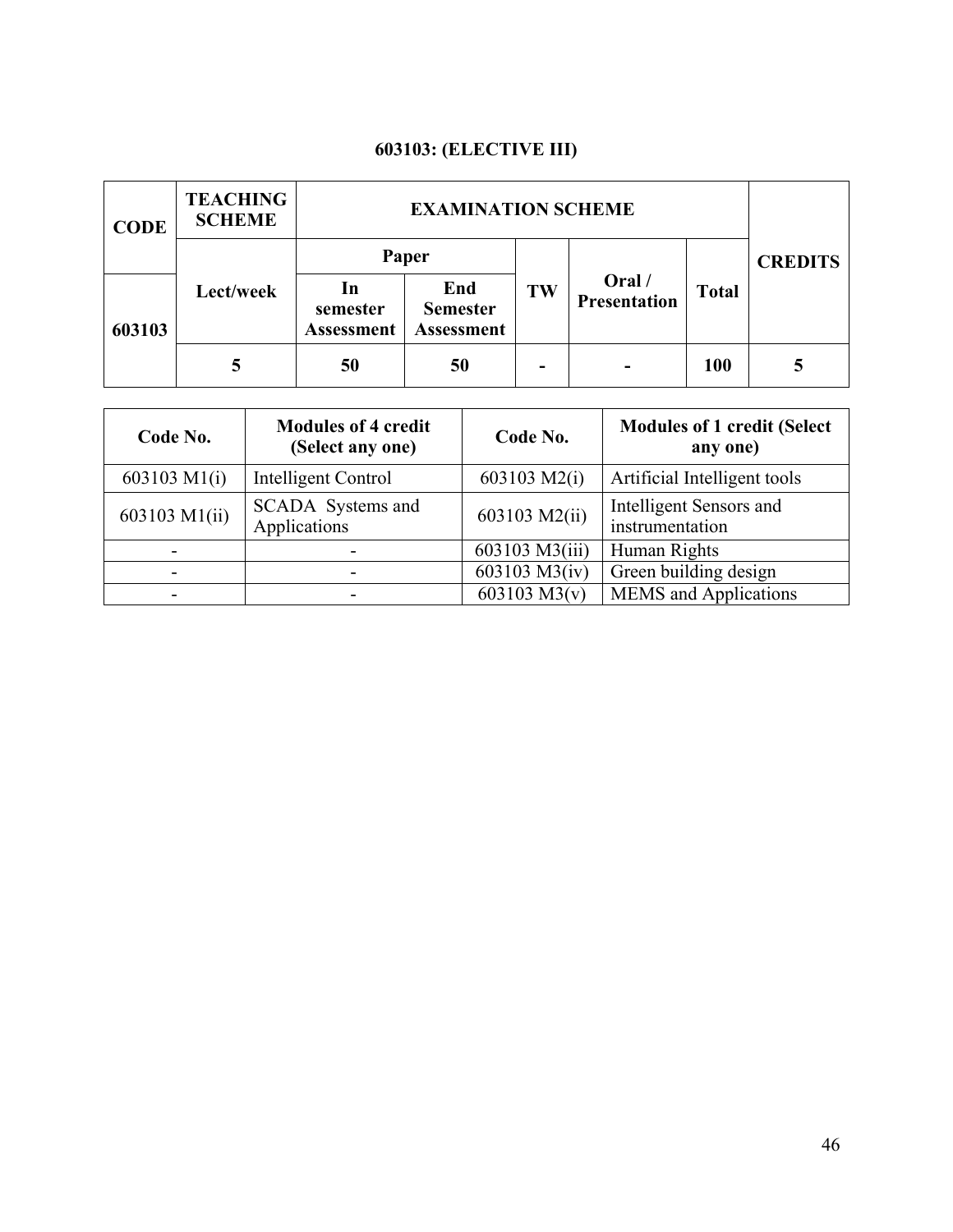### 603103: (ELECTIVE III)

| CODE | TEACHING SCHEME | EXAMINATION SCHEME | | | | | CREDITS |
|---|---|---|---|---|---|---|---|
| | | Paper | | | | | |
| 603103 | Lect/week | In semester Assessment | End Semester Assessment | TW | Oral / Presentation | Total | |
| | 5 | 50 | 50 | - | - | 100 | 5 |

| Code No. | Modules of 4 credit (Select any one) | Code No. | Modules of 1 credit (Select any one) |
|---|---|---|---|
| 603103 M1(i) | Intelligent Control | 603103 M2(i) | Artificial Intelligent tools |
| 603103 M1(ii) | SCADA Systems and Applications | 603103 M2(ii) | Intelligent Sensors and instrumentation |
| - | - | 603103 M3(iii) | Human Rights |
| - | - | 603103 M3(iv) | Green building design |
| - | - | 603103 M3(v) | MEMS and Applications |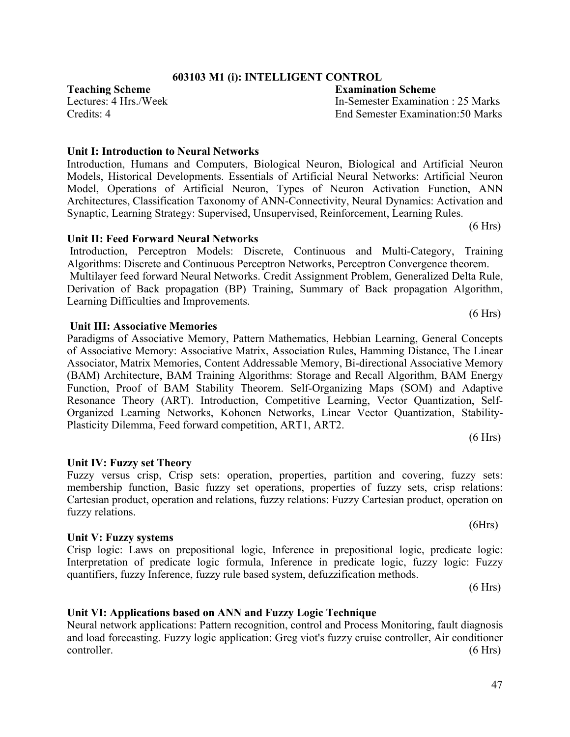## 603103 M1 (i): INTELLIGENT CONTROL

**Teaching Scheme**
Lectures: 4 Hrs./Week
Credits: 4

**Examination Scheme**
In-Semester Examination : 25 Marks
End Semester Examination:50 Marks

### Unit I: Introduction to Neural Networks

Introduction, Humans and Computers, Biological Neuron, Biological and Artificial Neuron Models, Historical Developments. Essentials of Artificial Neural Networks: Artificial Neuron Model, Operations of Artificial Neuron, Types of Neuron Activation Function, ANN Architectures, Classification Taxonomy of ANN-Connectivity, Neural Dynamics: Activation and Synaptic, Learning Strategy: Supervised, Unsupervised, Reinforcement, Learning Rules.

(6 Hrs)

### Unit II: Feed Forward Neural Networks

Introduction, Perceptron Models: Discrete, Continuous and Multi-Category, Training Algorithms: Discrete and Continuous Perceptron Networks, Perceptron Convergence theorem.
Multilayer feed forward Neural Networks. Credit Assignment Problem, Generalized Delta Rule, Derivation of Back propagation (BP) Training, Summary of Back propagation Algorithm, Learning Difficulties and Improvements.

(6 Hrs)

### Unit III: Associative Memories

Paradigms of Associative Memory, Pattern Mathematics, Hebbian Learning, General Concepts of Associative Memory: Associative Matrix, Association Rules, Hamming Distance, The Linear Associator, Matrix Memories, Content Addressable Memory, Bi-directional Associative Memory (BAM) Architecture, BAM Training Algorithms: Storage and Recall Algorithm, BAM Energy Function, Proof of BAM Stability Theorem. Self-Organizing Maps (SOM) and Adaptive Resonance Theory (ART). Introduction, Competitive Learning, Vector Quantization, Self-Organized Learning Networks, Kohonen Networks, Linear Vector Quantization, Stability-Plasticity Dilemma, Feed forward competition, ART1, ART2.

(6 Hrs)

### Unit IV: Fuzzy set Theory

Fuzzy versus crisp, Crisp sets: operation, properties, partition and covering, fuzzy sets: membership function, Basic fuzzy set operations, properties of fuzzy sets, crisp relations: Cartesian product, operation and relations, fuzzy relations: Fuzzy Cartesian product, operation on fuzzy relations.

(6Hrs)

### Unit V: Fuzzy systems

Crisp logic: Laws on prepositional logic, Inference in prepositional logic, predicate logic: Interpretation of predicate logic formula, Inference in predicate logic, fuzzy logic: Fuzzy quantifiers, fuzzy Inference, fuzzy rule based system, defuzzification methods.

(6 Hrs)

### Unit VI: Applications based on ANN and Fuzzy Logic Technique

Neural network applications: Pattern recognition, control and Process Monitoring, fault diagnosis and load forecasting. Fuzzy logic application: Greg viot's fuzzy cruise controller, Air conditioner controller. (6 Hrs)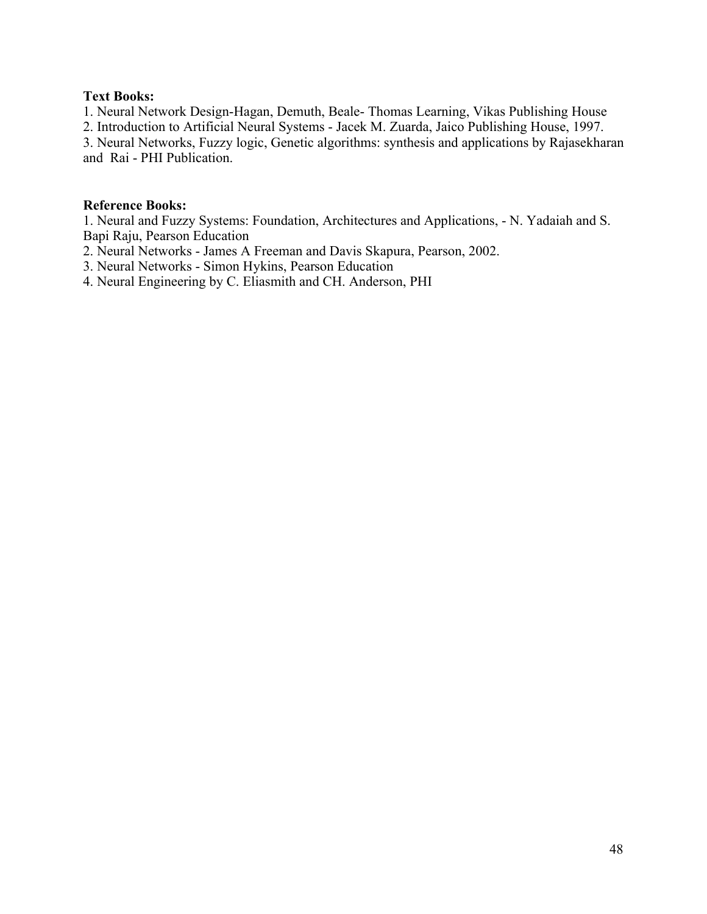**Text Books:**

1. Neural Network Design-Hagan, Demuth, Beale- Thomas Learning, Vikas Publishing House
2. Introduction to Artificial Neural Systems - Jacek M. Zuarda, Jaico Publishing House, 1997.
3. Neural Networks, Fuzzy logic, Genetic algorithms: synthesis and applications by Rajasekharan and Rai - PHI Publication.

**Reference Books:**

1. Neural and Fuzzy Systems: Foundation, Architectures and Applications, - N. Yadaiah and S. Bapi Raju, Pearson Education
2. Neural Networks - James A Freeman and Davis Skapura, Pearson, 2002.
3. Neural Networks - Simon Hykins, Pearson Education
4. Neural Engineering by C. Eliasmith and CH. Anderson, PHI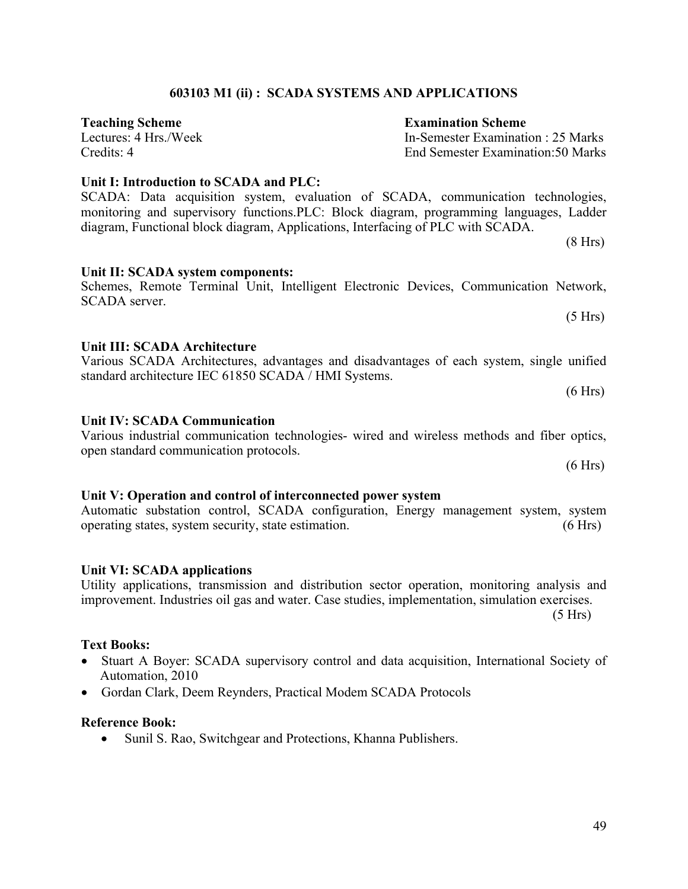## 603103 M1 (ii) : SCADA SYSTEMS AND APPLICATIONS

| **Teaching Scheme** | **Examination Scheme** |
|---|---|
| Lectures: 4 Hrs./Week | In-Semester Examination : 25 Marks |
| Credits: 4 | End Semester Examination:50 Marks |

**Unit I: Introduction to SCADA and PLC:**
SCADA: Data acquisition system, evaluation of SCADA, communication technologies, monitoring and supervisory functions.PLC: Block diagram, programming languages, Ladder diagram, Functional block diagram, Applications, Interfacing of PLC with SCADA.
(8 Hrs)

**Unit II: SCADA system components:**
Schemes, Remote Terminal Unit, Intelligent Electronic Devices, Communication Network, SCADA server.
(5 Hrs)

**Unit III: SCADA Architecture**
Various SCADA Architectures, advantages and disadvantages of each system, single unified standard architecture IEC 61850 SCADA / HMI Systems.
(6 Hrs)

**Unit IV: SCADA Communication**
Various industrial communication technologies- wired and wireless methods and fiber optics, open standard communication protocols.
(6 Hrs)

**Unit V: Operation and control of interconnected power system**
Automatic substation control, SCADA configuration, Energy management system, system operating states, system security, state estimation. (6 Hrs)

**Unit VI: SCADA applications**
Utility applications, transmission and distribution sector operation, monitoring analysis and improvement. Industries oil gas and water. Case studies, implementation, simulation exercises.
(5 Hrs)

**Text Books:**

- Stuart A Boyer: SCADA supervisory control and data acquisition, International Society of Automation, 2010
- Gordan Clark, Deem Reynders, Practical Modem SCADA Protocols

**Reference Book:**

- Sunil S. Rao, Switchgear and Protections, Khanna Publishers.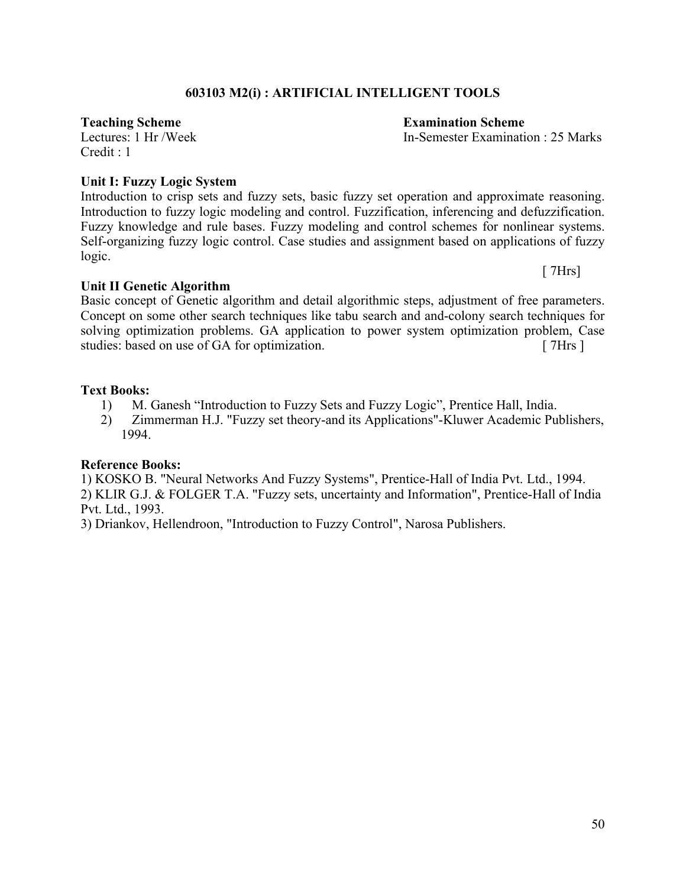### 603103 M2(i) : ARTIFICIAL INTELLIGENT TOOLS

**Teaching Scheme**
Lectures: 1 Hr /Week
Credit : 1

**Examination Scheme**
In-Semester Examination : 25 Marks

**Unit I: Fuzzy Logic System**

Introduction to crisp sets and fuzzy sets, basic fuzzy set operation and approximate reasoning. Introduction to fuzzy logic modeling and control. Fuzzification, inferencing and defuzzification. Fuzzy knowledge and rule bases. Fuzzy modeling and control schemes for nonlinear systems. Self-organizing fuzzy logic control. Case studies and assignment based on applications of fuzzy logic.

[ 7Hrs]

**Unit II Genetic Algorithm**

Basic concept of Genetic algorithm and detail algorithmic steps, adjustment of free parameters. Concept on some other search techniques like tabu search and and-colony search techniques for solving optimization problems. GA application to power system optimization problem, Case studies: based on use of GA for optimization. [ 7Hrs ]

**Text Books:**

1) M. Ganesh "Introduction to Fuzzy Sets and Fuzzy Logic", Prentice Hall, India.
2) Zimmerman H.J. "Fuzzy set theory-and its Applications"-Kluwer Academic Publishers, 1994.

**Reference Books:**

1) KOSKO B. "Neural Networks And Fuzzy Systems", Prentice-Hall of India Pvt. Ltd., 1994.
2) KLIR G.J. & FOLGER T.A. "Fuzzy sets, uncertainty and Information", Prentice-Hall of India Pvt. Ltd., 1993.
3) Driankov, Hellendroon, "Introduction to Fuzzy Control", Narosa Publishers.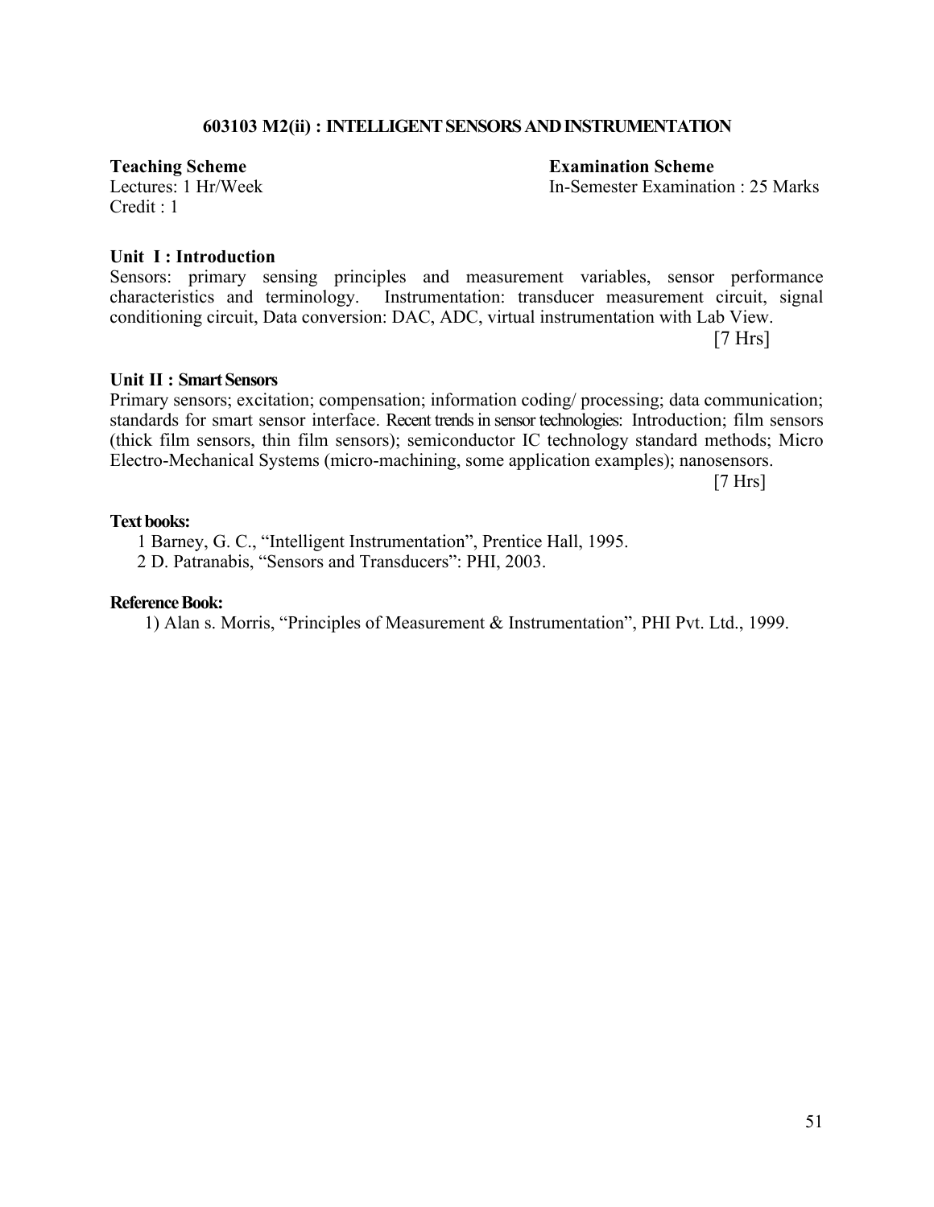## 603103 M2(ii) : INTELLIGENT SENSORS AND INSTRUMENTATION

**Teaching Scheme**
Lectures: 1 Hr/Week
Credit : 1

**Examination Scheme**
In-Semester Examination : 25 Marks

**Unit I : Introduction**

Sensors: primary sensing principles and measurement variables, sensor performance characteristics and terminology. Instrumentation: transducer measurement circuit, signal conditioning circuit, Data conversion: DAC, ADC, virtual instrumentation with Lab View.

[7 Hrs]

**Unit II : Smart Sensors**

Primary sensors; excitation; compensation; information coding/ processing; data communication; standards for smart sensor interface. Recent trends in sensor technologies: Introduction; film sensors (thick film sensors, thin film sensors); semiconductor IC technology standard methods; Micro Electro-Mechanical Systems (micro-machining, some application examples); nanosensors.

[7 Hrs]

**Text books:**

1 Barney, G. C., "Intelligent Instrumentation", Prentice Hall, 1995.
2 D. Patranabis, "Sensors and Transducers": PHI, 2003.

**Reference Book:**

1) Alan s. Morris, "Principles of Measurement & Instrumentation", PHI Pvt. Ltd., 1999.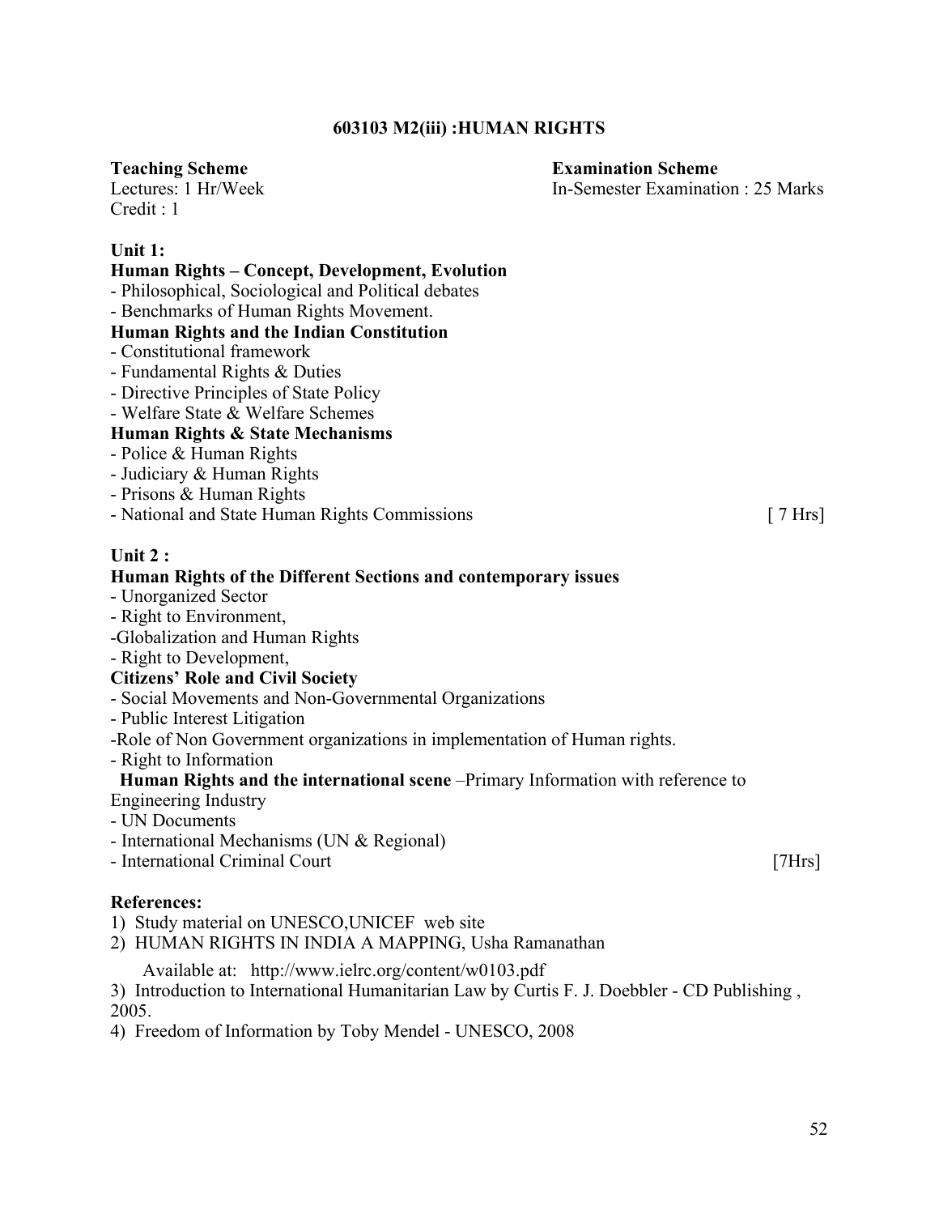# 603103 M2(iii) :HUMAN RIGHTS

**Teaching Scheme**
Lectures: 1 Hr/Week
Credit : 1

**Examination Scheme**
In-Semester Examination : 25 Marks

**Unit 1:**

**Human Rights – Concept, Development, Evolution**

- Philosophical, Sociological and Political debates
- Benchmarks of Human Rights Movement.

**Human Rights and the Indian Constitution**

- Constitutional framework
- Fundamental Rights & Duties
- Directive Principles of State Policy
- Welfare State & Welfare Schemes

**Human Rights & State Mechanisms**

- Police & Human Rights
- Judiciary & Human Rights
- Prisons & Human Rights
- National and State Human Rights Commissions [ 7 Hrs]

**Unit 2 :**

**Human Rights of the Different Sections and contemporary issues**

- Unorganized Sector
- Right to Environment,
- Globalization and Human Rights
- Right to Development,

**Citizens' Role and Civil Society**

- Social Movements and Non-Governmental Organizations
- Public Interest Litigation
- Role of Non Government organizations in implementation of Human rights.
- Right to Information

**Human Rights and the international scene** –Primary Information with reference to Engineering Industry

- UN Documents
- International Mechanisms (UN & Regional)
- International Criminal Court [7Hrs]

**References:**

1) Study material on UNESCO,UNICEF web site
2) HUMAN RIGHTS IN INDIA A MAPPING, Usha Ramanathan

   Available at: http://www.ielrc.org/content/w0103.pdf
3) Introduction to International Humanitarian Law by Curtis F. J. Doebbler - CD Publishing , 2005.
4) Freedom of Information by Toby Mendel - UNESCO, 2008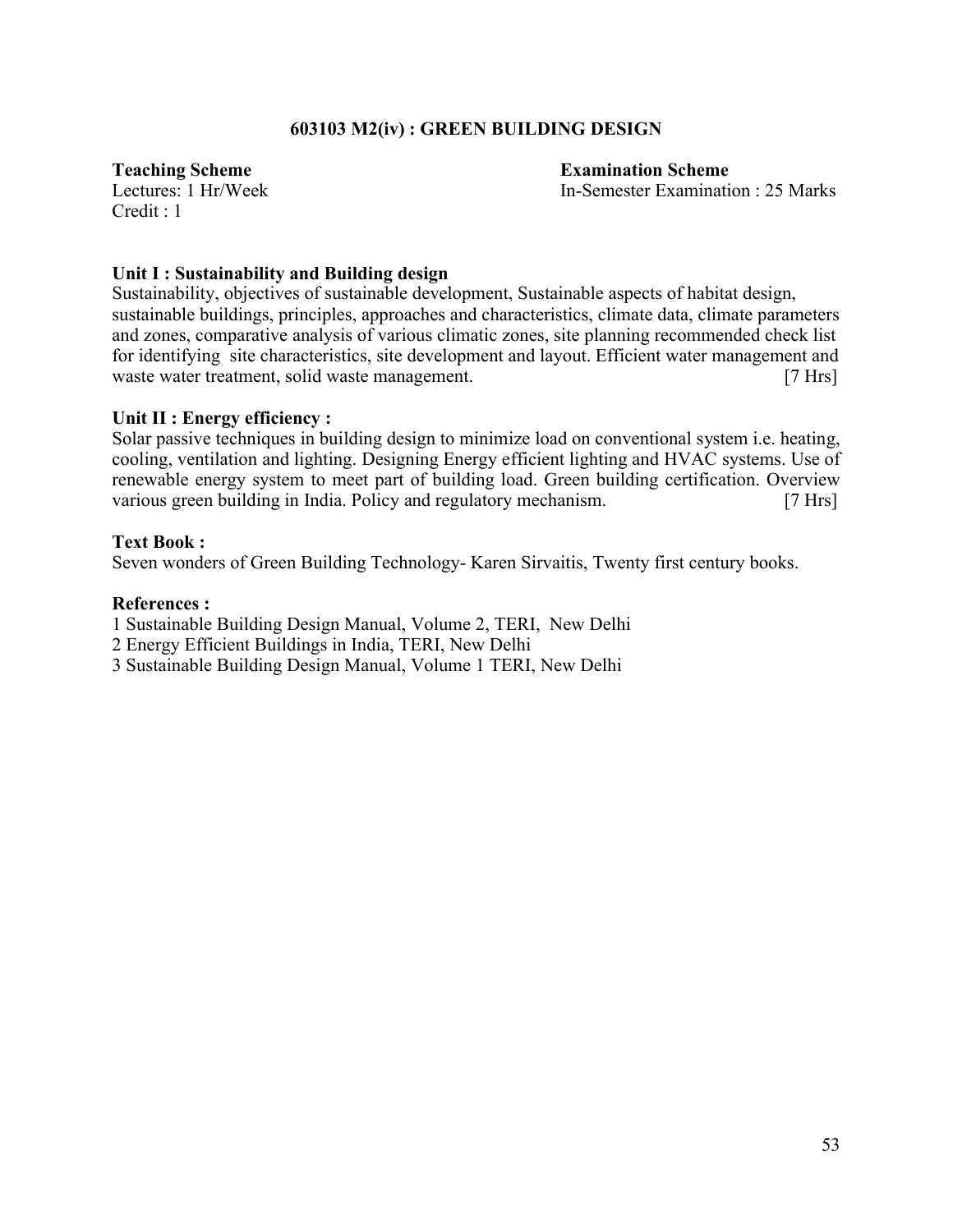## 603103 M2(iv) : GREEN BUILDING DESIGN

**Teaching Scheme**
Lectures: 1 Hr/Week
Credit : 1

**Examination Scheme**
In-Semester Examination : 25 Marks

**Unit I : Sustainability and Building design**

Sustainability, objectives of sustainable development, Sustainable aspects of habitat design, sustainable buildings, principles, approaches and characteristics, climate data, climate parameters and zones, comparative analysis of various climatic zones, site planning recommended check list for identifying site characteristics, site development and layout. Efficient water management and waste water treatment, solid waste management. [7 Hrs]

**Unit II : Energy efficiency :**

Solar passive techniques in building design to minimize load on conventional system i.e. heating, cooling, ventilation and lighting. Designing Energy efficient lighting and HVAC systems. Use of renewable energy system to meet part of building load. Green building certification. Overview various green building in India. Policy and regulatory mechanism. [7 Hrs]

**Text Book :**

Seven wonders of Green Building Technology- Karen Sirvaitis, Twenty first century books.

**References :**

1 Sustainable Building Design Manual, Volume 2, TERI, New Delhi
2 Energy Efficient Buildings in India, TERI, New Delhi
3 Sustainable Building Design Manual, Volume 1 TERI, New Delhi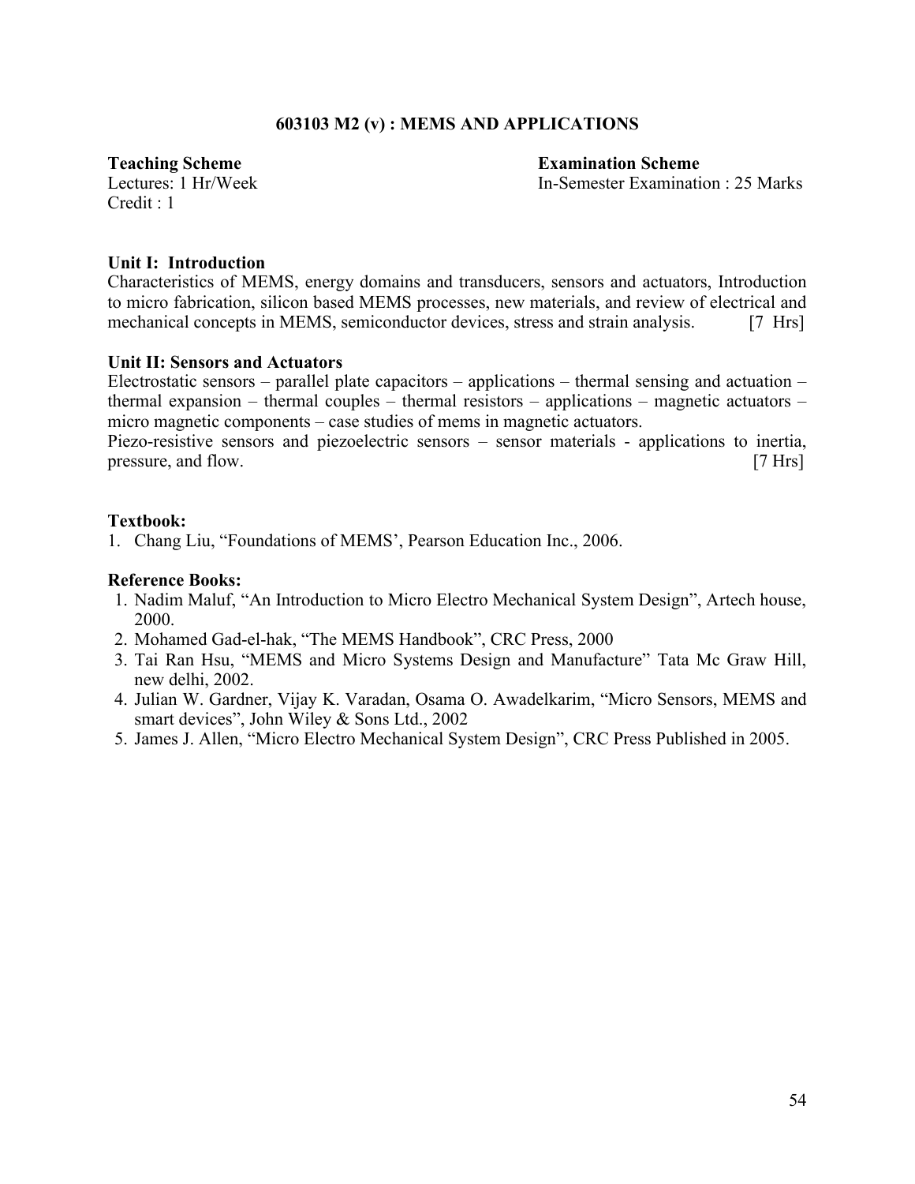## 603103 M2 (v) : MEMS AND APPLICATIONS

**Teaching Scheme**
Lectures: 1 Hr/Week
Credit : 1

**Examination Scheme**
In-Semester Examination : 25 Marks

**Unit I: Introduction**
Characteristics of MEMS, energy domains and transducers, sensors and actuators, Introduction to micro fabrication, silicon based MEMS processes, new materials, and review of electrical and mechanical concepts in MEMS, semiconductor devices, stress and strain analysis. [7 Hrs]

**Unit II: Sensors and Actuators**
Electrostatic sensors – parallel plate capacitors – applications – thermal sensing and actuation – thermal expansion – thermal couples – thermal resistors – applications – magnetic actuators – micro magnetic components – case studies of mems in magnetic actuators.
Piezo-resistive sensors and piezoelectric sensors – sensor materials - applications to inertia, pressure, and flow. [7 Hrs]

**Textbook:**

1. Chang Liu, "Foundations of MEMS', Pearson Education Inc., 2006.

**Reference Books:**

1. Nadim Maluf, "An Introduction to Micro Electro Mechanical System Design", Artech house, 2000.
2. Mohamed Gad-el-hak, "The MEMS Handbook", CRC Press, 2000
3. Tai Ran Hsu, "MEMS and Micro Systems Design and Manufacture" Tata Mc Graw Hill, new delhi, 2002.
4. Julian W. Gardner, Vijay K. Varadan, Osama O. Awadelkarim, "Micro Sensors, MEMS and smart devices", John Wiley & Sons Ltd., 2002
5. James J. Allen, "Micro Electro Mechanical System Design", CRC Press Published in 2005.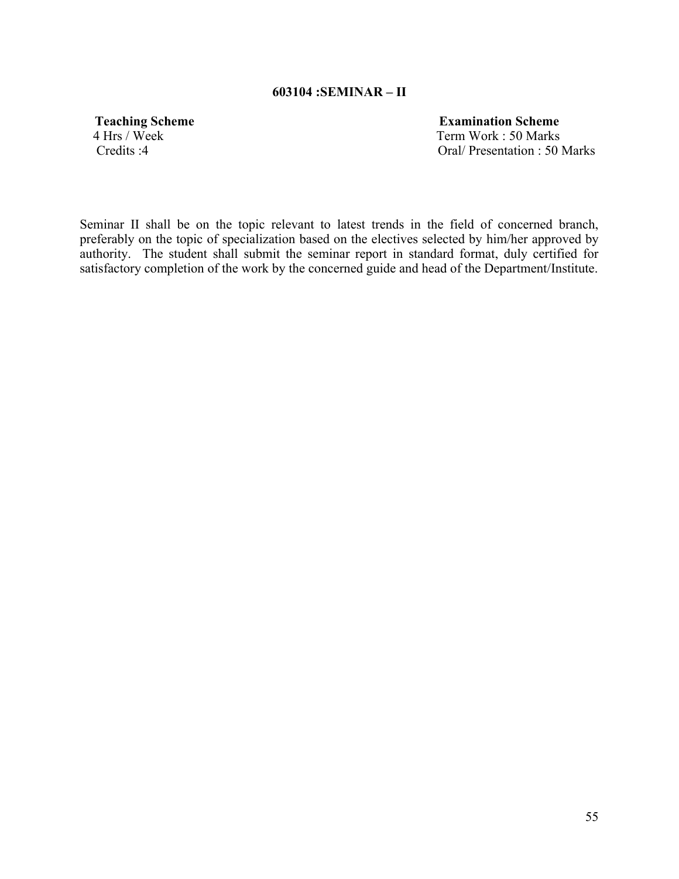## 603104 :SEMINAR – II

| **Teaching Scheme** | **Examination Scheme** |
|---|---|
| 4 Hrs / Week | Term Work : 50 Marks |
| Credits :4 | Oral/ Presentation : 50 Marks |

Seminar II shall be on the topic relevant to latest trends in the field of concerned branch, preferably on the topic of specialization based on the electives selected by him/her approved by authority. The student shall submit the seminar report in standard format, duly certified for satisfactory completion of the work by the concerned guide and head of the Department/Institute.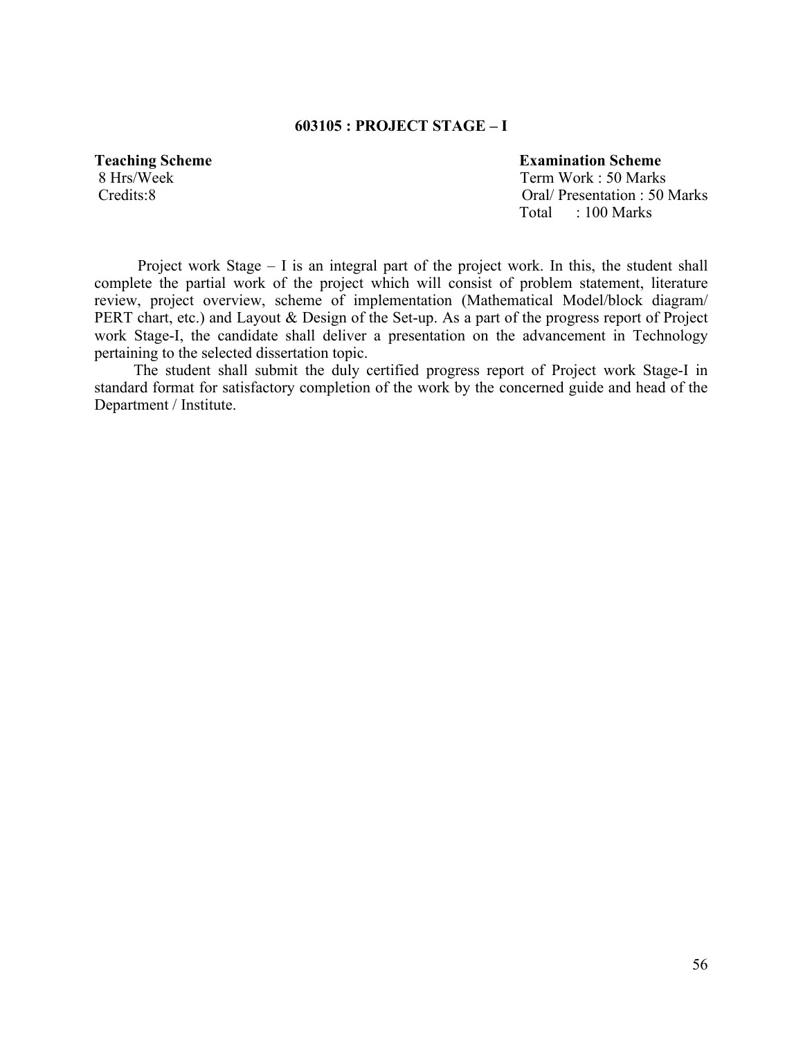## 603105 : PROJECT STAGE – I

| **Teaching Scheme** | **Examination Scheme** |
|---|---|
| 8 Hrs/Week | Term Work : 50 Marks |
| Credits:8 | Oral/ Presentation : 50 Marks |
| | Total : 100 Marks |

Project work Stage – I is an integral part of the project work. In this, the student shall complete the partial work of the project which will consist of problem statement, literature review, project overview, scheme of implementation (Mathematical Model/block diagram/ PERT chart, etc.) and Layout & Design of the Set-up. As a part of the progress report of Project work Stage-I, the candidate shall deliver a presentation on the advancement in Technology pertaining to the selected dissertation topic.

The student shall submit the duly certified progress report of Project work Stage-I in standard format for satisfactory completion of the work by the concerned guide and head of the Department / Institute.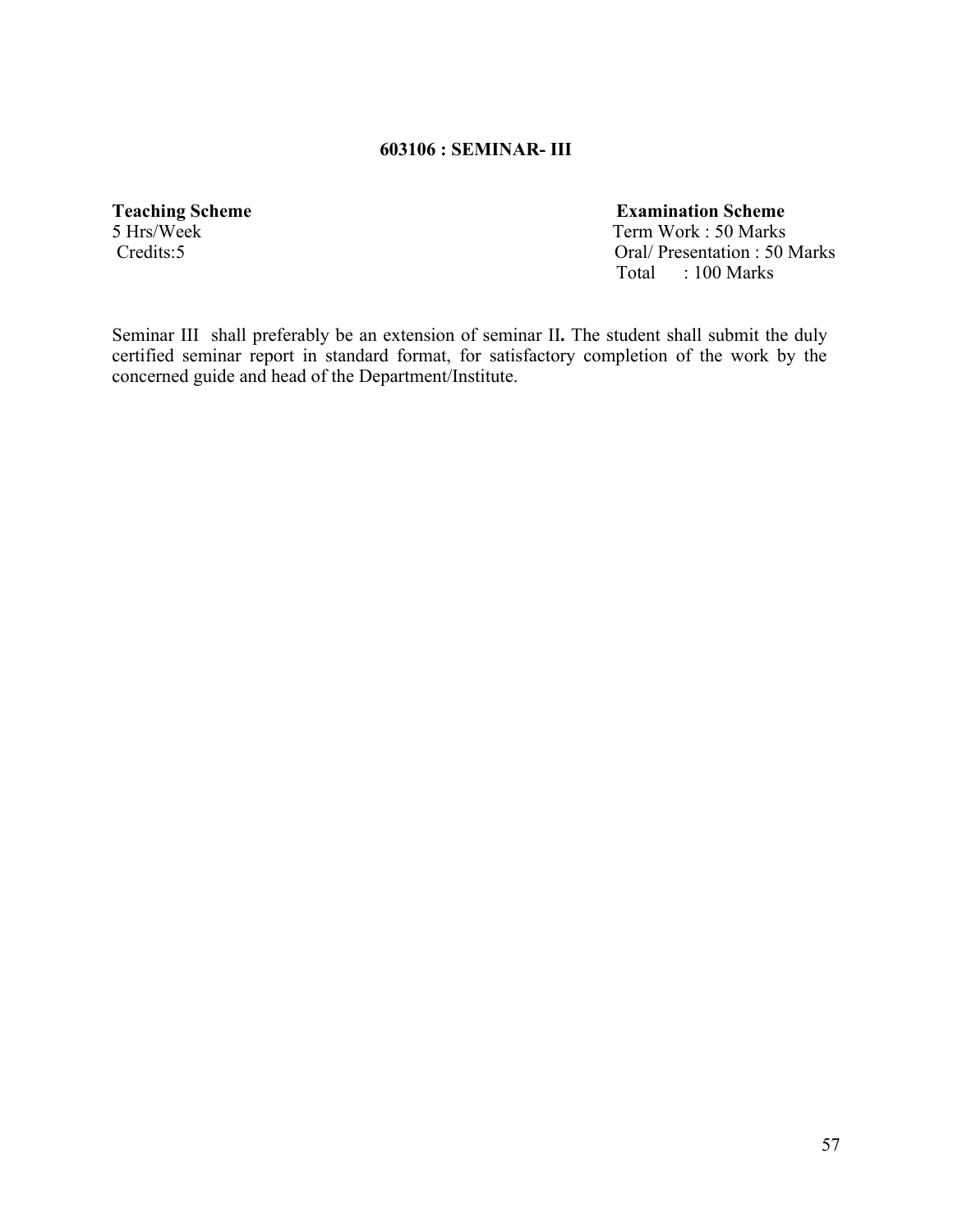# 603106 : SEMINAR- III

| **Teaching Scheme** | **Examination Scheme** |
|---|---|
| 5 Hrs/Week | Term Work : 50 Marks |
| Credits:5 | Oral/ Presentation : 50 Marks |
| | Total : 100 Marks |

Seminar III shall preferably be an extension of seminar II**.** The student shall submit the duly certified seminar report in standard format, for satisfactory completion of the work by the concerned guide and head of the Department/Institute.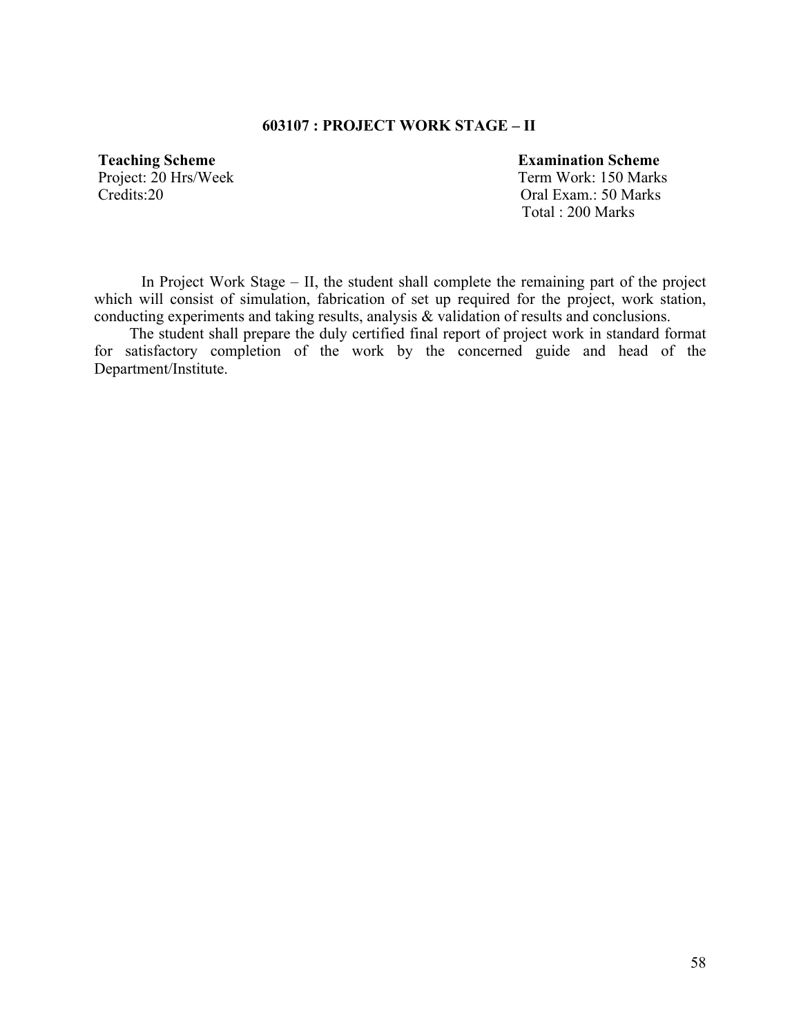## 603107 : PROJECT WORK STAGE – II

| **Teaching Scheme** | **Examination Scheme** |
|---|---|
| Project: 20 Hrs/Week | Term Work: 150 Marks |
| Credits:20 | Oral Exam.: 50 Marks |
| | Total : 200 Marks |

In Project Work Stage – II, the student shall complete the remaining part of the project which will consist of simulation, fabrication of set up required for the project, work station, conducting experiments and taking results, analysis & validation of results and conclusions.

The student shall prepare the duly certified final report of project work in standard format for satisfactory completion of the work by the concerned guide and head of the Department/Institute.